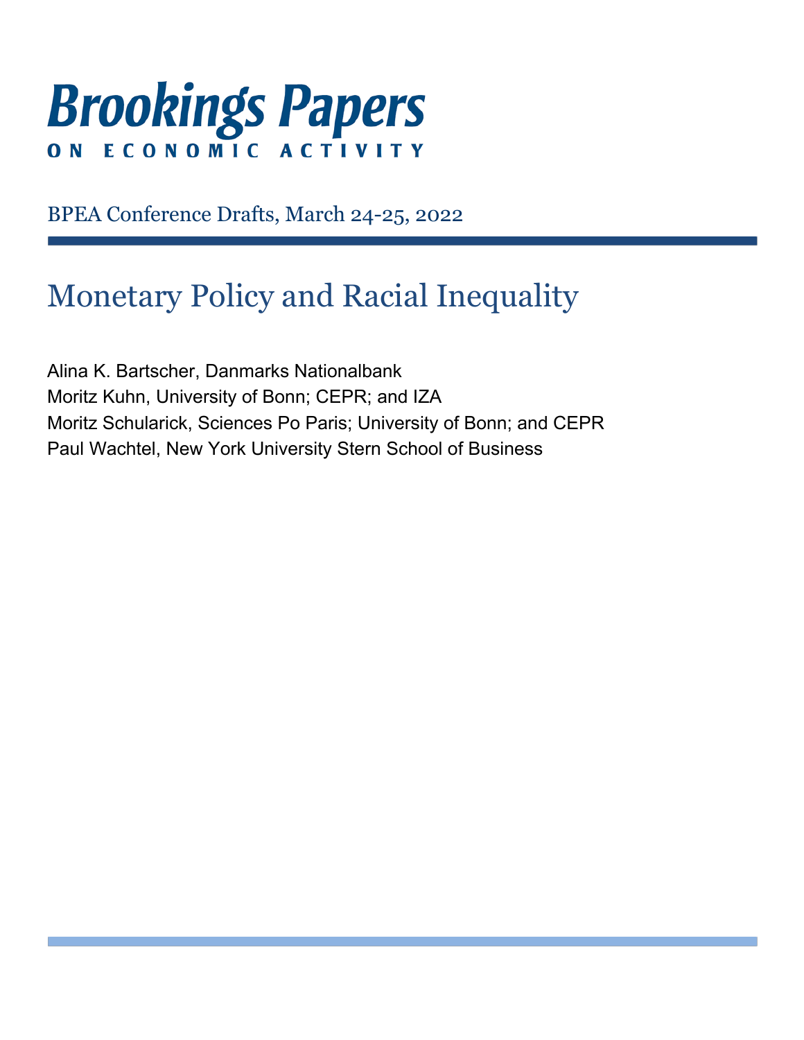# Brookings Papers

**ON ECONOMIC ACTIVITY**

BPEA Conference Drafts, March 24-25, 2022

## Monetary Policy and Racial Inequality

Alina K. Bartscher, Danmarks Nationalbank
Moritz Kuhn, University of Bonn; CEPR; and IZA
Moritz Schularick, Sciences Po Paris; University of Bonn; and CEPR
Paul Wachtel, New York University Stern School of Business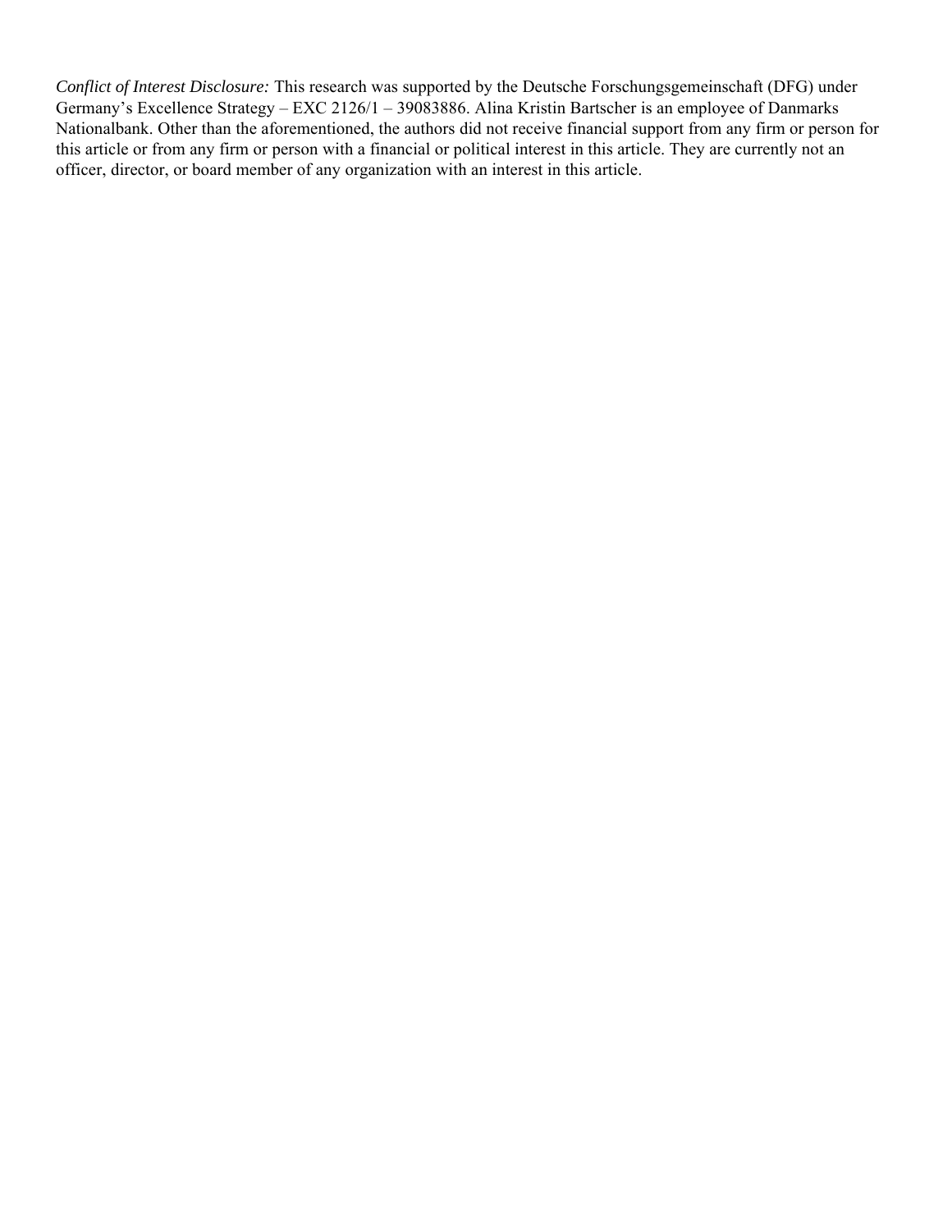*Conflict of Interest Disclosure:* This research was supported by the Deutsche Forschungsgemeinschaft (DFG) under Germany's Excellence Strategy – EXC 2126/1 – 39083886. Alina Kristin Bartscher is an employee of Danmarks Nationalbank. Other than the aforementioned, the authors did not receive financial support from any firm or person for this article or from any firm or person with a financial or political interest in this article. They are currently not an officer, director, or board member of any organization with an interest in this article.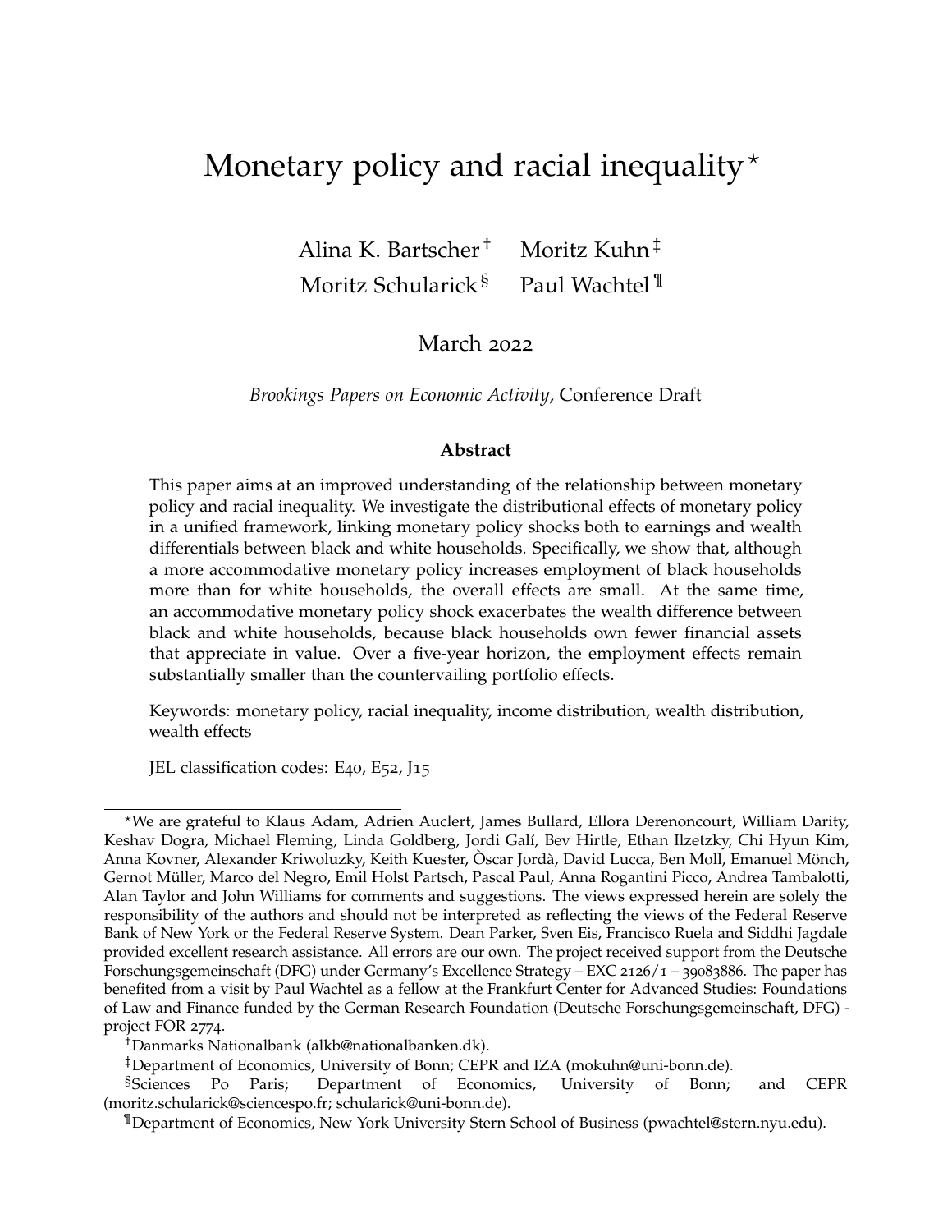# Monetary policy and racial inequality*

Alina K. Bartscher[†] Moritz Kuhn[‡]
Moritz Schularick[§] Paul Wachtel[¶]

March 2022

*Brookings Papers on Economic Activity*, Conference Draft

### Abstract

This paper aims at an improved understanding of the relationship between monetary policy and racial inequality. We investigate the distributional effects of monetary policy in a unified framework, linking monetary policy shocks both to earnings and wealth differentials between black and white households. Specifically, we show that, although a more accommodative monetary policy increases employment of black households more than for white households, the overall effects are small. At the same time, an accommodative monetary policy shock exacerbates the wealth difference between black and white households, because black households own fewer financial assets that appreciate in value. Over a five-year horizon, the employment effects remain substantially smaller than the countervailing portfolio effects.

Keywords: monetary policy, racial inequality, income distribution, wealth distribution, wealth effects

JEL classification codes: E40, E52, J15

---

*We are grateful to Klaus Adam, Adrien Auclert, James Bullard, Ellora Derenoncourt, William Darity, Keshav Dogra, Michael Fleming, Linda Goldberg, Jordi Galí, Bev Hirtle, Ethan Ilzetzky, Chi Hyun Kim, Anna Kovner, Alexander Kriwoluzky, Keith Kuester, Òscar Jordà, David Lucca, Ben Moll, Emanuel Mönch, Gernot Müller, Marco del Negro, Emil Holst Partsch, Pascal Paul, Anna Rogantini Picco, Andrea Tambalotti, Alan Taylor and John Williams for comments and suggestions. The views expressed herein are solely the responsibility of the authors and should not be interpreted as reflecting the views of the Federal Reserve Bank of New York or the Federal Reserve System. Dean Parker, Sven Eis, Francisco Ruela and Siddhi Jagdale provided excellent research assistance. All errors are our own. The project received support from the Deutsche Forschungsgemeinschaft (DFG) under Germany's Excellence Strategy – EXC 2126/1 – 39083886. The paper has benefited from a visit by Paul Wachtel as a fellow at the Frankfurt Center for Advanced Studies: Foundations of Law and Finance funded by the German Research Foundation (Deutsche Forschungsgemeinschaft, DFG) - project FOR 2774.

[†]Danmarks Nationalbank (alkb@nationalbanken.dk).

[‡]Department of Economics, University of Bonn; CEPR and IZA (mokuhn@uni-bonn.de).

[§]Sciences Po Paris; Department of Economics, University of Bonn; and CEPR (moritz.schularick@sciencespo.fr; schularick@uni-bonn.de).

[¶]Department of Economics, New York University Stern School of Business (pwachtel@stern.nyu.edu).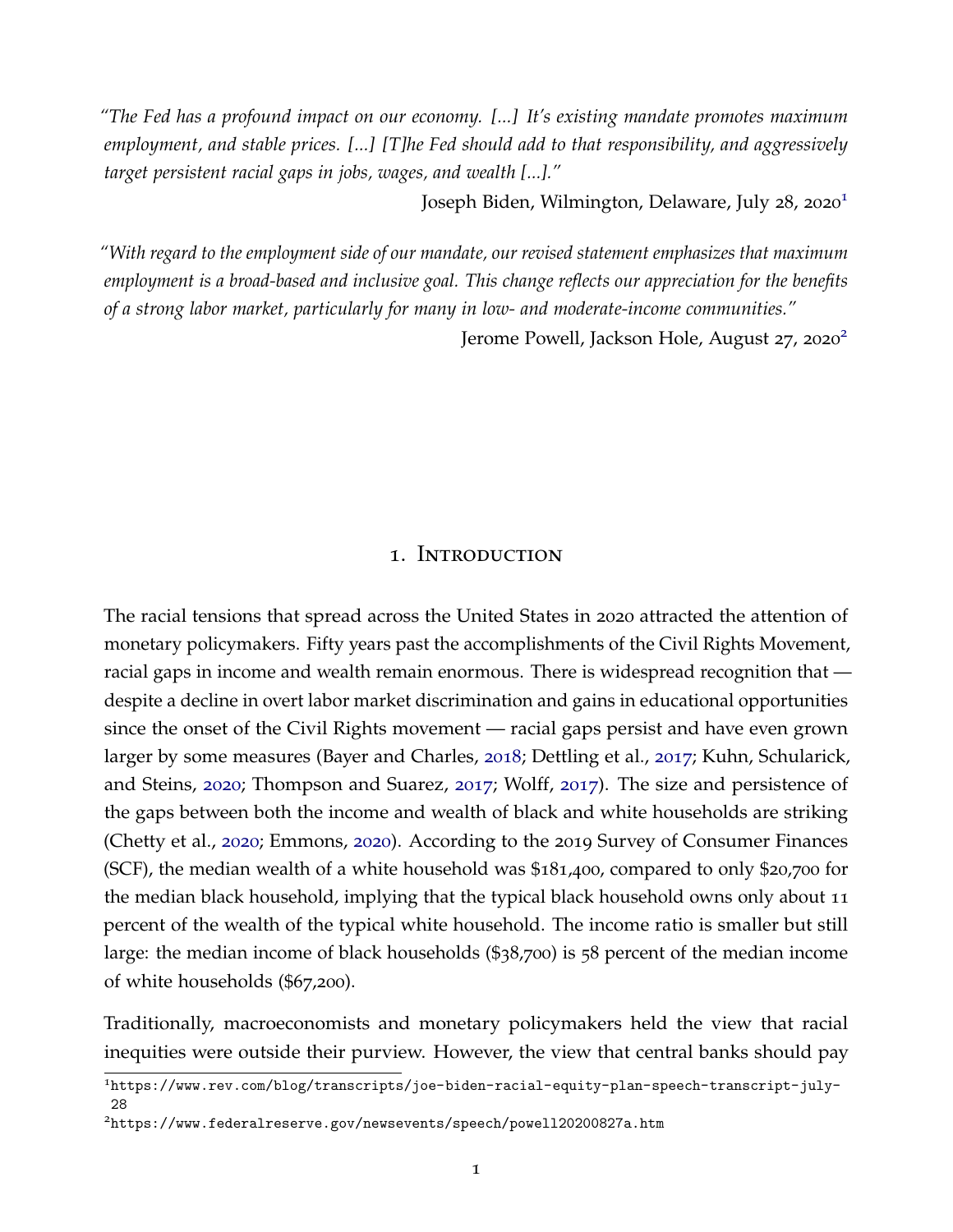*"The Fed has a profound impact on our economy. [...] It's existing mandate promotes maximum employment, and stable prices. [...] [T]he Fed should add to that responsibility, and aggressively target persistent racial gaps in jobs, wages, and wealth [...]."*

Joseph Biden, Wilmington, Delaware, July 28, 2020[1]

*"With regard to the employment side of our mandate, our revised statement emphasizes that maximum employment is a broad-based and inclusive goal. This change reflects our appreciation for the benefits of a strong labor market, particularly for many in low- and moderate-income communities."*

Jerome Powell, Jackson Hole, August 27, 2020[2]

# 1. Introduction

The racial tensions that spread across the United States in 2020 attracted the attention of monetary policymakers. Fifty years past the accomplishments of the Civil Rights Movement, racial gaps in income and wealth remain enormous. There is widespread recognition that — despite a decline in overt labor market discrimination and gains in educational opportunities since the onset of the Civil Rights movement — racial gaps persist and have even grown larger by some measures (Bayer and Charles, 2018; Dettling et al., 2017; Kuhn, Schularick, and Steins, 2020; Thompson and Suarez, 2017; Wolff, 2017). The size and persistence of the gaps between both the income and wealth of black and white households are striking (Chetty et al., 2020; Emmons, 2020). According to the 2019 Survey of Consumer Finances (SCF), the median wealth of a white household was $181,400, compared to only $20,700 for the median black household, implying that the typical black household owns only about 11 percent of the wealth of the typical white household. The income ratio is smaller but still large: the median income of black households ($38,700) is 58 percent of the median income of white households ($67,200).

Traditionally, macroeconomists and monetary policymakers held the view that racial inequities were outside their purview. However, the view that central banks should pay

[1] https://www.rev.com/blog/transcripts/joe-biden-racial-equity-plan-speech-transcript-july-28

[2] https://www.federalreserve.gov/newsevents/speech/powell20200827a.htm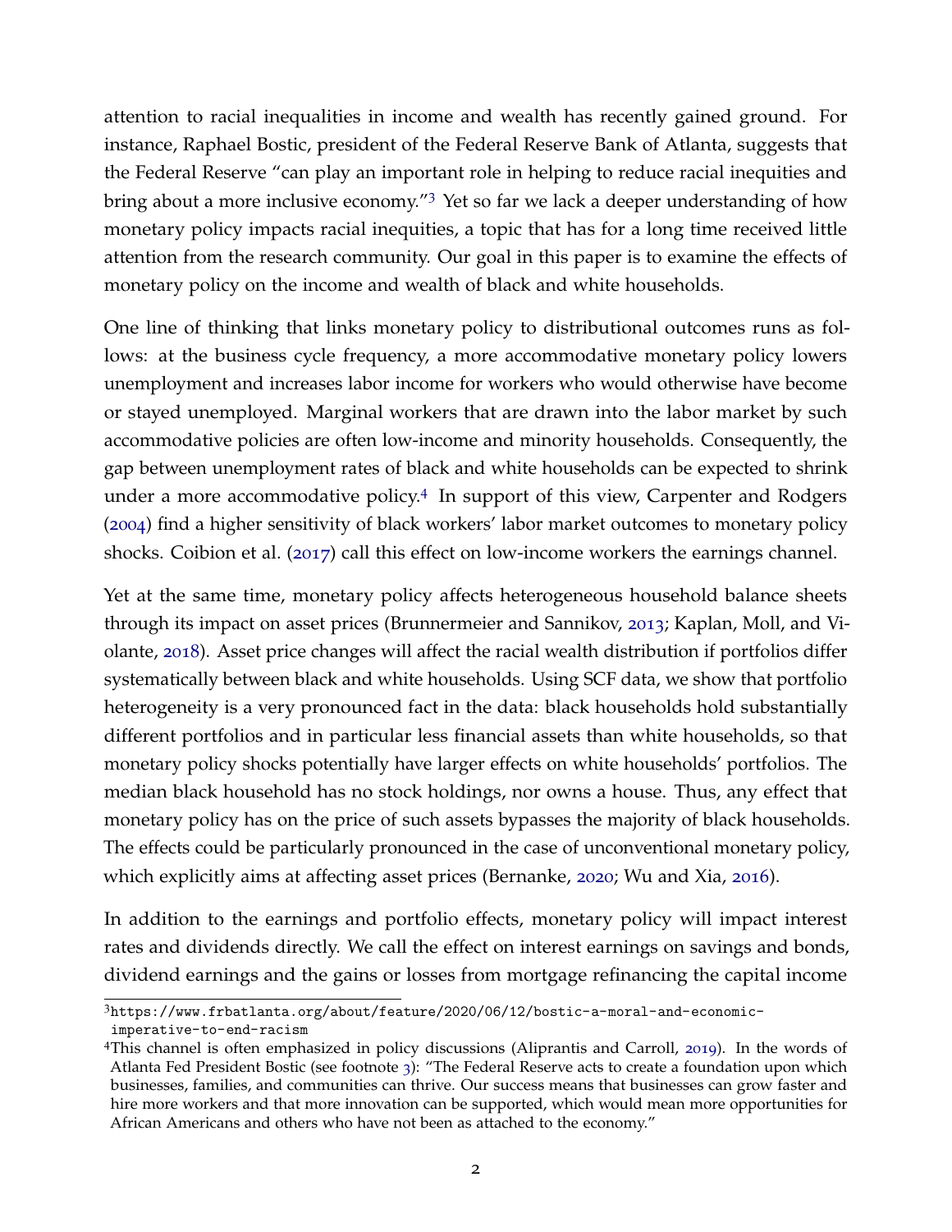attention to racial inequalities in income and wealth has recently gained ground. For instance, Raphael Bostic, president of the Federal Reserve Bank of Atlanta, suggests that the Federal Reserve "can play an important role in helping to reduce racial inequities and bring about a more inclusive economy."[3] Yet so far we lack a deeper understanding of how monetary policy impacts racial inequities, a topic that has for a long time received little attention from the research community. Our goal in this paper is to examine the effects of monetary policy on the income and wealth of black and white households.

One line of thinking that links monetary policy to distributional outcomes runs as follows: at the business cycle frequency, a more accommodative monetary policy lowers unemployment and increases labor income for workers who would otherwise have become or stayed unemployed. Marginal workers that are drawn into the labor market by such accommodative policies are often low-income and minority households. Consequently, the gap between unemployment rates of black and white households can be expected to shrink under a more accommodative policy.[4] In support of this view, Carpenter and Rodgers (2004) find a higher sensitivity of black workers' labor market outcomes to monetary policy shocks. Coibion et al. (2017) call this effect on low-income workers the earnings channel.

Yet at the same time, monetary policy affects heterogeneous household balance sheets through its impact on asset prices (Brunnermeier and Sannikov, 2013; Kaplan, Moll, and Violante, 2018). Asset price changes will affect the racial wealth distribution if portfolios differ systematically between black and white households. Using SCF data, we show that portfolio heterogeneity is a very pronounced fact in the data: black households hold substantially different portfolios and in particular less financial assets than white households, so that monetary policy shocks potentially have larger effects on white households' portfolios. The median black household has no stock holdings, nor owns a house. Thus, any effect that monetary policy has on the price of such assets bypasses the majority of black households. The effects could be particularly pronounced in the case of unconventional monetary policy, which explicitly aims at affecting asset prices (Bernanke, 2020; Wu and Xia, 2016).

In addition to the earnings and portfolio effects, monetary policy will impact interest rates and dividends directly. We call the effect on interest earnings on savings and bonds, dividend earnings and the gains or losses from mortgage refinancing the capital income

[3] https://www.frbatlanta.org/about/feature/2020/06/12/bostic-a-moral-and-economic-imperative-to-end-racism

[4] This channel is often emphasized in policy discussions (Aliprantis and Carroll, 2019). In the words of Atlanta Fed President Bostic (see footnote 3): "The Federal Reserve acts to create a foundation upon which businesses, families, and communities can thrive. Our success means that businesses can grow faster and hire more workers and that more innovation can be supported, which would mean more opportunities for African Americans and others who have not been as attached to the economy."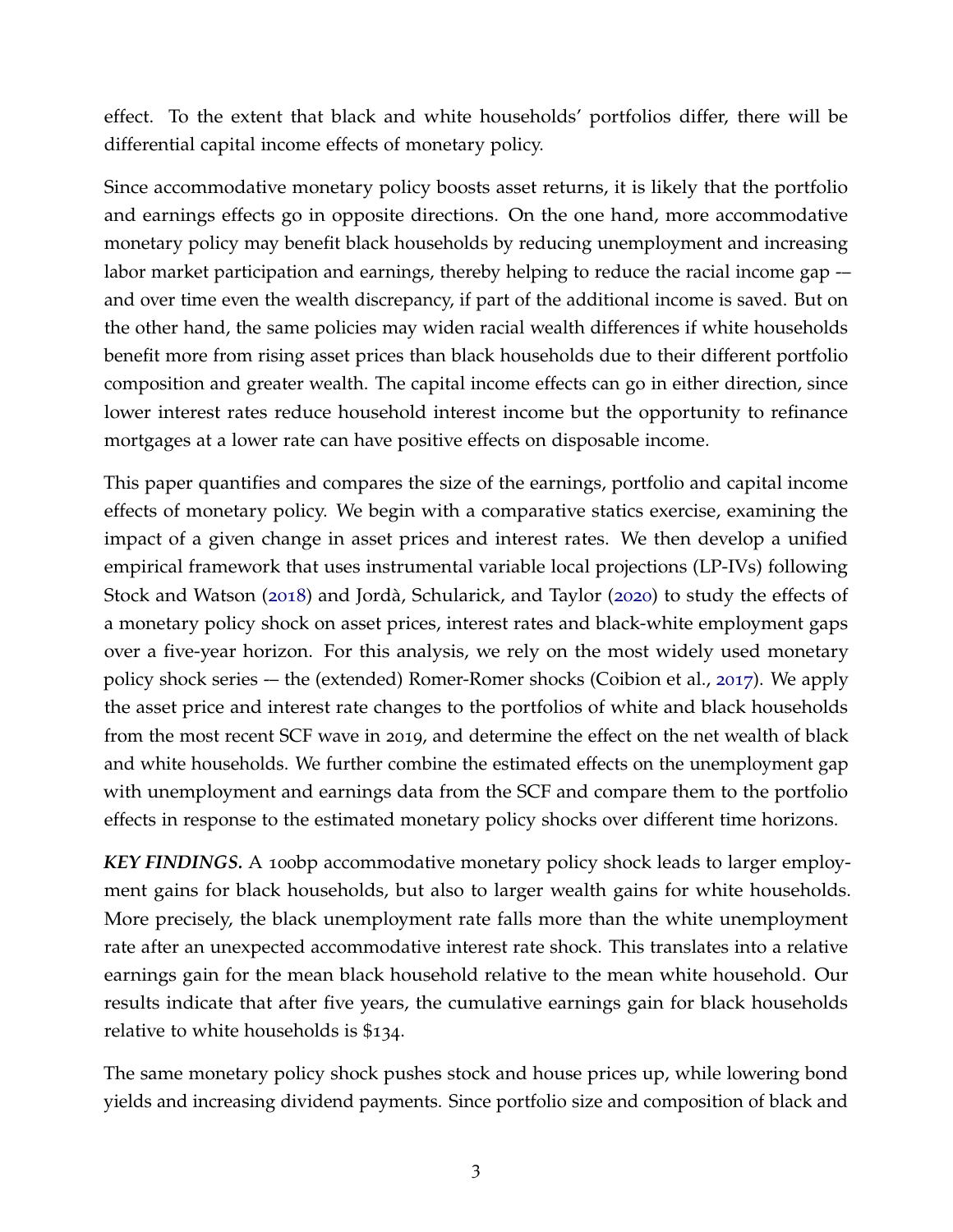effect. To the extent that black and white households' portfolios differ, there will be differential capital income effects of monetary policy.

Since accommodative monetary policy boosts asset returns, it is likely that the portfolio and earnings effects go in opposite directions. On the one hand, more accommodative monetary policy may benefit black households by reducing unemployment and increasing labor market participation and earnings, thereby helping to reduce the racial income gap -– and over time even the wealth discrepancy, if part of the additional income is saved. But on the other hand, the same policies may widen racial wealth differences if white households benefit more from rising asset prices than black households due to their different portfolio composition and greater wealth. The capital income effects can go in either direction, since lower interest rates reduce household interest income but the opportunity to refinance mortgages at a lower rate can have positive effects on disposable income.

This paper quantifies and compares the size of the earnings, portfolio and capital income effects of monetary policy. We begin with a comparative statics exercise, examining the impact of a given change in asset prices and interest rates. We then develop a unified empirical framework that uses instrumental variable local projections (LP-IVs) following Stock and Watson (2018) and Jordà, Schularick, and Taylor (2020) to study the effects of a monetary policy shock on asset prices, interest rates and black-white employment gaps over a five-year horizon. For this analysis, we rely on the most widely used monetary policy shock series -– the (extended) Romer-Romer shocks (Coibion et al., 2017). We apply the asset price and interest rate changes to the portfolios of white and black households from the most recent SCF wave in 2019, and determine the effect on the net wealth of black and white households. We further combine the estimated effects on the unemployment gap with unemployment and earnings data from the SCF and compare them to the portfolio effects in response to the estimated monetary policy shocks over different time horizons.

***KEY FINDINGS.*** A 100bp accommodative monetary policy shock leads to larger employment gains for black households, but also to larger wealth gains for white households. More precisely, the black unemployment rate falls more than the white unemployment rate after an unexpected accommodative interest rate shock. This translates into a relative earnings gain for the mean black household relative to the mean white household. Our results indicate that after five years, the cumulative earnings gain for black households relative to white households is $134.

The same monetary policy shock pushes stock and house prices up, while lowering bond yields and increasing dividend payments. Since portfolio size and composition of black and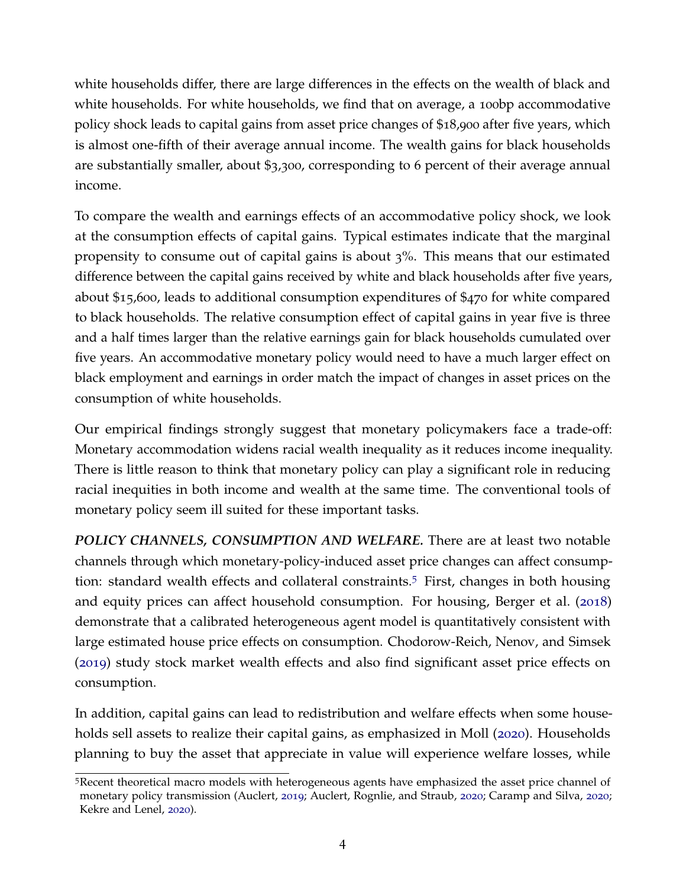white households differ, there are large differences in the effects on the wealth of black and white households. For white households, we find that on average, a 100bp accommodative policy shock leads to capital gains from asset price changes of $18,900 after five years, which is almost one-fifth of their average annual income. The wealth gains for black households are substantially smaller, about $3,300, corresponding to 6 percent of their average annual income.

To compare the wealth and earnings effects of an accommodative policy shock, we look at the consumption effects of capital gains. Typical estimates indicate that the marginal propensity to consume out of capital gains is about 3%. This means that our estimated difference between the capital gains received by white and black households after five years, about $15,600, leads to additional consumption expenditures of $470 for white compared to black households. The relative consumption effect of capital gains in year five is three and a half times larger than the relative earnings gain for black households cumulated over five years. An accommodative monetary policy would need to have a much larger effect on black employment and earnings in order match the impact of changes in asset prices on the consumption of white households.

Our empirical findings strongly suggest that monetary policymakers face a trade-off: Monetary accommodation widens racial wealth inequality as it reduces income inequality. There is little reason to think that monetary policy can play a significant role in reducing racial inequities in both income and wealth at the same time. The conventional tools of monetary policy seem ill suited for these important tasks.

***POLICY CHANNELS, CONSUMPTION AND WELFARE.*** There are at least two notable channels through which monetary-policy-induced asset price changes can affect consumption: standard wealth effects and collateral constraints.[5] First, changes in both housing and equity prices can affect household consumption. For housing, Berger et al. (2018) demonstrate that a calibrated heterogeneous agent model is quantitatively consistent with large estimated house price effects on consumption. Chodorow-Reich, Nenov, and Simsek (2019) study stock market wealth effects and also find significant asset price effects on consumption.

In addition, capital gains can lead to redistribution and welfare effects when some households sell assets to realize their capital gains, as emphasized in Moll (2020). Households planning to buy the asset that appreciate in value will experience welfare losses, while

[5] Recent theoretical macro models with heterogeneous agents have emphasized the asset price channel of monetary policy transmission (Auclert, 2019; Auclert, Rognlie, and Straub, 2020; Caramp and Silva, 2020; Kekre and Lenel, 2020).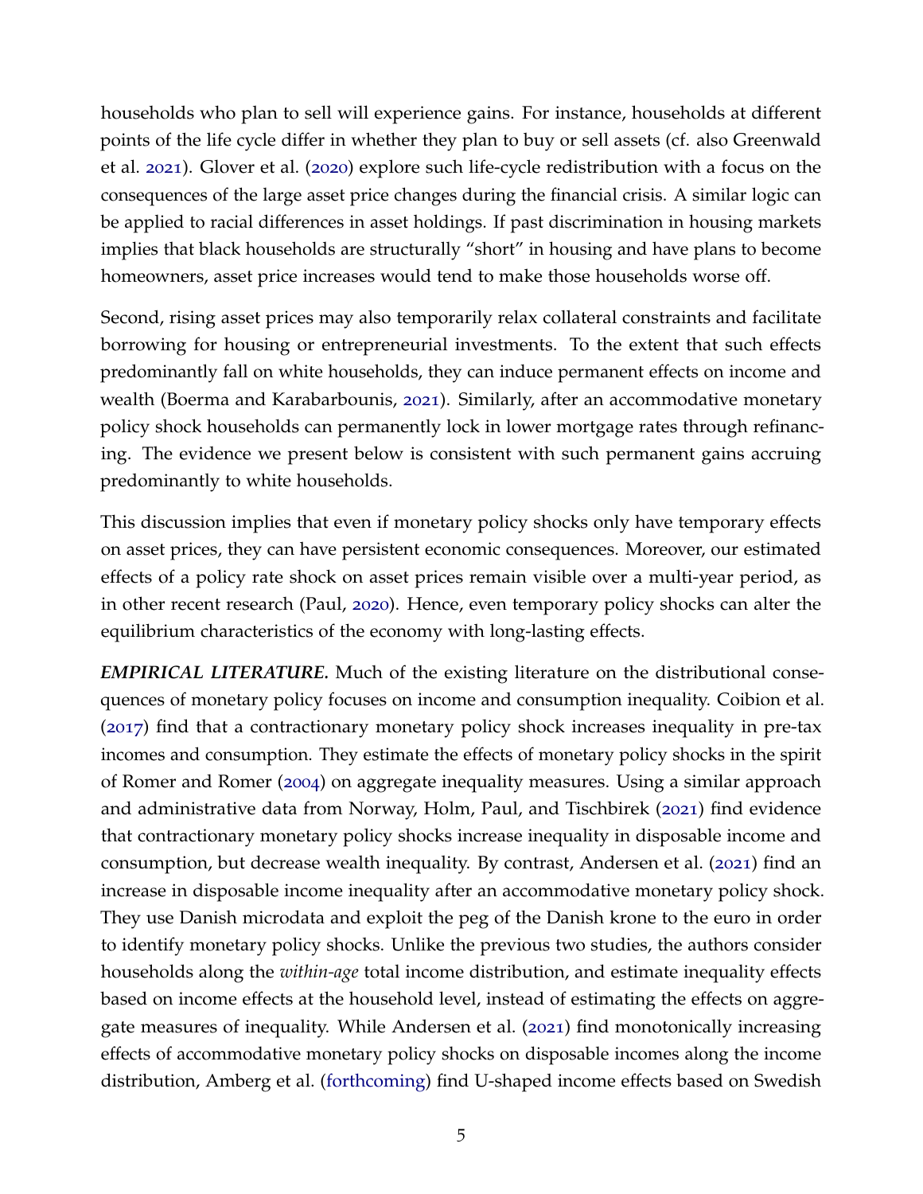households who plan to sell will experience gains. For instance, households at different points of the life cycle differ in whether they plan to buy or sell assets (cf. also Greenwald et al. 2021). Glover et al. (2020) explore such life-cycle redistribution with a focus on the consequences of the large asset price changes during the financial crisis. A similar logic can be applied to racial differences in asset holdings. If past discrimination in housing markets implies that black households are structurally "short" in housing and have plans to become homeowners, asset price increases would tend to make those households worse off.

Second, rising asset prices may also temporarily relax collateral constraints and facilitate borrowing for housing or entrepreneurial investments. To the extent that such effects predominantly fall on white households, they can induce permanent effects on income and wealth (Boerma and Karabarbounis, 2021). Similarly, after an accommodative monetary policy shock households can permanently lock in lower mortgage rates through refinancing. The evidence we present below is consistent with such permanent gains accruing predominantly to white households.

This discussion implies that even if monetary policy shocks only have temporary effects on asset prices, they can have persistent economic consequences. Moreover, our estimated effects of a policy rate shock on asset prices remain visible over a multi-year period, as in other recent research (Paul, 2020). Hence, even temporary policy shocks can alter the equilibrium characteristics of the economy with long-lasting effects.

***EMPIRICAL LITERATURE.*** Much of the existing literature on the distributional consequences of monetary policy focuses on income and consumption inequality. Coibion et al. (2017) find that a contractionary monetary policy shock increases inequality in pre-tax incomes and consumption. They estimate the effects of monetary policy shocks in the spirit of Romer and Romer (2004) on aggregate inequality measures. Using a similar approach and administrative data from Norway, Holm, Paul, and Tischbirek (2021) find evidence that contractionary monetary policy shocks increase inequality in disposable income and consumption, but decrease wealth inequality. By contrast, Andersen et al. (2021) find an increase in disposable income inequality after an accommodative monetary policy shock. They use Danish microdata and exploit the peg of the Danish krone to the euro in order to identify monetary policy shocks. Unlike the previous two studies, the authors consider households along the *within-age* total income distribution, and estimate inequality effects based on income effects at the household level, instead of estimating the effects on aggregate measures of inequality. While Andersen et al. (2021) find monotonically increasing effects of accommodative monetary policy shocks on disposable incomes along the income distribution, Amberg et al. (forthcoming) find U-shaped income effects based on Swedish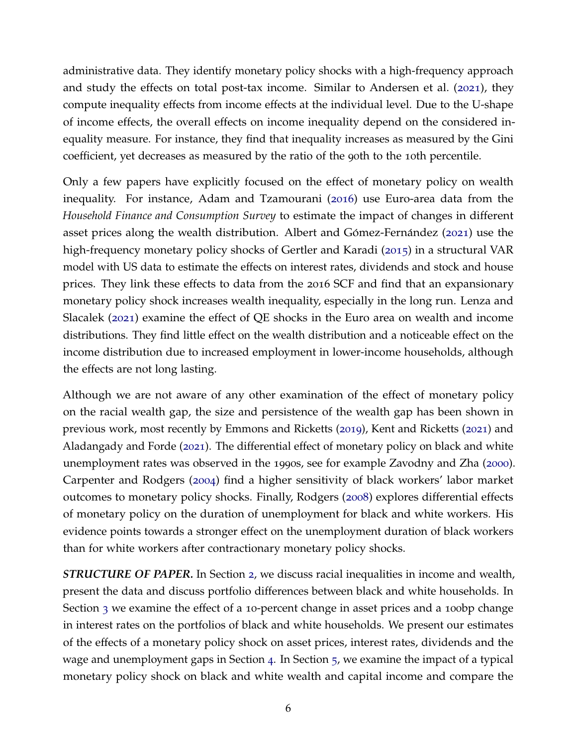administrative data. They identify monetary policy shocks with a high-frequency approach and study the effects on total post-tax income. Similar to Andersen et al. (2021), they compute inequality effects from income effects at the individual level. Due to the U-shape of income effects, the overall effects on income inequality depend on the considered inequality measure. For instance, they find that inequality increases as measured by the Gini coefficient, yet decreases as measured by the ratio of the 90th to the 10th percentile.

Only a few papers have explicitly focused on the effect of monetary policy on wealth inequality. For instance, Adam and Tzamourani (2016) use Euro-area data from the *Household Finance and Consumption Survey* to estimate the impact of changes in different asset prices along the wealth distribution. Albert and Gómez-Fernández (2021) use the high-frequency monetary policy shocks of Gertler and Karadi (2015) in a structural VAR model with US data to estimate the effects on interest rates, dividends and stock and house prices. They link these effects to data from the 2016 SCF and find that an expansionary monetary policy shock increases wealth inequality, especially in the long run. Lenza and Slacalek (2021) examine the effect of QE shocks in the Euro area on wealth and income distributions. They find little effect on the wealth distribution and a noticeable effect on the income distribution due to increased employment in lower-income households, although the effects are not long lasting.

Although we are not aware of any other examination of the effect of monetary policy on the racial wealth gap, the size and persistence of the wealth gap has been shown in previous work, most recently by Emmons and Ricketts (2019), Kent and Ricketts (2021) and Aladangady and Forde (2021). The differential effect of monetary policy on black and white unemployment rates was observed in the 1990s, see for example Zavodny and Zha (2000). Carpenter and Rodgers (2004) find a higher sensitivity of black workers' labor market outcomes to monetary policy shocks. Finally, Rodgers (2008) explores differential effects of monetary policy on the duration of unemployment for black and white workers. His evidence points towards a stronger effect on the unemployment duration of black workers than for white workers after contractionary monetary policy shocks.

***STRUCTURE OF PAPER.*** In Section 2, we discuss racial inequalities in income and wealth, present the data and discuss portfolio differences between black and white households. In Section 3 we examine the effect of a 10-percent change in asset prices and a 100bp change in interest rates on the portfolios of black and white households. We present our estimates of the effects of a monetary policy shock on asset prices, interest rates, dividends and the wage and unemployment gaps in Section 4. In Section 5, we examine the impact of a typical monetary policy shock on black and white wealth and capital income and compare the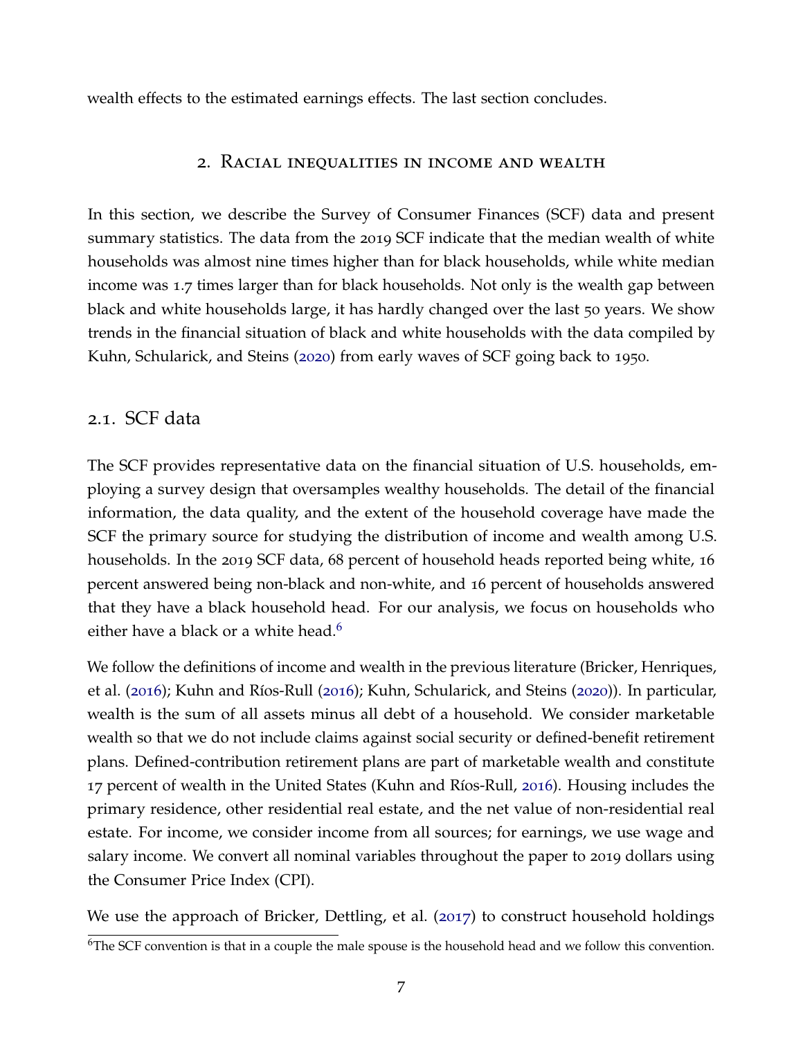wealth effects to the estimated earnings effects. The last section concludes.

## 2. Racial inequalities in income and wealth

In this section, we describe the Survey of Consumer Finances (SCF) data and present summary statistics. The data from the 2019 SCF indicate that the median wealth of white households was almost nine times higher than for black households, while white median income was 1.7 times larger than for black households. Not only is the wealth gap between black and white households large, it has hardly changed over the last 50 years. We show trends in the financial situation of black and white households with the data compiled by Kuhn, Schularick, and Steins (2020) from early waves of SCF going back to 1950.

### 2.1. SCF data

The SCF provides representative data on the financial situation of U.S. households, employing a survey design that oversamples wealthy households. The detail of the financial information, the data quality, and the extent of the household coverage have made the SCF the primary source for studying the distribution of income and wealth among U.S. households. In the 2019 SCF data, 68 percent of household heads reported being white, 16 percent answered being non-black and non-white, and 16 percent of households answered that they have a black household head. For our analysis, we focus on households who either have a black or a white head.[6]

We follow the definitions of income and wealth in the previous literature (Bricker, Henriques, et al. (2016); Kuhn and Ríos-Rull (2016); Kuhn, Schularick, and Steins (2020)). In particular, wealth is the sum of all assets minus all debt of a household. We consider marketable wealth so that we do not include claims against social security or defined-benefit retirement plans. Defined-contribution retirement plans are part of marketable wealth and constitute 17 percent of wealth in the United States (Kuhn and Ríos-Rull, 2016). Housing includes the primary residence, other residential real estate, and the net value of non-residential real estate. For income, we consider income from all sources; for earnings, we use wage and salary income. We convert all nominal variables throughout the paper to 2019 dollars using the Consumer Price Index (CPI).

We use the approach of Bricker, Dettling, et al. (2017) to construct household holdings

[6]The SCF convention is that in a couple the male spouse is the household head and we follow this convention.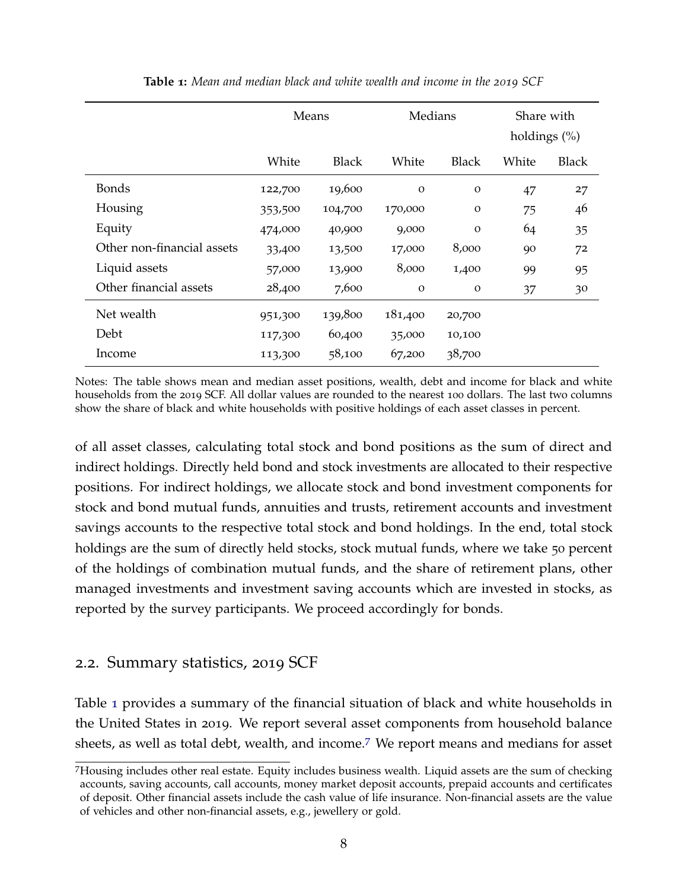**Table 1:** *Mean and median black and white wealth and income in the 2019 SCF*

| | Means | | Medians | | Share with holdings (%) | |
|---|---|---|---|---|---|---|
| | White | Black | White | Black | White | Black |
| Bonds | 122,700 | 19,600 | 0 | 0 | 47 | 27 |
| Housing | 353,500 | 104,700 | 170,000 | 0 | 75 | 46 |
| Equity | 474,000 | 40,900 | 9,000 | 0 | 64 | 35 |
| Other non-financial assets | 33,400 | 13,500 | 17,000 | 8,000 | 90 | 72 |
| Liquid assets | 57,000 | 13,900 | 8,000 | 1,400 | 99 | 95 |
| Other financial assets | 28,400 | 7,600 | 0 | 0 | 37 | 30 |
| Net wealth | 951,300 | 139,800 | 181,400 | 20,700 | | |
| Debt | 117,300 | 60,400 | 35,000 | 10,100 | | |
| Income | 113,300 | 58,100 | 67,200 | 38,700 | | |

Notes: The table shows mean and median asset positions, wealth, debt and income for black and white households from the 2019 SCF. All dollar values are rounded to the nearest 100 dollars. The last two columns show the share of black and white households with positive holdings of each asset classes in percent.

of all asset classes, calculating total stock and bond positions as the sum of direct and indirect holdings. Directly held bond and stock investments are allocated to their respective positions. For indirect holdings, we allocate stock and bond investment components for stock and bond mutual funds, annuities and trusts, retirement accounts and investment savings accounts to the respective total stock and bond holdings. In the end, total stock holdings are the sum of directly held stocks, stock mutual funds, where we take 50 percent of the holdings of combination mutual funds, and the share of retirement plans, other managed investments and investment saving accounts which are invested in stocks, as reported by the survey participants. We proceed accordingly for bonds.

## 2.2. Summary statistics, 2019 SCF

Table 1 provides a summary of the financial situation of black and white households in the United States in 2019. We report several asset components from household balance sheets, as well as total debt, wealth, and income.[7] We report means and medians for asset

[7] Housing includes other real estate. Equity includes business wealth. Liquid assets are the sum of checking accounts, saving accounts, call accounts, money market deposit accounts, prepaid accounts and certificates of deposit. Other financial assets include the cash value of life insurance. Non-financial assets are the value of vehicles and other non-financial assets, e.g., jewellery or gold.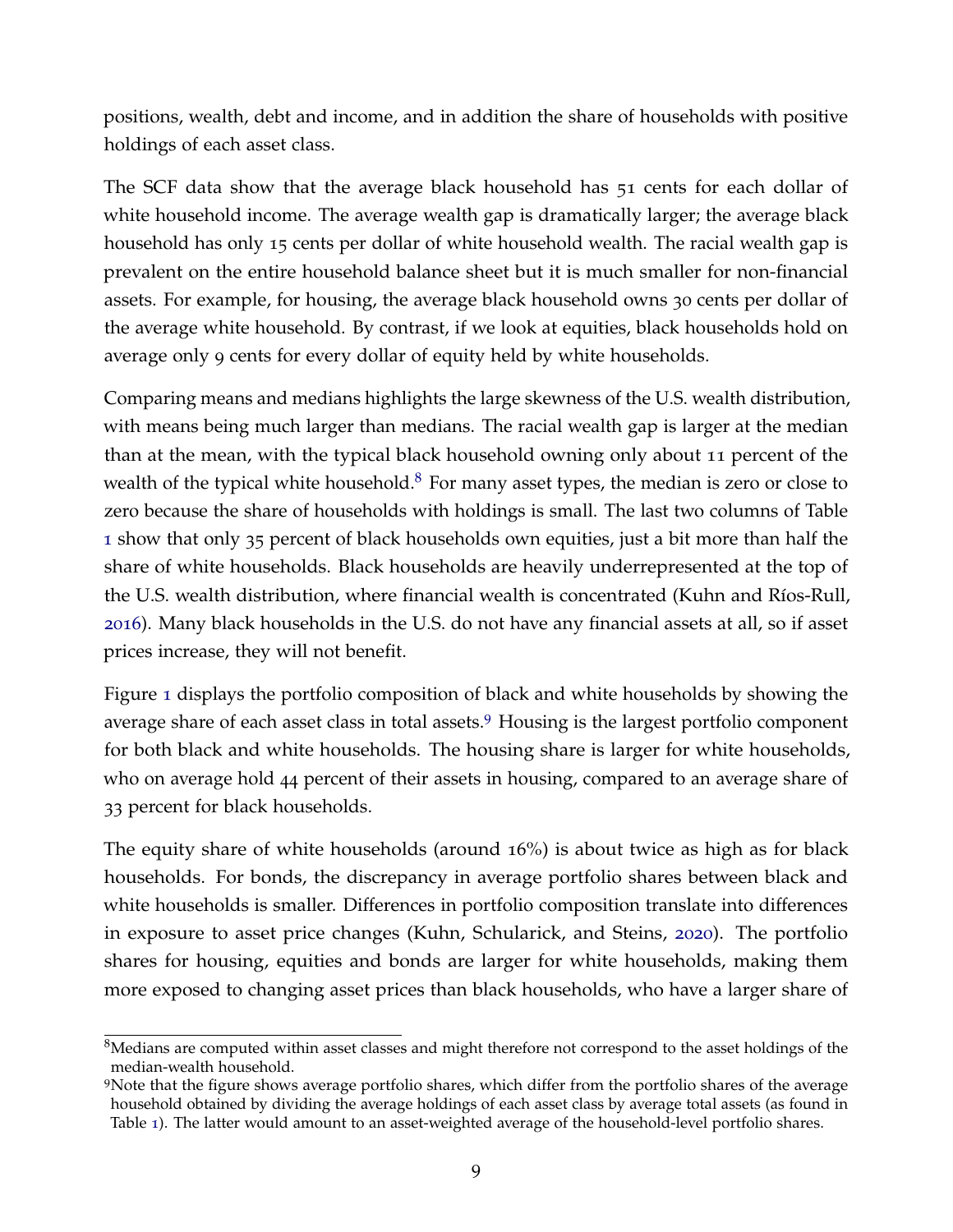positions, wealth, debt and income, and in addition the share of households with positive holdings of each asset class.

The SCF data show that the average black household has 51 cents for each dollar of white household income. The average wealth gap is dramatically larger; the average black household has only 15 cents per dollar of white household wealth. The racial wealth gap is prevalent on the entire household balance sheet but it is much smaller for non-financial assets. For example, for housing, the average black household owns 30 cents per dollar of the average white household. By contrast, if we look at equities, black households hold on average only 9 cents for every dollar of equity held by white households.

Comparing means and medians highlights the large skewness of the U.S. wealth distribution, with means being much larger than medians. The racial wealth gap is larger at the median than at the mean, with the typical black household owning only about 11 percent of the wealth of the typical white household.[8] For many asset types, the median is zero or close to zero because the share of households with holdings is small. The last two columns of Table 1 show that only 35 percent of black households own equities, just a bit more than half the share of white households. Black households are heavily underrepresented at the top of the U.S. wealth distribution, where financial wealth is concentrated (Kuhn and Ríos-Rull, 2016). Many black households in the U.S. do not have any financial assets at all, so if asset prices increase, they will not benefit.

Figure 1 displays the portfolio composition of black and white households by showing the average share of each asset class in total assets.[9] Housing is the largest portfolio component for both black and white households. The housing share is larger for white households, who on average hold 44 percent of their assets in housing, compared to an average share of 33 percent for black households.

The equity share of white households (around 16%) is about twice as high as for black households. For bonds, the discrepancy in average portfolio shares between black and white households is smaller. Differences in portfolio composition translate into differences in exposure to asset price changes (Kuhn, Schularick, and Steins, 2020). The portfolio shares for housing, equities and bonds are larger for white households, making them more exposed to changing asset prices than black households, who have a larger share of

[8] Medians are computed within asset classes and might therefore not correspond to the asset holdings of the median-wealth household.

[9] Note that the figure shows average portfolio shares, which differ from the portfolio shares of the average household obtained by dividing the average holdings of each asset class by average total assets (as found in Table 1). The latter would amount to an asset-weighted average of the household-level portfolio shares.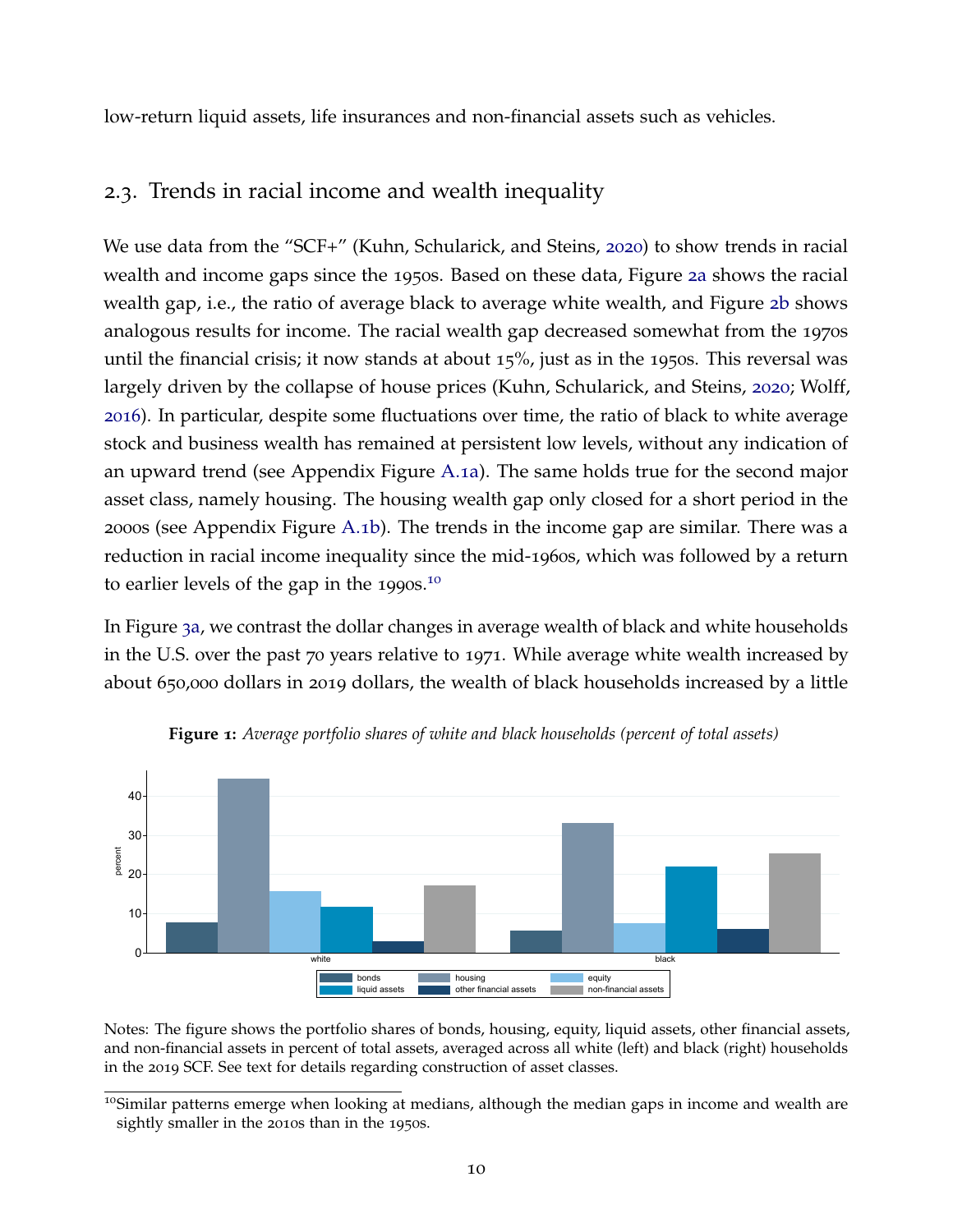low-return liquid assets, life insurances and non-financial assets such as vehicles.

## 2.3. Trends in racial income and wealth inequality

We use data from the "SCF+" (Kuhn, Schularick, and Steins, 2020) to show trends in racial wealth and income gaps since the 1950s. Based on these data, Figure 2a shows the racial wealth gap, i.e., the ratio of average black to average white wealth, and Figure 2b shows analogous results for income. The racial wealth gap decreased somewhat from the 1970s until the financial crisis; it now stands at about 15%, just as in the 1950s. This reversal was largely driven by the collapse of house prices (Kuhn, Schularick, and Steins, 2020; Wolff, 2016). In particular, despite some fluctuations over time, the ratio of black to white average stock and business wealth has remained at persistent low levels, without any indication of an upward trend (see Appendix Figure A.1a). The same holds true for the second major asset class, namely housing. The housing wealth gap only closed for a short period in the 2000s (see Appendix Figure A.1b). The trends in the income gap are similar. There was a reduction in racial income inequality since the mid-1960s, which was followed by a return to earlier levels of the gap in the 1990s.[10]

In Figure 3a, we contrast the dollar changes in average wealth of black and white households in the U.S. over the past 70 years relative to 1971. While average white wealth increased by about 650,000 dollars in 2019 dollars, the wealth of black households increased by a little

**Figure 1:** *Average portfolio shares of white and black households (percent of total assets)*

Notes: The figure shows the portfolio shares of bonds, housing, equity, liquid assets, other financial assets, and non-financial assets in percent of total assets, averaged across all white (left) and black (right) households in the 2019 SCF. See text for details regarding construction of asset classes.

[10]Similar patterns emerge when looking at medians, although the median gaps in income and wealth are sightly smaller in the 2010s than in the 1950s.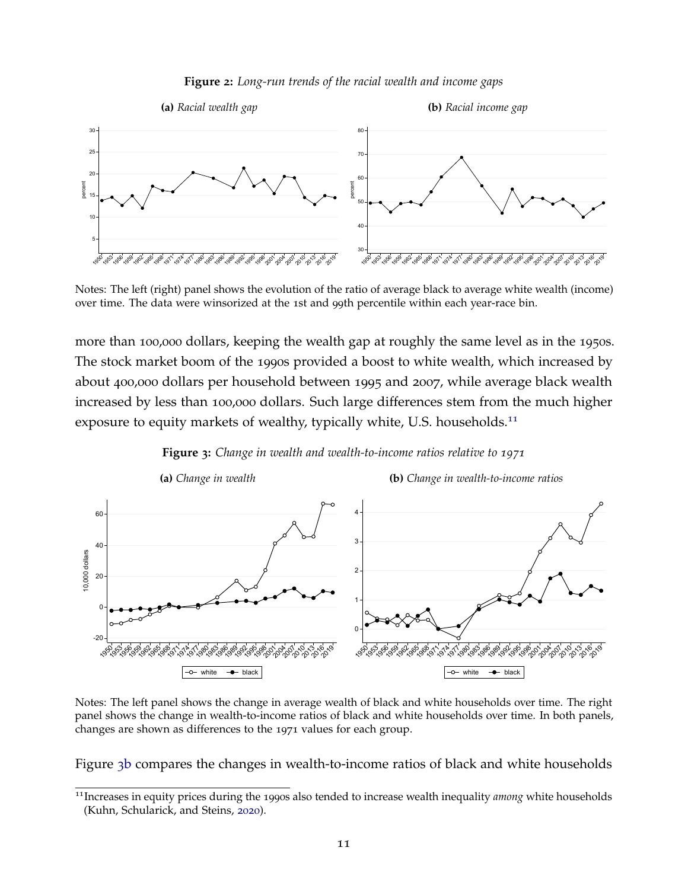**Figure 2:** *Long-run trends of the racial wealth and income gaps*

**(a)** *Racial wealth gap*

**(b)** *Racial income gap*

Notes: The left (right) panel shows the evolution of the ratio of average black to average white wealth (income) over time. The data were winsorized at the 1st and 99th percentile within each year-race bin.

more than 100,000 dollars, keeping the wealth gap at roughly the same level as in the 1950s. The stock market boom of the 1990s provided a boost to white wealth, which increased by about 400,000 dollars per household between 1995 and 2007, while average black wealth increased by less than 100,000 dollars. Such large differences stem from the much higher exposure to equity markets of wealthy, typically white, U.S. households.[11]

**Figure 3:** *Change in wealth and wealth-to-income ratios relative to 1971*

**(a)** *Change in wealth*

**(b)** *Change in wealth-to-income ratios*

Notes: The left panel shows the change in average wealth of black and white households over time. The right panel shows the change in wealth-to-income ratios of black and white households over time. In both panels, changes are shown as differences to the 1971 values for each group.

Figure 3b compares the changes in wealth-to-income ratios of black and white households

---

[11] Increases in equity prices during the 1990s also tended to increase wealth inequality *among* white households (Kuhn, Schularick, and Steins, 2020).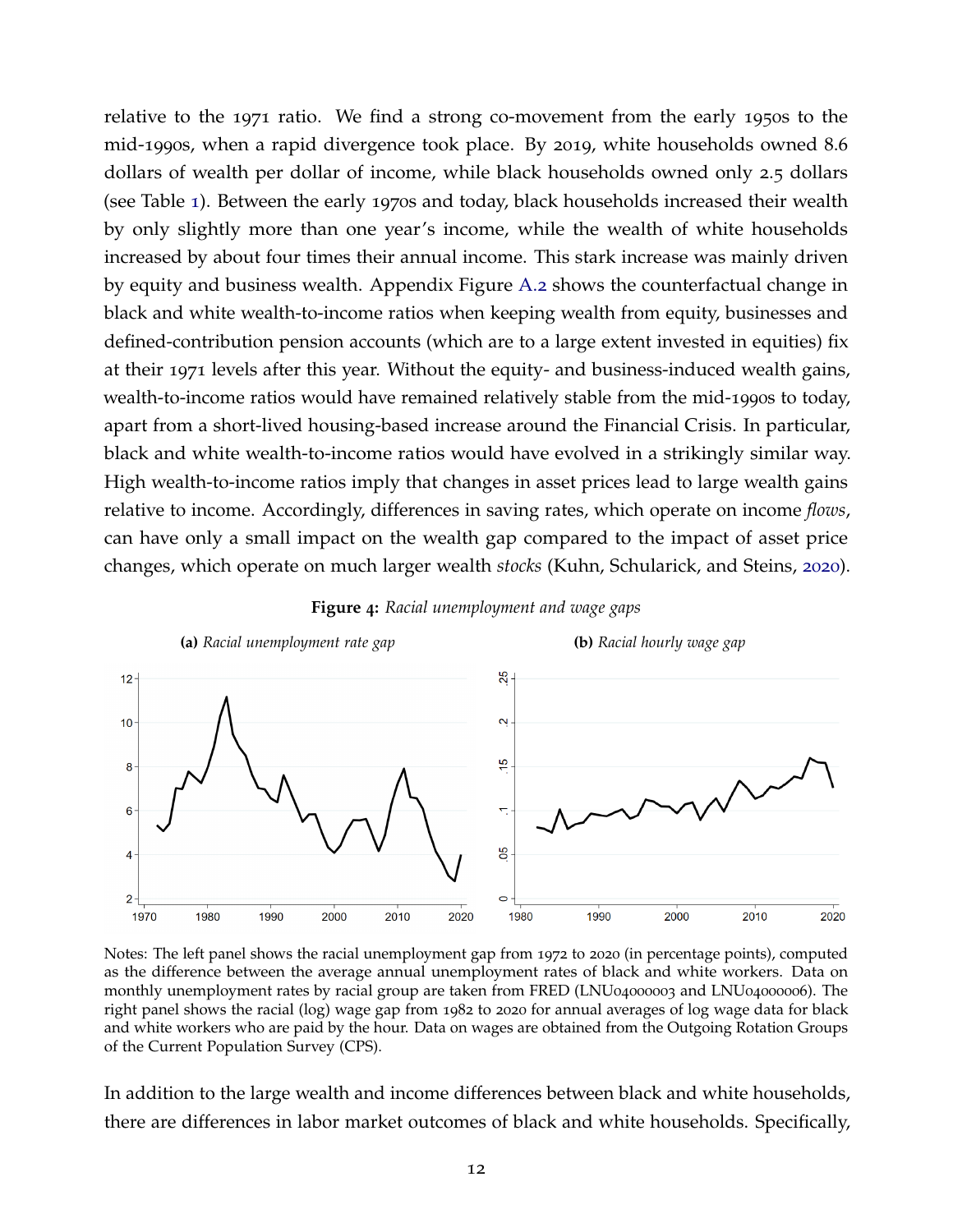relative to the 1971 ratio. We find a strong co-movement from the early 1950s to the mid-1990s, when a rapid divergence took place. By 2019, white households owned 8.6 dollars of wealth per dollar of income, while black households owned only 2.5 dollars (see Table 1). Between the early 1970s and today, black households increased their wealth by only slightly more than one year's income, while the wealth of white households increased by about four times their annual income. This stark increase was mainly driven by equity and business wealth. Appendix Figure A.2 shows the counterfactual change in black and white wealth-to-income ratios when keeping wealth from equity, businesses and defined-contribution pension accounts (which are to a large extent invested in equities) fix at their 1971 levels after this year. Without the equity- and business-induced wealth gains, wealth-to-income ratios would have remained relatively stable from the mid-1990s to today, apart from a short-lived housing-based increase around the Financial Crisis. In particular, black and white wealth-to-income ratios would have evolved in a strikingly similar way. High wealth-to-income ratios imply that changes in asset prices lead to large wealth gains relative to income. Accordingly, differences in saving rates, which operate on income *flows*, can have only a small impact on the wealth gap compared to the impact of asset price changes, which operate on much larger wealth *stocks* (Kuhn, Schularick, and Steins, 2020).

**Figure 4:** *Racial unemployment and wage gaps*

**(a)** *Racial unemployment rate gap*

**(b)** *Racial hourly wage gap*

Notes: The left panel shows the racial unemployment gap from 1972 to 2020 (in percentage points), computed as the difference between the average annual unemployment rates of black and white workers. Data on monthly unemployment rates by racial group are taken from FRED (LNU04000003 and LNU04000006). The right panel shows the racial (log) wage gap from 1982 to 2020 for annual averages of log wage data for black and white workers who are paid by the hour. Data on wages are obtained from the Outgoing Rotation Groups of the Current Population Survey (CPS).

In addition to the large wealth and income differences between black and white households, there are differences in labor market outcomes of black and white households. Specifically,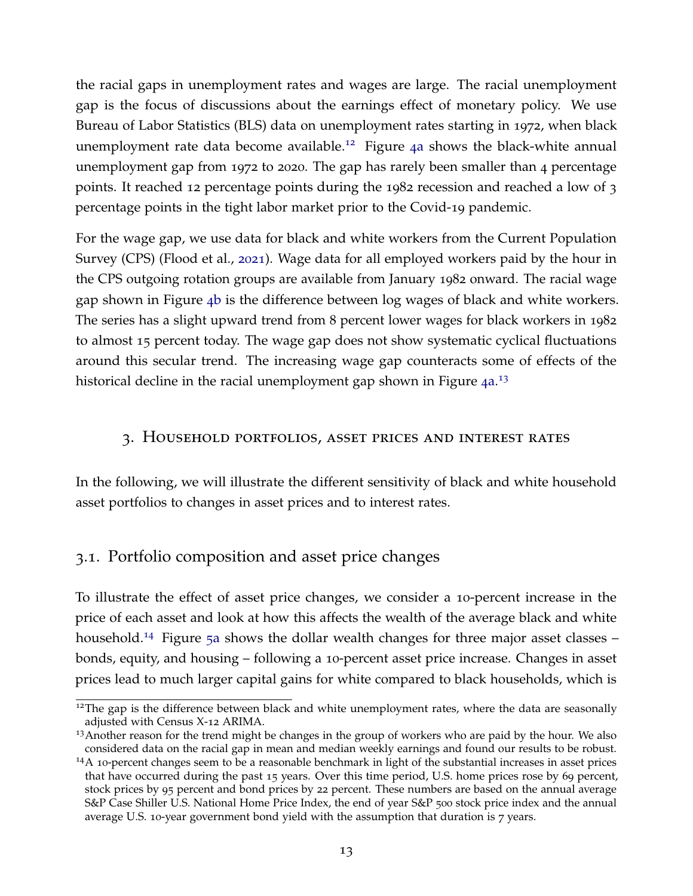the racial gaps in unemployment rates and wages are large. The racial unemployment gap is the focus of discussions about the earnings effect of monetary policy. We use Bureau of Labor Statistics (BLS) data on unemployment rates starting in 1972, when black unemployment rate data become available.[12] Figure 4a shows the black-white annual unemployment gap from 1972 to 2020. The gap has rarely been smaller than 4 percentage points. It reached 12 percentage points during the 1982 recession and reached a low of 3 percentage points in the tight labor market prior to the Covid-19 pandemic.

For the wage gap, we use data for black and white workers from the Current Population Survey (CPS) (Flood et al., 2021). Wage data for all employed workers paid by the hour in the CPS outgoing rotation groups are available from January 1982 onward. The racial wage gap shown in Figure 4b is the difference between log wages of black and white workers. The series has a slight upward trend from 8 percent lower wages for black workers in 1982 to almost 15 percent today. The wage gap does not show systematic cyclical fluctuations around this secular trend. The increasing wage gap counteracts some of effects of the historical decline in the racial unemployment gap shown in Figure 4a.[13]

## 3. Household portfolios, asset prices and interest rates

In the following, we will illustrate the different sensitivity of black and white household asset portfolios to changes in asset prices and to interest rates.

### 3.1. Portfolio composition and asset price changes

To illustrate the effect of asset price changes, we consider a 10-percent increase in the price of each asset and look at how this affects the wealth of the average black and white household.[14] Figure 5a shows the dollar wealth changes for three major asset classes – bonds, equity, and housing – following a 10-percent asset price increase. Changes in asset prices lead to much larger capital gains for white compared to black households, which is

---

[12] The gap is the difference between black and white unemployment rates, where the data are seasonally adjusted with Census X-12 ARIMA.

[13] Another reason for the trend might be changes in the group of workers who are paid by the hour. We also considered data on the racial gap in mean and median weekly earnings and found our results to be robust.

[14] A 10-percent changes seem to be a reasonable benchmark in light of the substantial increases in asset prices that have occurred during the past 15 years. Over this time period, U.S. home prices rose by 69 percent, stock prices by 95 percent and bond prices by 22 percent. These numbers are based on the annual average S&P Case Shiller U.S. National Home Price Index, the end of year S&P 500 stock price index and the annual average U.S. 10-year government bond yield with the assumption that duration is 7 years.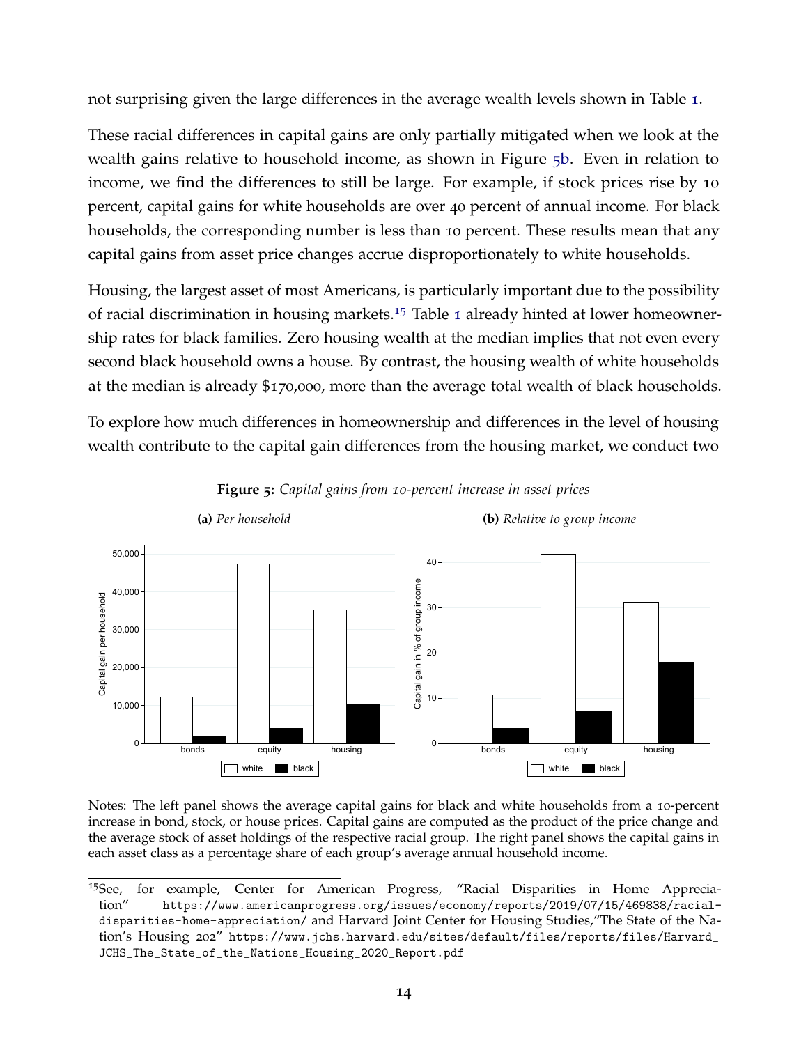not surprising given the large differences in the average wealth levels shown in Table 1.

These racial differences in capital gains are only partially mitigated when we look at the wealth gains relative to household income, as shown in Figure 5b. Even in relation to income, we find the differences to still be large. For example, if stock prices rise by 10 percent, capital gains for white households are over 40 percent of annual income. For black households, the corresponding number is less than 10 percent. These results mean that any capital gains from asset price changes accrue disproportionately to white households.

Housing, the largest asset of most Americans, is particularly important due to the possibility of racial discrimination in housing markets.[15] Table 1 already hinted at lower homeownership rates for black families. Zero housing wealth at the median implies that not even every second black household owns a house. By contrast, the housing wealth of white households at the median is already $170,000, more than the average total wealth of black households.

To explore how much differences in homeownership and differences in the level of housing wealth contribute to the capital gain differences from the housing market, we conduct two

**Figure 5:** *Capital gains from 10-percent increase in asset prices*

**(a)** *Per household* **(b)** *Relative to group income*

Notes: The left panel shows the average capital gains for black and white households from a 10-percent increase in bond, stock, or house prices. Capital gains are computed as the product of the price change and the average stock of asset holdings of the respective racial group. The right panel shows the capital gains in each asset class as a percentage share of each group's average annual household income.

[15]See, for example, Center for American Progress, "Racial Disparities in Home Appreciation" https://www.americanprogress.org/issues/economy/reports/2019/07/15/469838/racial-disparities-home-appreciation/ and Harvard Joint Center for Housing Studies,"The State of the Nation's Housing 202" https://www.jchs.harvard.edu/sites/default/files/reports/files/Harvard_JCHS_The_State_of_the_Nations_Housing_2020_Report.pdf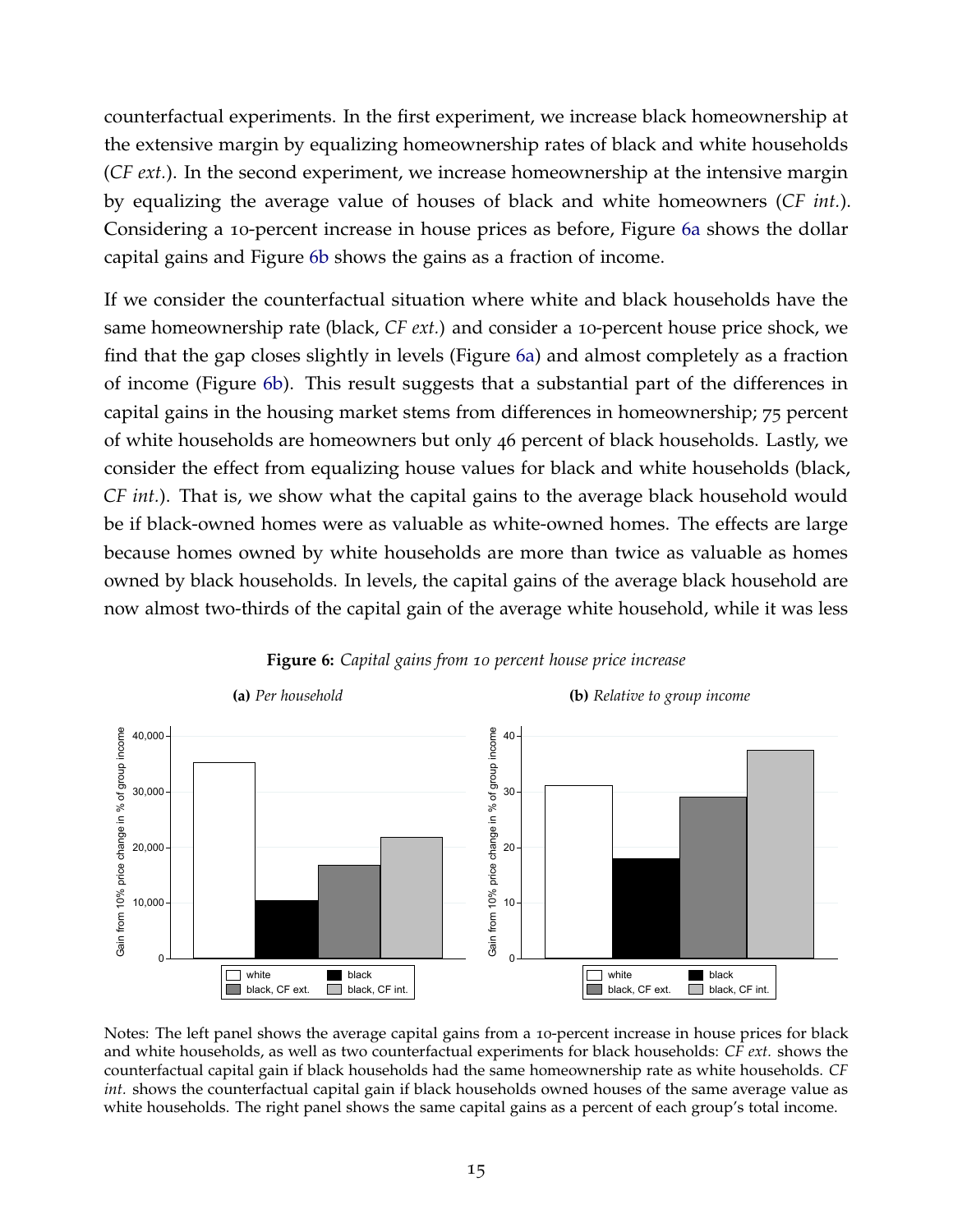counterfactual experiments. In the first experiment, we increase black homeownership at the extensive margin by equalizing homeownership rates of black and white households (*CF ext.*). In the second experiment, we increase homeownership at the intensive margin by equalizing the average value of houses of black and white homeowners (*CF int.*). Considering a 10-percent increase in house prices as before, Figure 6a shows the dollar capital gains and Figure 6b shows the gains as a fraction of income.

If we consider the counterfactual situation where white and black households have the same homeownership rate (black, *CF ext.*) and consider a 10-percent house price shock, we find that the gap closes slightly in levels (Figure 6a) and almost completely as a fraction of income (Figure 6b). This result suggests that a substantial part of the differences in capital gains in the housing market stems from differences in homeownership; 75 percent of white households are homeowners but only 46 percent of black households. Lastly, we consider the effect from equalizing house values for black and white households (black, *CF int.*). That is, we show what the capital gains to the average black household would be if black-owned homes were as valuable as white-owned homes. The effects are large because homes owned by white households are more than twice as valuable as homes owned by black households. In levels, the capital gains of the average black household are now almost two-thirds of the capital gain of the average white household, while it was less

**Figure 6:** *Capital gains from 10 percent house price increase*

**(a)** *Per household*

**(b)** *Relative to group income*

Notes: The left panel shows the average capital gains from a 10-percent increase in house prices for black and white households, as well as two counterfactual experiments for black households: *CF ext.* shows the counterfactual capital gain if black households had the same homeownership rate as white households. *CF int.* shows the counterfactual capital gain if black households owned houses of the same average value as white households. The right panel shows the same capital gains as a percent of each group's total income.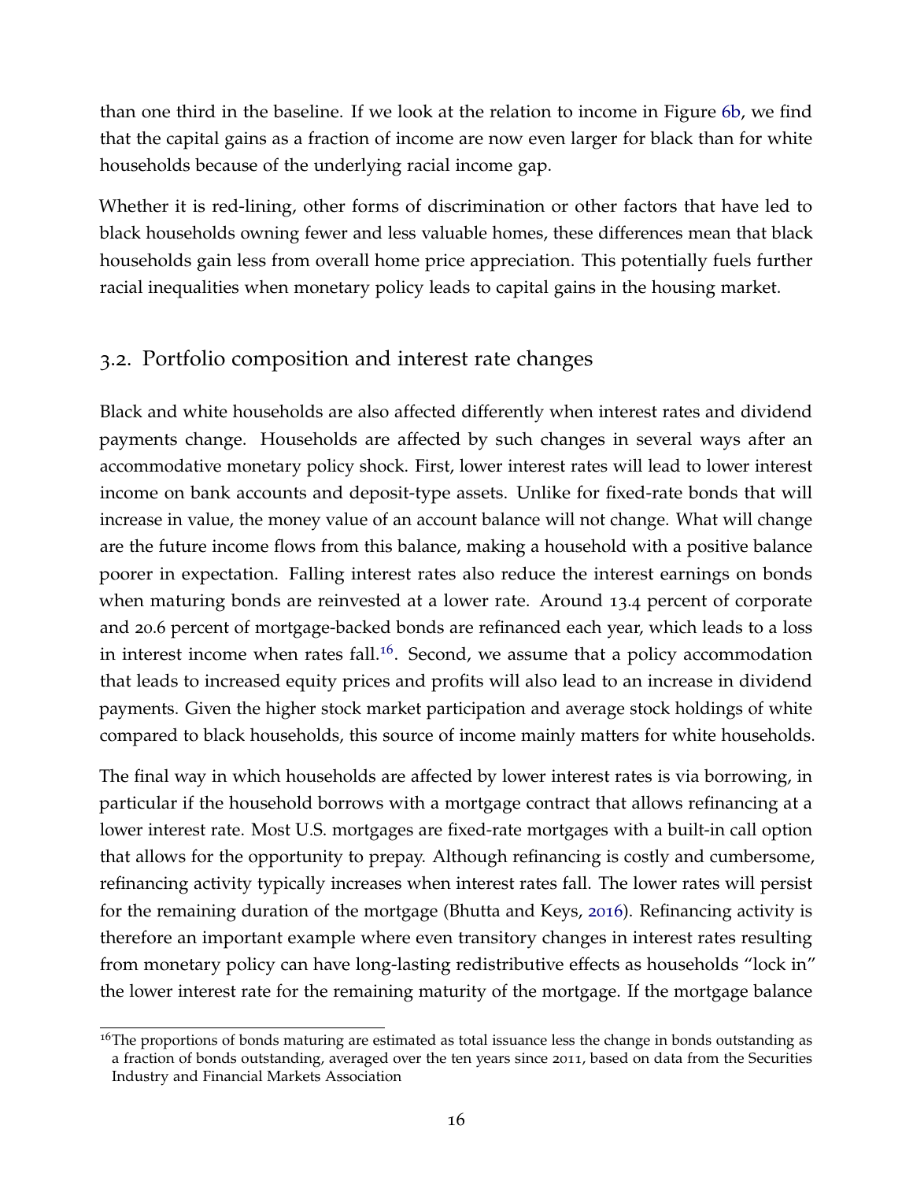than one third in the baseline. If we look at the relation to income in Figure 6b, we find that the capital gains as a fraction of income are now even larger for black than for white households because of the underlying racial income gap.

Whether it is red-lining, other forms of discrimination or other factors that have led to black households owning fewer and less valuable homes, these differences mean that black households gain less from overall home price appreciation. This potentially fuels further racial inequalities when monetary policy leads to capital gains in the housing market.

## 3.2. Portfolio composition and interest rate changes

Black and white households are also affected differently when interest rates and dividend payments change. Households are affected by such changes in several ways after an accommodative monetary policy shock. First, lower interest rates will lead to lower interest income on bank accounts and deposit-type assets. Unlike for fixed-rate bonds that will increase in value, the money value of an account balance will not change. What will change are the future income flows from this balance, making a household with a positive balance poorer in expectation. Falling interest rates also reduce the interest earnings on bonds when maturing bonds are reinvested at a lower rate. Around 13.4 percent of corporate and 20.6 percent of mortgage-backed bonds are refinanced each year, which leads to a loss in interest income when rates fall.[16]. Second, we assume that a policy accommodation that leads to increased equity prices and profits will also lead to an increase in dividend payments. Given the higher stock market participation and average stock holdings of white compared to black households, this source of income mainly matters for white households.

The final way in which households are affected by lower interest rates is via borrowing, in particular if the household borrows with a mortgage contract that allows refinancing at a lower interest rate. Most U.S. mortgages are fixed-rate mortgages with a built-in call option that allows for the opportunity to prepay. Although refinancing is costly and cumbersome, refinancing activity typically increases when interest rates fall. The lower rates will persist for the remaining duration of the mortgage (Bhutta and Keys, 2016). Refinancing activity is therefore an important example where even transitory changes in interest rates resulting from monetary policy can have long-lasting redistributive effects as households "lock in" the lower interest rate for the remaining maturity of the mortgage. If the mortgage balance

[16] The proportions of bonds maturing are estimated as total issuance less the change in bonds outstanding as a fraction of bonds outstanding, averaged over the ten years since 2011, based on data from the Securities Industry and Financial Markets Association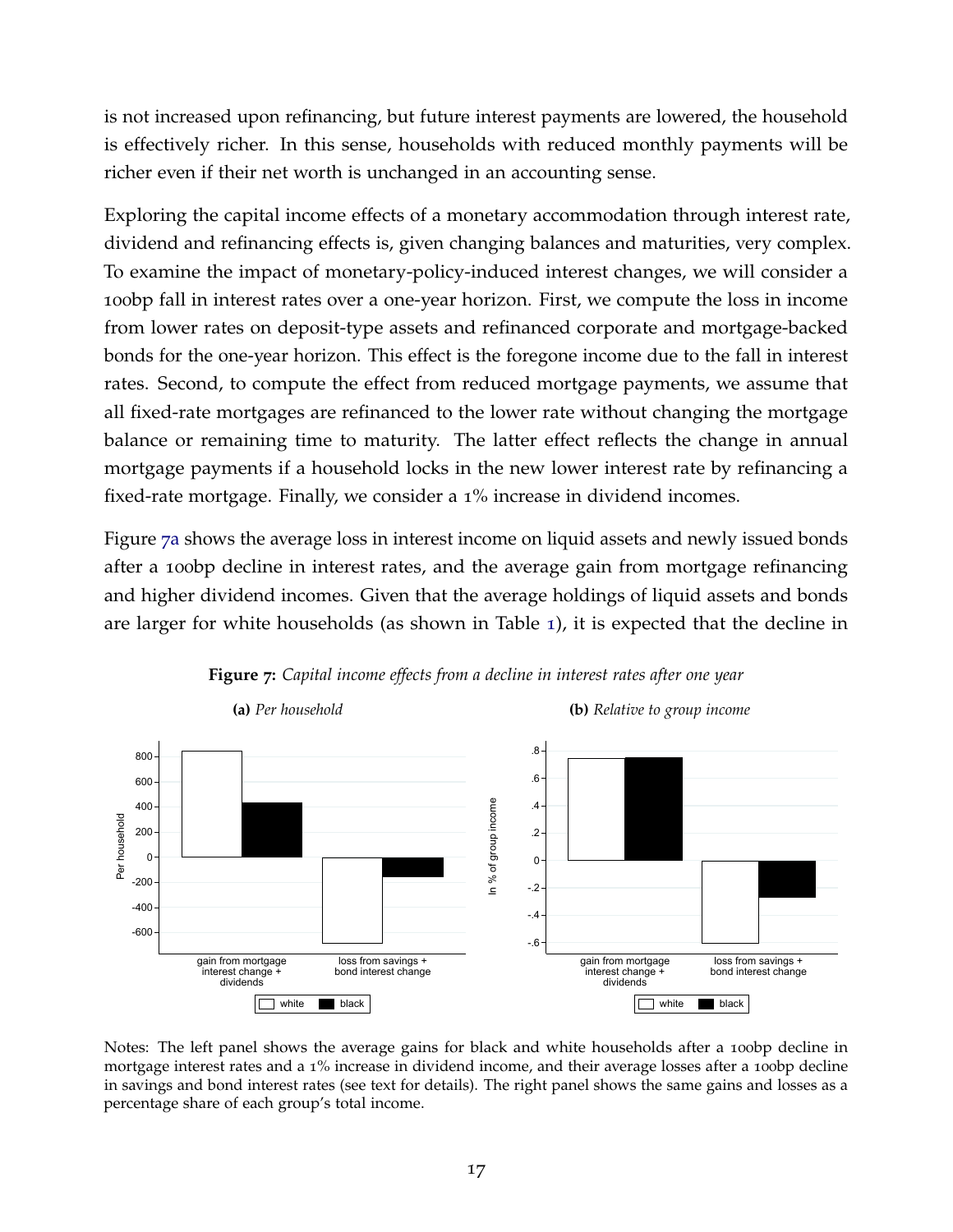is not increased upon refinancing, but future interest payments are lowered, the household is effectively richer. In this sense, households with reduced monthly payments will be richer even if their net worth is unchanged in an accounting sense.

Exploring the capital income effects of a monetary accommodation through interest rate, dividend and refinancing effects is, given changing balances and maturities, very complex. To examine the impact of monetary-policy-induced interest changes, we will consider a 100bp fall in interest rates over a one-year horizon. First, we compute the loss in income from lower rates on deposit-type assets and refinanced corporate and mortgage-backed bonds for the one-year horizon. This effect is the foregone income due to the fall in interest rates. Second, to compute the effect from reduced mortgage payments, we assume that all fixed-rate mortgages are refinanced to the lower rate without changing the mortgage balance or remaining time to maturity. The latter effect reflects the change in annual mortgage payments if a household locks in the new lower interest rate by refinancing a fixed-rate mortgage. Finally, we consider a 1% increase in dividend incomes.

Figure 7a shows the average loss in interest income on liquid assets and newly issued bonds after a 100bp decline in interest rates, and the average gain from mortgage refinancing and higher dividend incomes. Given that the average holdings of liquid assets and bonds are larger for white households (as shown in Table 1), it is expected that the decline in

**Figure 7:** *Capital income effects from a decline in interest rates after one year*

**(a)** *Per household* **(b)** *Relative to group income*

Notes: The left panel shows the average gains for black and white households after a 100bp decline in mortgage interest rates and a 1% increase in dividend income, and their average losses after a 100bp decline in savings and bond interest rates (see text for details). The right panel shows the same gains and losses as a percentage share of each group's total income.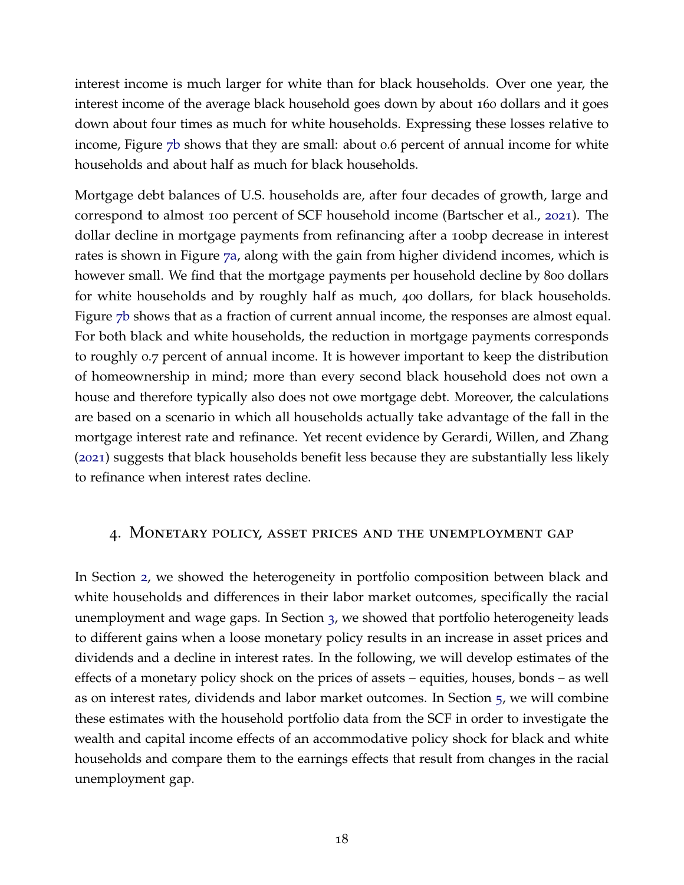interest income is much larger for white than for black households. Over one year, the interest income of the average black household goes down by about 160 dollars and it goes down about four times as much for white households. Expressing these losses relative to income, Figure 7b shows that they are small: about 0.6 percent of annual income for white households and about half as much for black households.

Mortgage debt balances of U.S. households are, after four decades of growth, large and correspond to almost 100 percent of SCF household income (Bartscher et al., 2021). The dollar decline in mortgage payments from refinancing after a 100bp decrease in interest rates is shown in Figure 7a, along with the gain from higher dividend incomes, which is however small. We find that the mortgage payments per household decline by 800 dollars for white households and by roughly half as much, 400 dollars, for black households. Figure 7b shows that as a fraction of current annual income, the responses are almost equal. For both black and white households, the reduction in mortgage payments corresponds to roughly 0.7 percent of annual income. It is however important to keep the distribution of homeownership in mind; more than every second black household does not own a house and therefore typically also does not owe mortgage debt. Moreover, the calculations are based on a scenario in which all households actually take advantage of the fall in the mortgage interest rate and refinance. Yet recent evidence by Gerardi, Willen, and Zhang (2021) suggests that black households benefit less because they are substantially less likely to refinance when interest rates decline.

## 4. Monetary policy, asset prices and the unemployment gap

In Section 2, we showed the heterogeneity in portfolio composition between black and white households and differences in their labor market outcomes, specifically the racial unemployment and wage gaps. In Section 3, we showed that portfolio heterogeneity leads to different gains when a loose monetary policy results in an increase in asset prices and dividends and a decline in interest rates. In the following, we will develop estimates of the effects of a monetary policy shock on the prices of assets – equities, houses, bonds – as well as on interest rates, dividends and labor market outcomes. In Section 5, we will combine these estimates with the household portfolio data from the SCF in order to investigate the wealth and capital income effects of an accommodative policy shock for black and white households and compare them to the earnings effects that result from changes in the racial unemployment gap.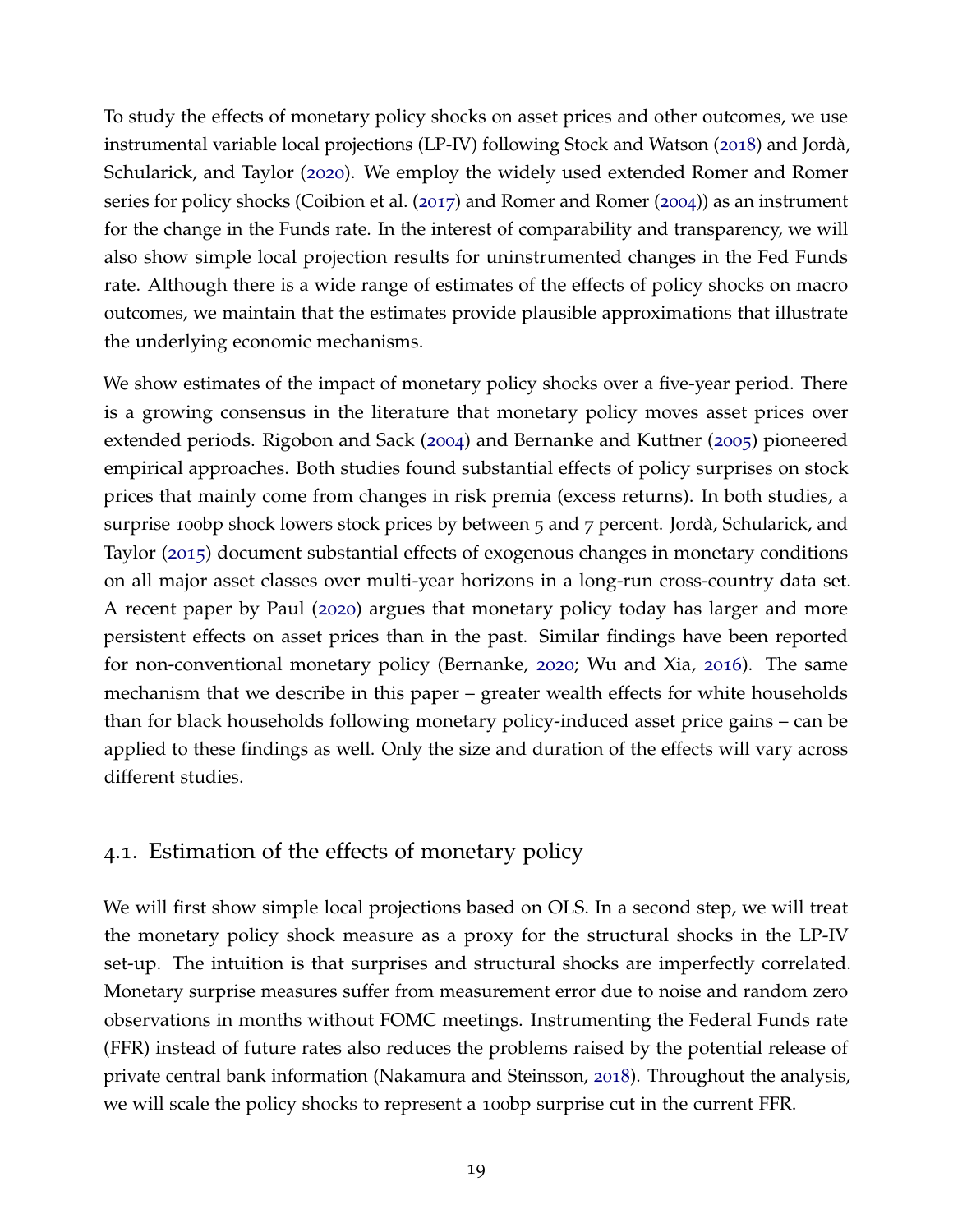To study the effects of monetary policy shocks on asset prices and other outcomes, we use instrumental variable local projections (LP-IV) following Stock and Watson (2018) and Jordà, Schularick, and Taylor (2020). We employ the widely used extended Romer and Romer series for policy shocks (Coibion et al. (2017) and Romer and Romer (2004)) as an instrument for the change in the Funds rate. In the interest of comparability and transparency, we will also show simple local projection results for uninstrumented changes in the Fed Funds rate. Although there is a wide range of estimates of the effects of policy shocks on macro outcomes, we maintain that the estimates provide plausible approximations that illustrate the underlying economic mechanisms.

We show estimates of the impact of monetary policy shocks over a five-year period. There is a growing consensus in the literature that monetary policy moves asset prices over extended periods. Rigobon and Sack (2004) and Bernanke and Kuttner (2005) pioneered empirical approaches. Both studies found substantial effects of policy surprises on stock prices that mainly come from changes in risk premia (excess returns). In both studies, a surprise 100bp shock lowers stock prices by between 5 and 7 percent. Jordà, Schularick, and Taylor (2015) document substantial effects of exogenous changes in monetary conditions on all major asset classes over multi-year horizons in a long-run cross-country data set. A recent paper by Paul (2020) argues that monetary policy today has larger and more persistent effects on asset prices than in the past. Similar findings have been reported for non-conventional monetary policy (Bernanke, 2020; Wu and Xia, 2016). The same mechanism that we describe in this paper – greater wealth effects for white households than for black households following monetary policy-induced asset price gains – can be applied to these findings as well. Only the size and duration of the effects will vary across different studies.

## 4.1. Estimation of the effects of monetary policy

We will first show simple local projections based on OLS. In a second step, we will treat the monetary policy shock measure as a proxy for the structural shocks in the LP-IV set-up. The intuition is that surprises and structural shocks are imperfectly correlated. Monetary surprise measures suffer from measurement error due to noise and random zero observations in months without FOMC meetings. Instrumenting the Federal Funds rate (FFR) instead of future rates also reduces the problems raised by the potential release of private central bank information (Nakamura and Steinsson, 2018). Throughout the analysis, we will scale the policy shocks to represent a 100bp surprise cut in the current FFR.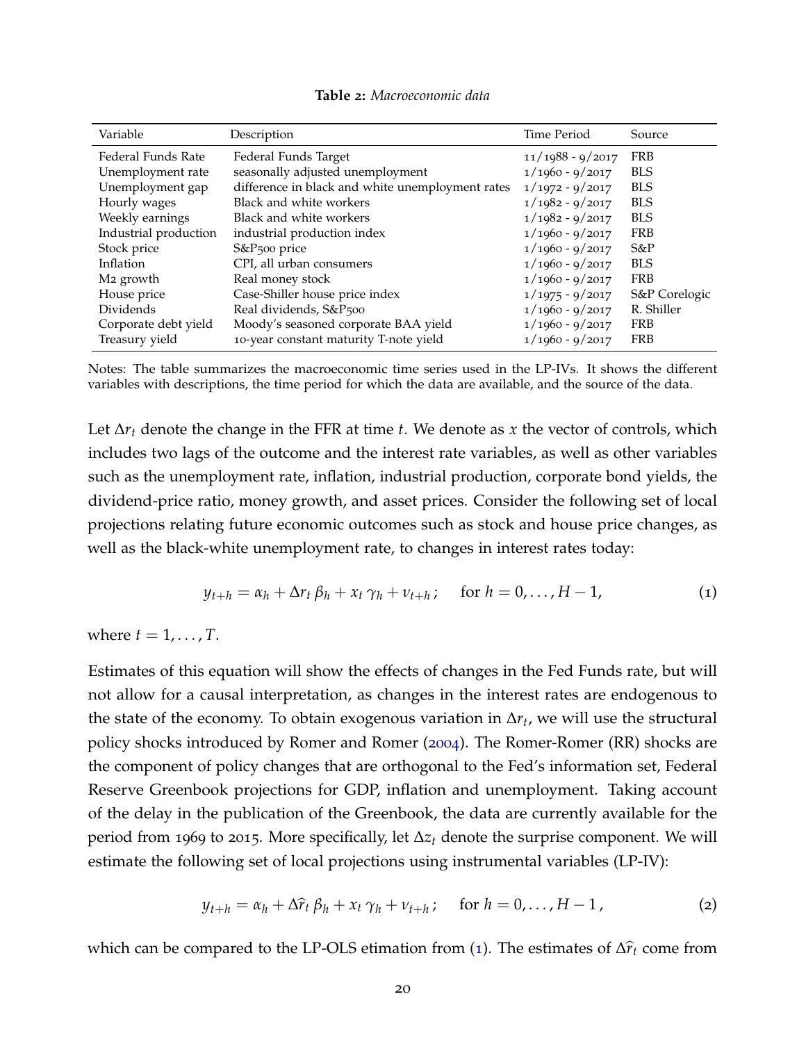**Table 2:** *Macroeconomic data*

| Variable | Description | Time Period | Source |
|---|---|---|---|
| Federal Funds Rate | Federal Funds Target | 11/1988 - 9/2017 | FRB |
| Unemployment rate | seasonally adjusted unemployment | 1/1960 - 9/2017 | BLS |
| Unemployment gap | difference in black and white unemployment rates | 1/1972 - 9/2017 | BLS |
| Hourly wages | Black and white workers | 1/1982 - 9/2017 | BLS |
| Weekly earnings | Black and white workers | 1/1982 - 9/2017 | BLS |
| Industrial production | industrial production index | 1/1960 - 9/2017 | FRB |
| Stock price | S&P500 price | 1/1960 - 9/2017 | S&P |
| Inflation | CPI, all urban consumers | 1/1960 - 9/2017 | BLS |
| M2 growth | Real money stock | 1/1960 - 9/2017 | FRB |
| House price | Case-Shiller house price index | 1/1975 - 9/2017 | S&P Corelogic |
| Dividends | Real dividends, S&P500 | 1/1960 - 9/2017 | R. Shiller |
| Corporate debt yield | Moody's seasoned corporate BAA yield | 1/1960 - 9/2017 | FRB |
| Treasury yield | 10-year constant maturity T-note yield | 1/1960 - 9/2017 | FRB |

Notes: The table summarizes the macroeconomic time series used in the LP-IVs. It shows the different variables with descriptions, the time period for which the data are available, and the source of the data.

Let $\Delta r_t$ denote the change in the FFR at time $t$. We denote as $x$ the vector of controls, which includes two lags of the outcome and the interest rate variables, as well as other variables such as the unemployment rate, inflation, industrial production, corporate bond yields, the dividend-price ratio, money growth, and asset prices. Consider the following set of local projections relating future economic outcomes such as stock and house price changes, as well as the black-white unemployment rate, to changes in interest rates today:

$$y_{t+h} = \alpha_h + \Delta r_t \, \beta_h + x_t \, \gamma_h + \nu_{t+h} \, ; \quad \text{for } h = 0, \ldots, H-1, \tag{1}$$

where $t = 1, \ldots, T$.

Estimates of this equation will show the effects of changes in the Fed Funds rate, but will not allow for a causal interpretation, as changes in the interest rates are endogenous to the state of the economy. To obtain exogenous variation in $\Delta r_t$, we will use the structural policy shocks introduced by Romer and Romer (2004). The Romer-Romer (RR) shocks are the component of policy changes that are orthogonal to the Fed's information set, Federal Reserve Greenbook projections for GDP, inflation and unemployment. Taking account of the delay in the publication of the Greenbook, the data are currently available for the period from 1969 to 2015. More specifically, let $\Delta z_t$ denote the surprise component. We will estimate the following set of local projections using instrumental variables (LP-IV):

$$y_{t+h} = \alpha_h + \Delta \widehat{r}_t \, \beta_h + x_t \, \gamma_h + \nu_{t+h} \, ; \quad \text{for } h = 0, \ldots, H-1 \, , \tag{2}$$

which can be compared to the LP-OLS etimation from (1). The estimates of $\Delta \widehat{r}_t$ come from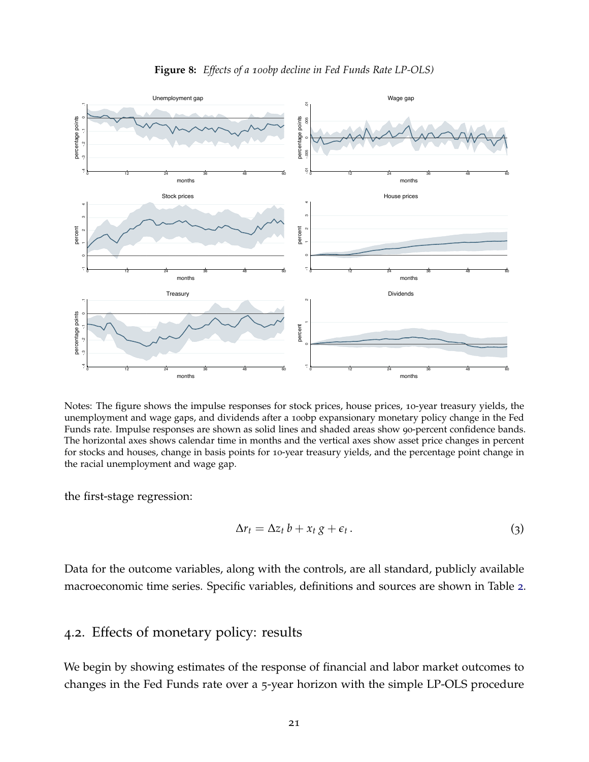**Figure 8:** *Effects of a 100bp decline in Fed Funds Rate LP-OLS)*

Notes: The figure shows the impulse responses for stock prices, house prices, 10-year treasury yields, the unemployment and wage gaps, and dividends after a 100bp expansionary monetary policy change in the Fed Funds rate. Impulse responses are shown as solid lines and shaded areas show 90-percent confidence bands. The horizontal axes shows calendar time in months and the vertical axes show asset price changes in percent for stocks and houses, change in basis points for 10-year treasury yields, and the percentage point change in the racial unemployment and wage gap.

the first-stage regression:

$$\Delta r_t = \Delta z_t \, b + x_t \, g + \epsilon_t \,. \tag{3}$$

Data for the outcome variables, along with the controls, are all standard, publicly available macroeconomic time series. Specific variables, definitions and sources are shown in Table 2.

## 4.2. Effects of monetary policy: results

We begin by showing estimates of the response of financial and labor market outcomes to changes in the Fed Funds rate over a 5-year horizon with the simple LP-OLS procedure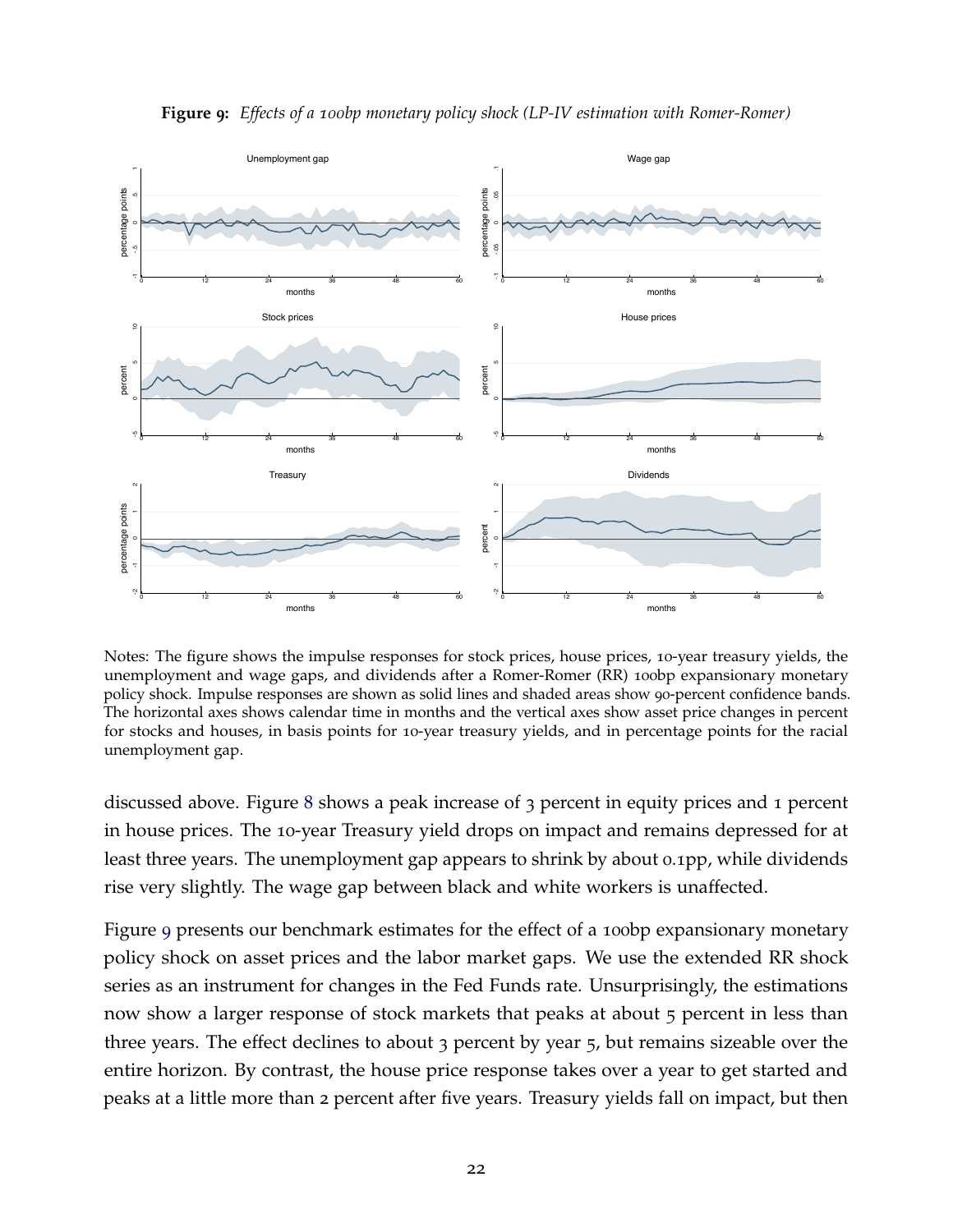**Figure 9:** *Effects of a 100bp monetary policy shock (LP-IV estimation with Romer-Romer)*

Notes: The figure shows the impulse responses for stock prices, house prices, 10-year treasury yields, the unemployment and wage gaps, and dividends after a Romer-Romer (RR) 100bp expansionary monetary policy shock. Impulse responses are shown as solid lines and shaded areas show 90-percent confidence bands. The horizontal axes shows calendar time in months and the vertical axes show asset price changes in percent for stocks and houses, in basis points for 10-year treasury yields, and in percentage points for the racial unemployment gap.

discussed above. Figure 8 shows a peak increase of 3 percent in equity prices and 1 percent in house prices. The 10-year Treasury yield drops on impact and remains depressed for at least three years. The unemployment gap appears to shrink by about 0.1pp, while dividends rise very slightly. The wage gap between black and white workers is unaffected.

Figure 9 presents our benchmark estimates for the effect of a 100bp expansionary monetary policy shock on asset prices and the labor market gaps. We use the extended RR shock series as an instrument for changes in the Fed Funds rate. Unsurprisingly, the estimations now show a larger response of stock markets that peaks at about 5 percent in less than three years. The effect declines to about 3 percent by year 5, but remains sizeable over the entire horizon. By contrast, the house price response takes over a year to get started and peaks at a little more than 2 percent after five years. Treasury yields fall on impact, but then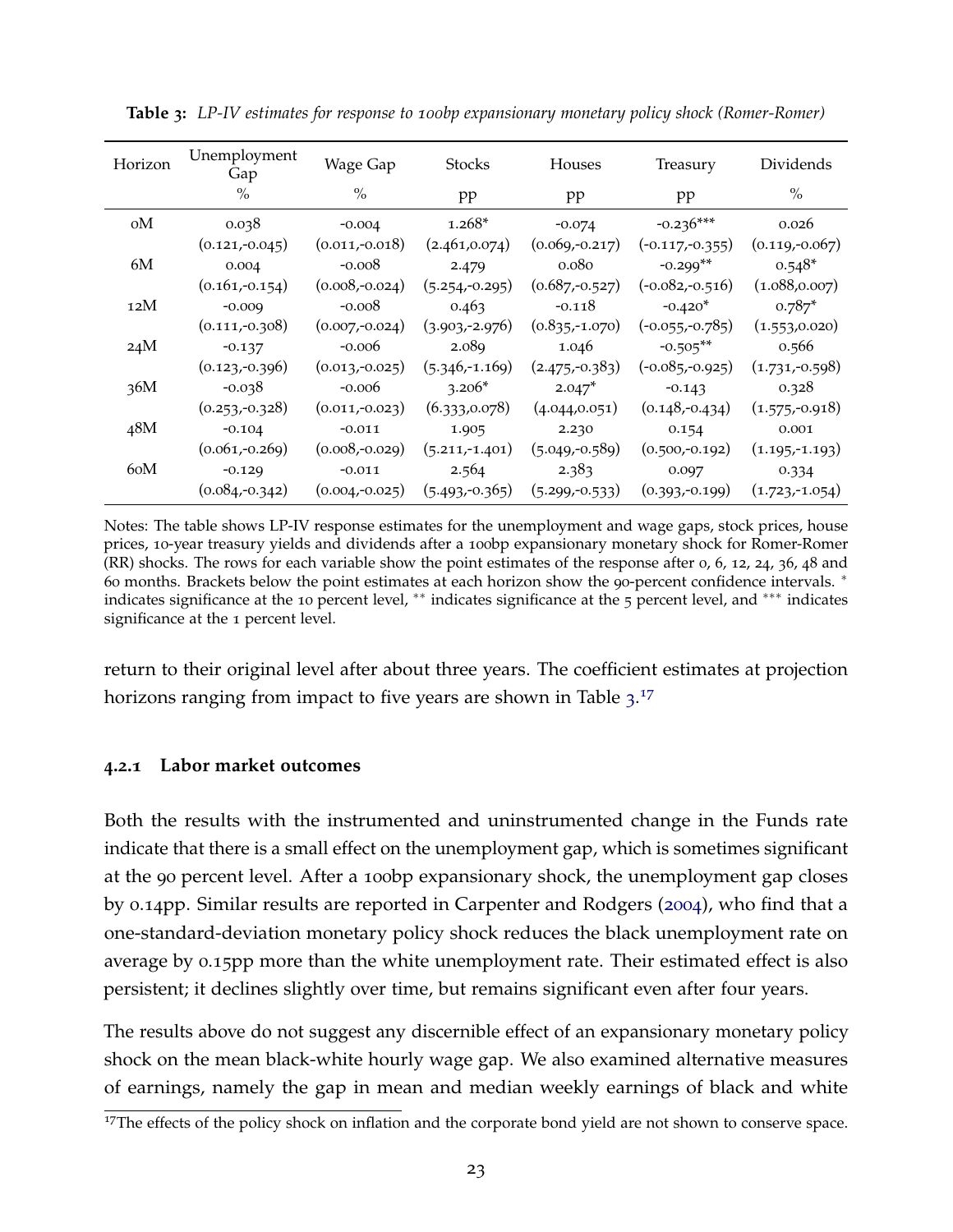**Table 3:** *LP-IV estimates for response to 100bp expansionary monetary policy shock (Romer-Romer)*

| Horizon | Unemployment Gap | Wage Gap | Stocks | Houses | Treasury | Dividends |
|---|---|---|---|---|---|---|
| | % | % | pp | pp | pp | % |
| 0M | 0.038 | -0.004 | 1.268* | -0.074 | -0.236*** | 0.026 |
| | (0.121,-0.045) | (0.011,-0.018) | (2.461,0.074) | (0.069,-0.217) | (-0.117,-0.355) | (0.119,-0.067) |
| 6M | 0.004 | -0.008 | 2.479 | 0.080 | -0.299** | 0.548* |
| | (0.161,-0.154) | (0.008,-0.024) | (5.254,-0.295) | (0.687,-0.527) | (-0.082,-0.516) | (1.088,0.007) |
| 12M | -0.009 | -0.008 | 0.463 | -0.118 | -0.420* | 0.787* |
| | (0.111,-0.308) | (0.007,-0.024) | (3.903,-2.976) | (0.835,-1.070) | (-0.055,-0.785) | (1.553,0.020) |
| 24M | -0.137 | -0.006 | 2.089 | 1.046 | -0.505** | 0.566 |
| | (0.123,-0.396) | (0.013,-0.025) | (5.346,-1.169) | (2.475,-0.383) | (-0.085,-0.925) | (1.731,-0.598) |
| 36M | -0.038 | -0.006 | 3.206* | 2.047* | -0.143 | 0.328 |
| | (0.253,-0.328) | (0.011,-0.023) | (6.333,0.078) | (4.044,0.051) | (0.148,-0.434) | (1.575,-0.918) |
| 48M | -0.104 | -0.011 | 1.905 | 2.230 | 0.154 | 0.001 |
| | (0.061,-0.269) | (0.008,-0.029) | (5.211,-1.401) | (5.049,-0.589) | (0.500,-0.192) | (1.195,-1.193) |
| 60M | -0.129 | -0.011 | 2.564 | 2.383 | 0.097 | 0.334 |
| | (0.084,-0.342) | (0.004,-0.025) | (5.493,-0.365) | (5.299,-0.533) | (0.393,-0.199) | (1.723,-1.054) |

Notes: The table shows LP-IV response estimates for the unemployment and wage gaps, stock prices, house prices, 10-year treasury yields and dividends after a 100bp expansionary monetary shock for Romer-Romer (RR) shocks. The rows for each variable show the point estimates of the response after 0, 6, 12, 24, 36, 48 and 60 months. Brackets below the point estimates at each horizon show the 90-percent confidence intervals. * indicates significance at the 10 percent level, ** indicates significance at the 5 percent level, and *** indicates significance at the 1 percent level.

return to their original level after about three years. The coefficient estimates at projection horizons ranging from impact to five years are shown in Table 3.[17]

#### 4.2.1 Labor market outcomes

Both the results with the instrumented and uninstrumented change in the Funds rate indicate that there is a small effect on the unemployment gap, which is sometimes significant at the 90 percent level. After a 100bp expansionary shock, the unemployment gap closes by 0.14pp. Similar results are reported in Carpenter and Rodgers (2004), who find that a one-standard-deviation monetary policy shock reduces the black unemployment rate on average by 0.15pp more than the white unemployment rate. Their estimated effect is also persistent; it declines slightly over time, but remains significant even after four years.

The results above do not suggest any discernible effect of an expansionary monetary policy shock on the mean black-white hourly wage gap. We also examined alternative measures of earnings, namely the gap in mean and median weekly earnings of black and white

[17] The effects of the policy shock on inflation and the corporate bond yield are not shown to conserve space.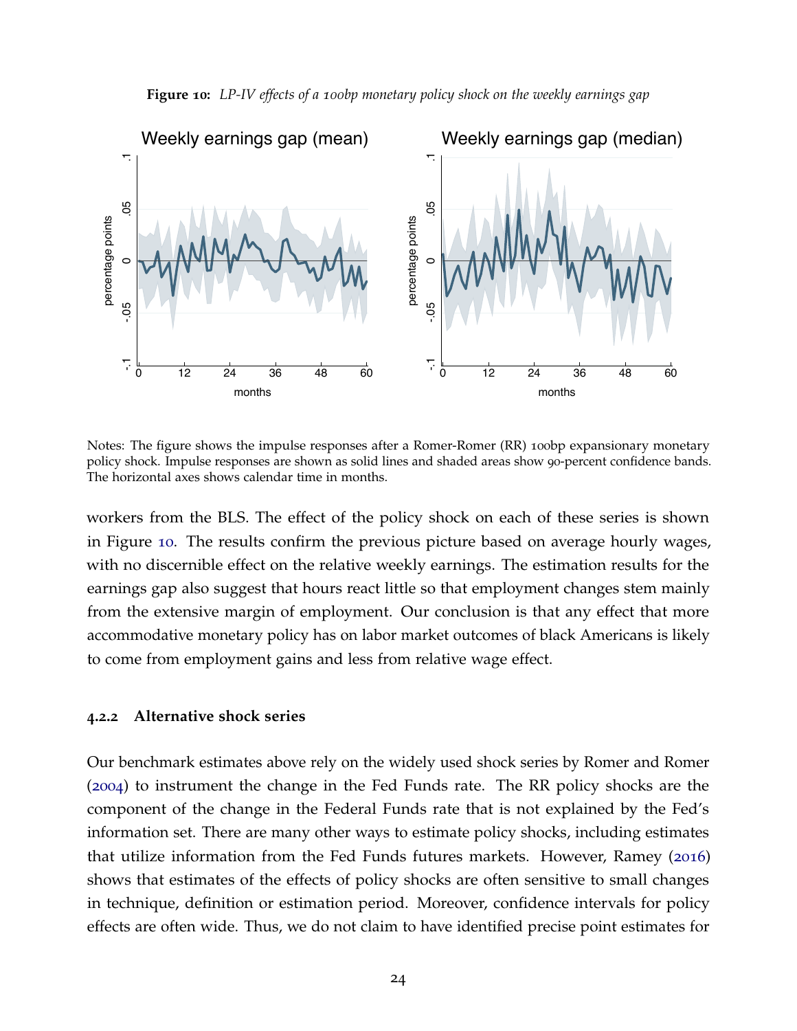**Figure 10:** *LP-IV effects of a 100bp monetary policy shock on the weekly earnings gap*

Notes: The figure shows the impulse responses after a Romer-Romer (RR) 100bp expansionary monetary policy shock. Impulse responses are shown as solid lines and shaded areas show 90-percent confidence bands. The horizontal axes shows calendar time in months.

workers from the BLS. The effect of the policy shock on each of these series is shown in Figure 10. The results confirm the previous picture based on average hourly wages, with no discernible effect on the relative weekly earnings. The estimation results for the earnings gap also suggest that hours react little so that employment changes stem mainly from the extensive margin of employment. Our conclusion is that any effect that more accommodative monetary policy has on labor market outcomes of black Americans is likely to come from employment gains and less from relative wage effect.

### 4.2.2 Alternative shock series

Our benchmark estimates above rely on the widely used shock series by Romer and Romer (2004) to instrument the change in the Fed Funds rate. The RR policy shocks are the component of the change in the Federal Funds rate that is not explained by the Fed's information set. There are many other ways to estimate policy shocks, including estimates that utilize information from the Fed Funds futures markets. However, Ramey (2016) shows that estimates of the effects of policy shocks are often sensitive to small changes in technique, definition or estimation period. Moreover, confidence intervals for policy effects are often wide. Thus, we do not claim to have identified precise point estimates for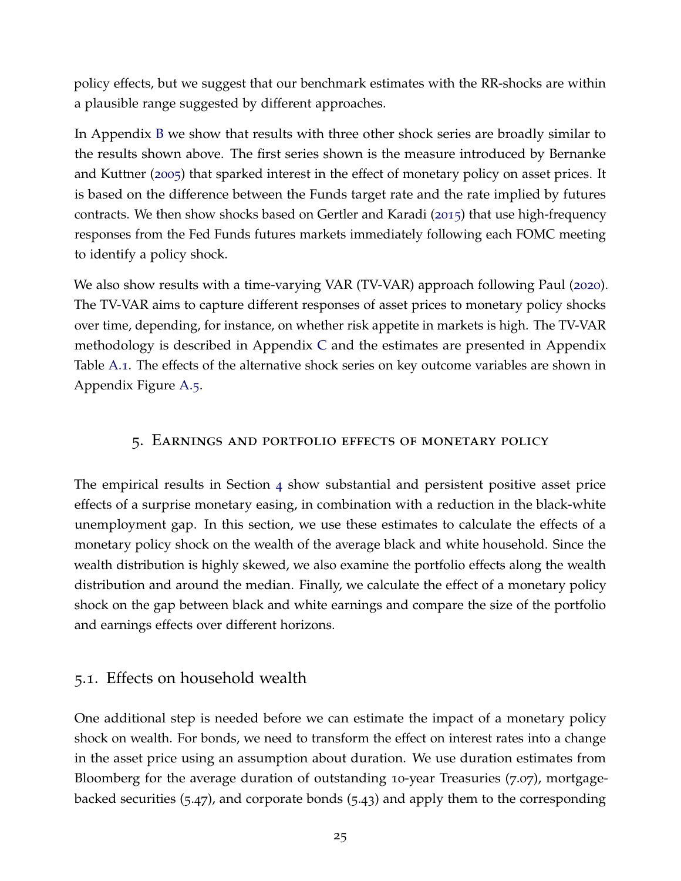policy effects, but we suggest that our benchmark estimates with the RR-shocks are within a plausible range suggested by different approaches.

In Appendix B we show that results with three other shock series are broadly similar to the results shown above. The first series shown is the measure introduced by Bernanke and Kuttner (2005) that sparked interest in the effect of monetary policy on asset prices. It is based on the difference between the Funds target rate and the rate implied by futures contracts. We then show shocks based on Gertler and Karadi (2015) that use high-frequency responses from the Fed Funds futures markets immediately following each FOMC meeting to identify a policy shock.

We also show results with a time-varying VAR (TV-VAR) approach following Paul (2020). The TV-VAR aims to capture different responses of asset prices to monetary policy shocks over time, depending, for instance, on whether risk appetite in markets is high. The TV-VAR methodology is described in Appendix C and the estimates are presented in Appendix Table A.1. The effects of the alternative shock series on key outcome variables are shown in Appendix Figure A.5.

## 5. Earnings and portfolio effects of monetary policy

The empirical results in Section 4 show substantial and persistent positive asset price effects of a surprise monetary easing, in combination with a reduction in the black-white unemployment gap. In this section, we use these estimates to calculate the effects of a monetary policy shock on the wealth of the average black and white household. Since the wealth distribution is highly skewed, we also examine the portfolio effects along the wealth distribution and around the median. Finally, we calculate the effect of a monetary policy shock on the gap between black and white earnings and compare the size of the portfolio and earnings effects over different horizons.

### 5.1. Effects on household wealth

One additional step is needed before we can estimate the impact of a monetary policy shock on wealth. For bonds, we need to transform the effect on interest rates into a change in the asset price using an assumption about duration. We use duration estimates from Bloomberg for the average duration of outstanding 10-year Treasuries (7.07), mortgage-backed securities (5.47), and corporate bonds (5.43) and apply them to the corresponding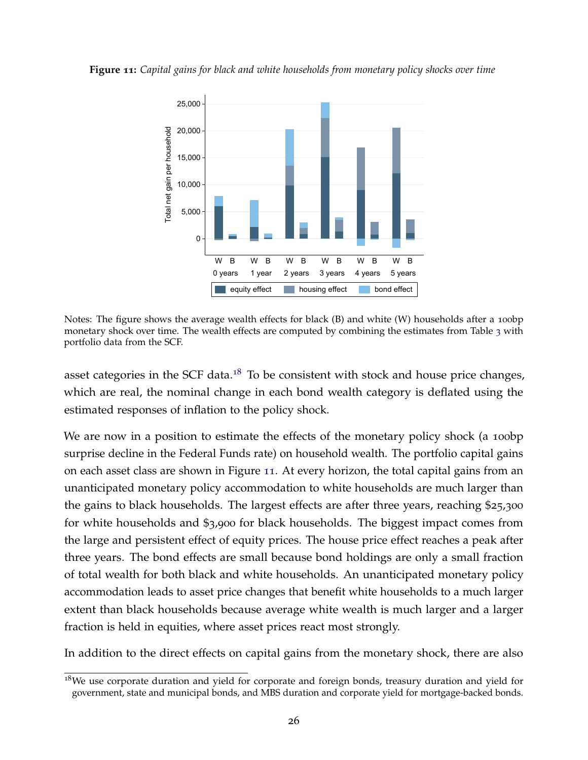**Figure 11:** *Capital gains for black and white households from monetary policy shocks over time*

Notes: The figure shows the average wealth effects for black (B) and white (W) households after a 100bp monetary shock over time. The wealth effects are computed by combining the estimates from Table 3 with portfolio data from the SCF.

asset categories in the SCF data.[18] To be consistent with stock and house price changes, which are real, the nominal change in each bond wealth category is deflated using the estimated responses of inflation to the policy shock.

We are now in a position to estimate the effects of the monetary policy shock (a 100bp surprise decline in the Federal Funds rate) on household wealth. The portfolio capital gains on each asset class are shown in Figure 11. At every horizon, the total capital gains from an unanticipated monetary policy accommodation to white households are much larger than the gains to black households. The largest effects are after three years, reaching $25,300 for white households and $3,900 for black households. The biggest impact comes from the large and persistent effect of equity prices. The house price effect reaches a peak after three years. The bond effects are small because bond holdings are only a small fraction of total wealth for both black and white households. An unanticipated monetary policy accommodation leads to asset price changes that benefit white households to a much larger extent than black households because average white wealth is much larger and a larger fraction is held in equities, where asset prices react most strongly.

In addition to the direct effects on capital gains from the monetary shock, there are also

[18] We use corporate duration and yield for corporate and foreign bonds, treasury duration and yield for government, state and municipal bonds, and MBS duration and corporate yield for mortgage-backed bonds.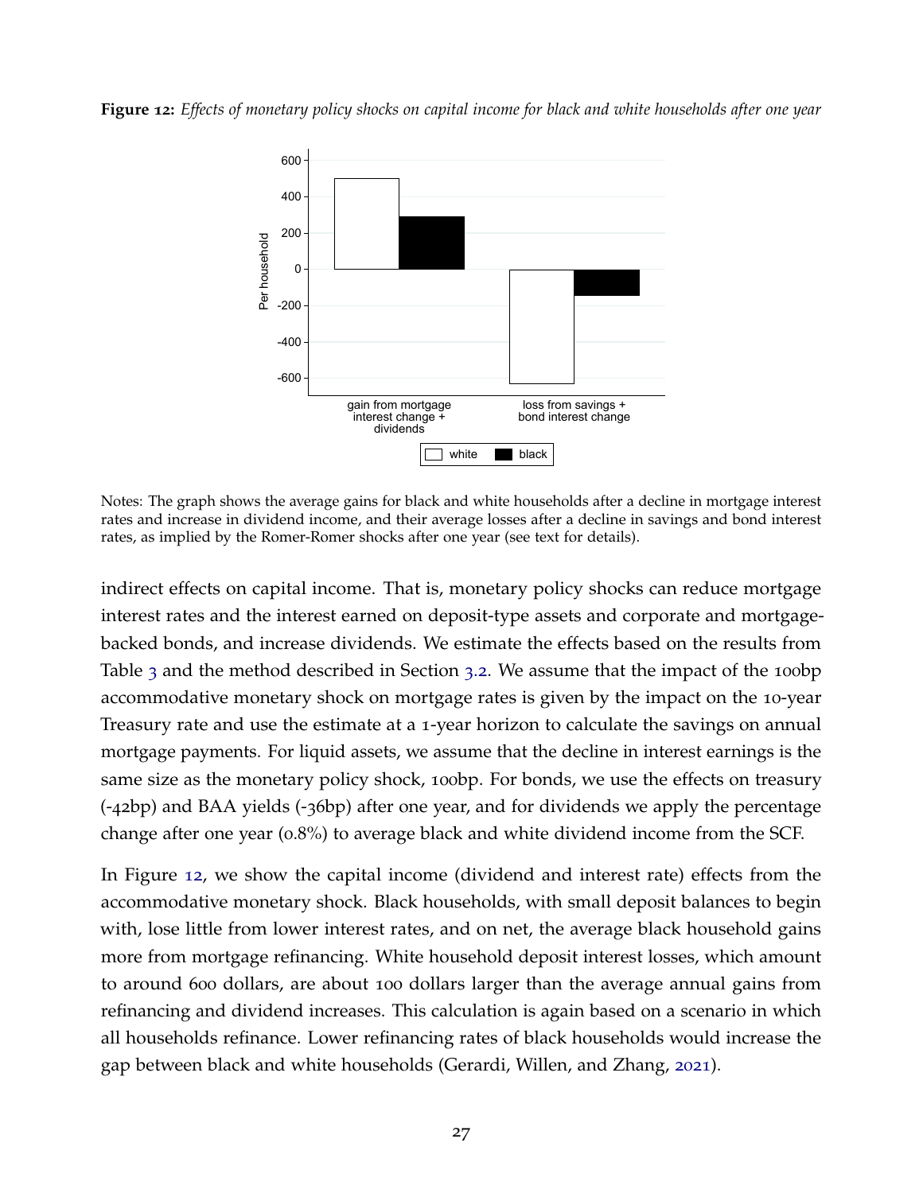**Figure 12:** *Effects of monetary policy shocks on capital income for black and white households after one year*

Notes: The graph shows the average gains for black and white households after a decline in mortgage interest rates and increase in dividend income, and their average losses after a decline in savings and bond interest rates, as implied by the Romer-Romer shocks after one year (see text for details).

indirect effects on capital income. That is, monetary policy shocks can reduce mortgage interest rates and the interest earned on deposit-type assets and corporate and mortgage-backed bonds, and increase dividends. We estimate the effects based on the results from Table 3 and the method described in Section 3.2. We assume that the impact of the 100bp accommodative monetary shock on mortgage rates is given by the impact on the 10-year Treasury rate and use the estimate at a 1-year horizon to calculate the savings on annual mortgage payments. For liquid assets, we assume that the decline in interest earnings is the same size as the monetary policy shock, 100bp. For bonds, we use the effects on treasury (-42bp) and BAA yields (-36bp) after one year, and for dividends we apply the percentage change after one year (0.8%) to average black and white dividend income from the SCF.

In Figure 12, we show the capital income (dividend and interest rate) effects from the accommodative monetary shock. Black households, with small deposit balances to begin with, lose little from lower interest rates, and on net, the average black household gains more from mortgage refinancing. White household deposit interest losses, which amount to around 600 dollars, are about 100 dollars larger than the average annual gains from refinancing and dividend increases. This calculation is again based on a scenario in which all households refinance. Lower refinancing rates of black households would increase the gap between black and white households (Gerardi, Willen, and Zhang, 2021).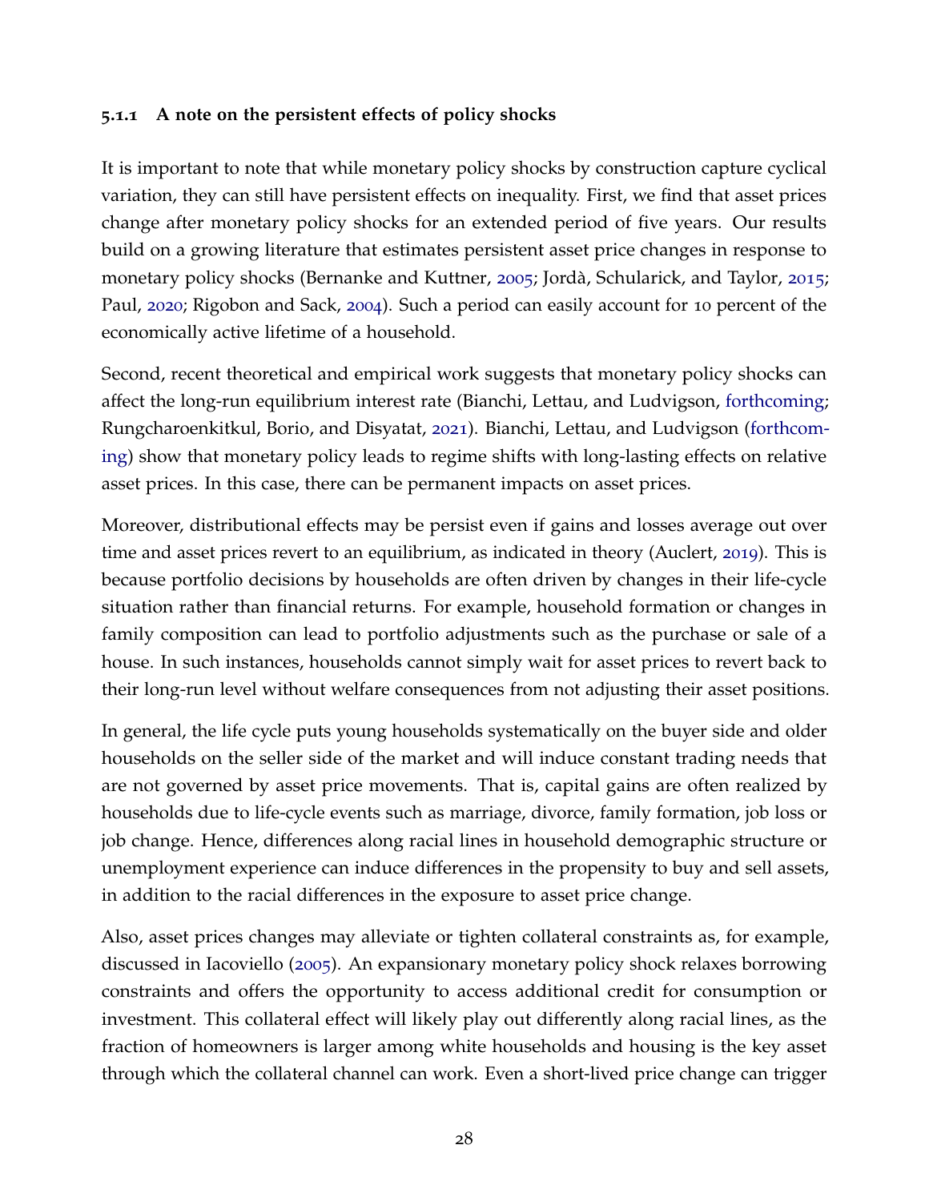#### 5.1.1 A note on the persistent effects of policy shocks

It is important to note that while monetary policy shocks by construction capture cyclical variation, they can still have persistent effects on inequality. First, we find that asset prices change after monetary policy shocks for an extended period of five years. Our results build on a growing literature that estimates persistent asset price changes in response to monetary policy shocks (Bernanke and Kuttner, 2005; Jordà, Schularick, and Taylor, 2015; Paul, 2020; Rigobon and Sack, 2004). Such a period can easily account for 10 percent of the economically active lifetime of a household.

Second, recent theoretical and empirical work suggests that monetary policy shocks can affect the long-run equilibrium interest rate (Bianchi, Lettau, and Ludvigson, forthcoming; Rungcharoenkitkul, Borio, and Disyatat, 2021). Bianchi, Lettau, and Ludvigson (forthcoming) show that monetary policy leads to regime shifts with long-lasting effects on relative asset prices. In this case, there can be permanent impacts on asset prices.

Moreover, distributional effects may be persist even if gains and losses average out over time and asset prices revert to an equilibrium, as indicated in theory (Auclert, 2019). This is because portfolio decisions by households are often driven by changes in their life-cycle situation rather than financial returns. For example, household formation or changes in family composition can lead to portfolio adjustments such as the purchase or sale of a house. In such instances, households cannot simply wait for asset prices to revert back to their long-run level without welfare consequences from not adjusting their asset positions.

In general, the life cycle puts young households systematically on the buyer side and older households on the seller side of the market and will induce constant trading needs that are not governed by asset price movements. That is, capital gains are often realized by households due to life-cycle events such as marriage, divorce, family formation, job loss or job change. Hence, differences along racial lines in household demographic structure or unemployment experience can induce differences in the propensity to buy and sell assets, in addition to the racial differences in the exposure to asset price change.

Also, asset prices changes may alleviate or tighten collateral constraints as, for example, discussed in Iacoviello (2005). An expansionary monetary policy shock relaxes borrowing constraints and offers the opportunity to access additional credit for consumption or investment. This collateral effect will likely play out differently along racial lines, as the fraction of homeowners is larger among white households and housing is the key asset through which the collateral channel can work. Even a short-lived price change can trigger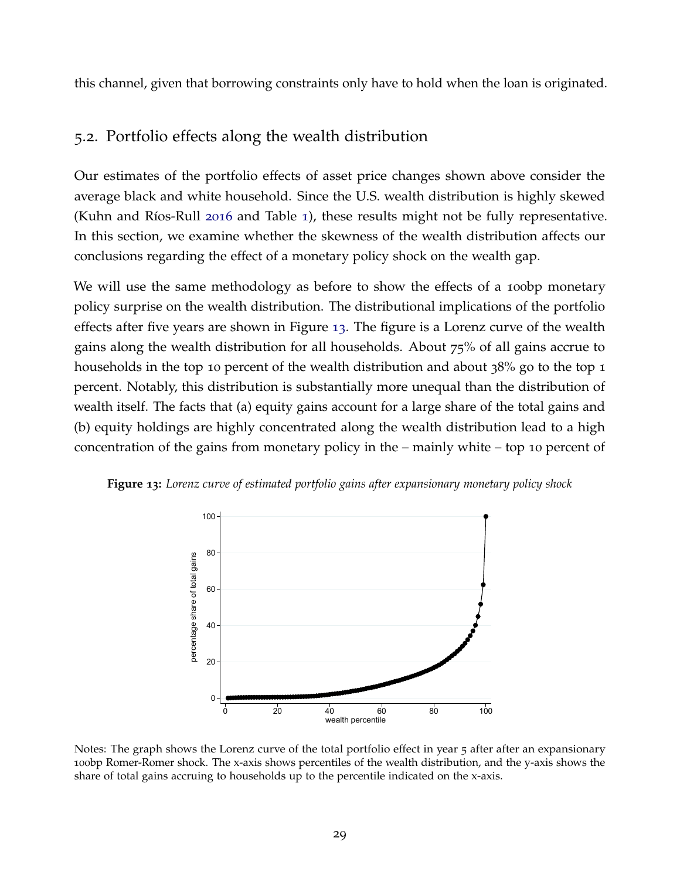this channel, given that borrowing constraints only have to hold when the loan is originated.

## 5.2. Portfolio effects along the wealth distribution

Our estimates of the portfolio effects of asset price changes shown above consider the average black and white household. Since the U.S. wealth distribution is highly skewed (Kuhn and Ríos-Rull 2016 and Table 1), these results might not be fully representative. In this section, we examine whether the skewness of the wealth distribution affects our conclusions regarding the effect of a monetary policy shock on the wealth gap.

We will use the same methodology as before to show the effects of a 100bp monetary policy surprise on the wealth distribution. The distributional implications of the portfolio effects after five years are shown in Figure 13. The figure is a Lorenz curve of the wealth gains along the wealth distribution for all households. About 75% of all gains accrue to households in the top 10 percent of the wealth distribution and about 38% go to the top 1 percent. Notably, this distribution is substantially more unequal than the distribution of wealth itself. The facts that (a) equity gains account for a large share of the total gains and (b) equity holdings are highly concentrated along the wealth distribution lead to a high concentration of the gains from monetary policy in the – mainly white – top 10 percent of

**Figure 13:** *Lorenz curve of estimated portfolio gains after expansionary monetary policy shock*

Notes: The graph shows the Lorenz curve of the total portfolio effect in year 5 after after an expansionary 100bp Romer-Romer shock. The x-axis shows percentiles of the wealth distribution, and the y-axis shows the share of total gains accruing to households up to the percentile indicated on the x-axis.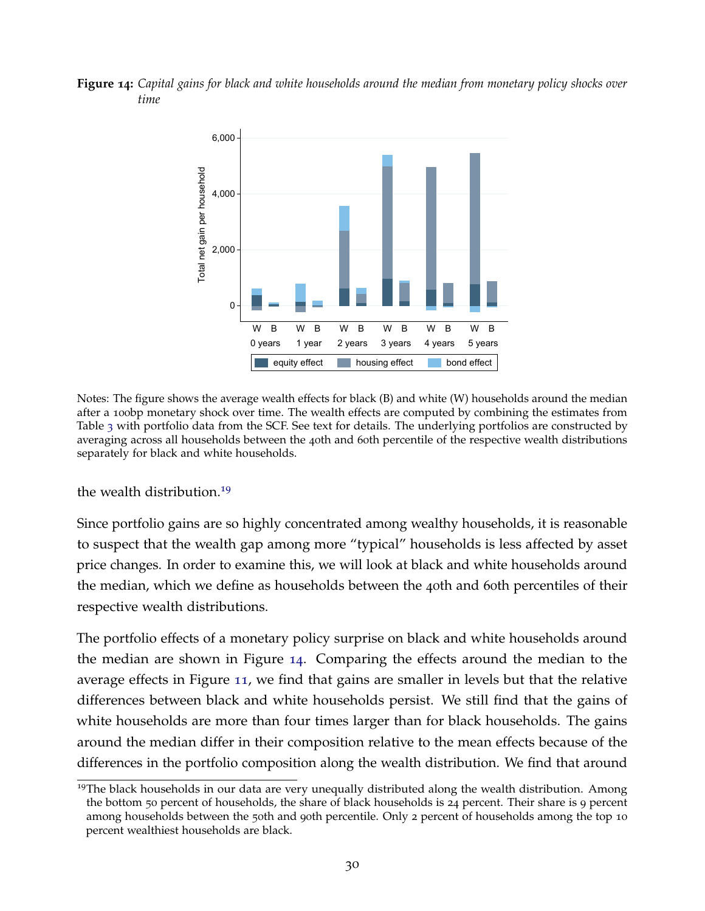**Figure 14:** *Capital gains for black and white households around the median from monetary policy shocks over time*

Notes: The figure shows the average wealth effects for black (B) and white (W) households around the median after a 100bp monetary shock over time. The wealth effects are computed by combining the estimates from Table 3 with portfolio data from the SCF. See text for details. The underlying portfolios are constructed by averaging across all households between the 40th and 60th percentile of the respective wealth distributions separately for black and white households.

the wealth distribution.[19]

Since portfolio gains are so highly concentrated among wealthy households, it is reasonable to suspect that the wealth gap among more "typical" households is less affected by asset price changes. In order to examine this, we will look at black and white households around the median, which we define as households between the 40th and 60th percentiles of their respective wealth distributions.

The portfolio effects of a monetary policy surprise on black and white households around the median are shown in Figure 14. Comparing the effects around the median to the average effects in Figure 11, we find that gains are smaller in levels but that the relative differences between black and white households persist. We still find that the gains of white households are more than four times larger than for black households. The gains around the median differ in their composition relative to the mean effects because of the differences in the portfolio composition along the wealth distribution. We find that around

[19] The black households in our data are very unequally distributed along the wealth distribution. Among the bottom 50 percent of households, the share of black households is 24 percent. Their share is 9 percent among households between the 50th and 90th percentile. Only 2 percent of households among the top 10 percent wealthiest households are black.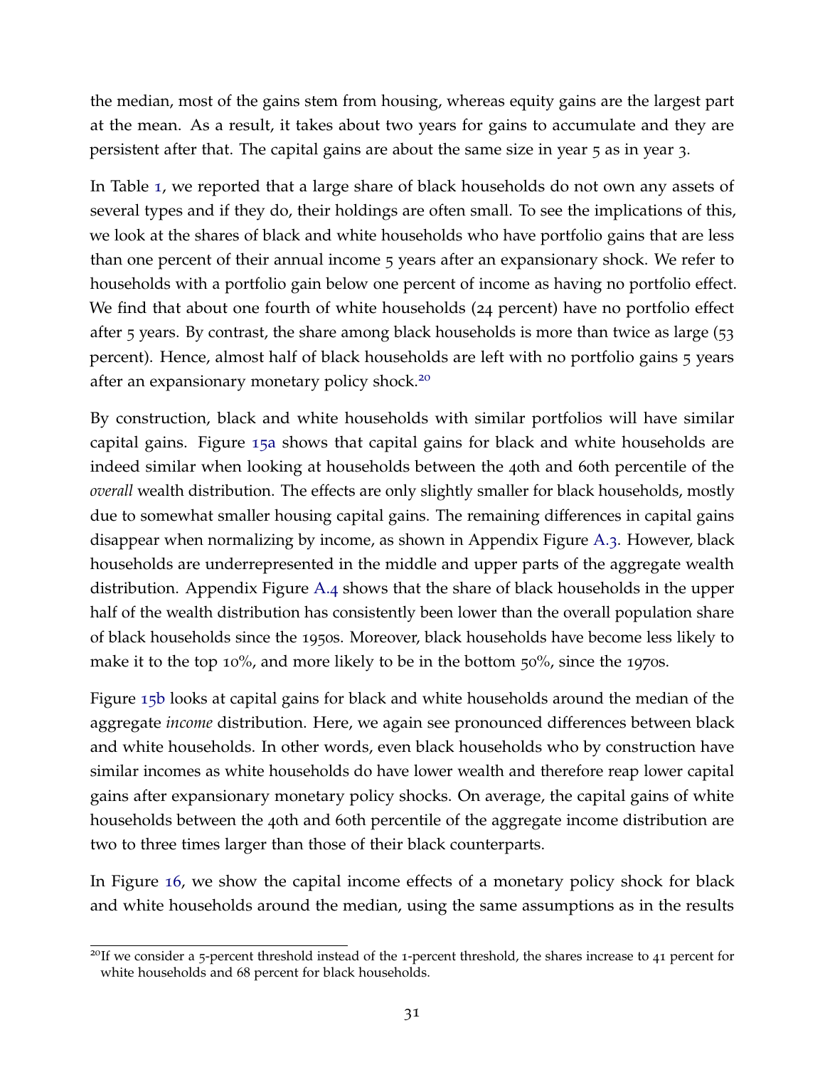the median, most of the gains stem from housing, whereas equity gains are the largest part at the mean. As a result, it takes about two years for gains to accumulate and they are persistent after that. The capital gains are about the same size in year 5 as in year 3.

In Table 1, we reported that a large share of black households do not own any assets of several types and if they do, their holdings are often small. To see the implications of this, we look at the shares of black and white households who have portfolio gains that are less than one percent of their annual income 5 years after an expansionary shock. We refer to households with a portfolio gain below one percent of income as having no portfolio effect. We find that about one fourth of white households (24 percent) have no portfolio effect after 5 years. By contrast, the share among black households is more than twice as large (53 percent). Hence, almost half of black households are left with no portfolio gains 5 years after an expansionary monetary policy shock.[20]

By construction, black and white households with similar portfolios will have similar capital gains. Figure 15a shows that capital gains for black and white households are indeed similar when looking at households between the 40th and 60th percentile of the *overall* wealth distribution. The effects are only slightly smaller for black households, mostly due to somewhat smaller housing capital gains. The remaining differences in capital gains disappear when normalizing by income, as shown in Appendix Figure A.3. However, black households are underrepresented in the middle and upper parts of the aggregate wealth distribution. Appendix Figure A.4 shows that the share of black households in the upper half of the wealth distribution has consistently been lower than the overall population share of black households since the 1950s. Moreover, black households have become less likely to make it to the top 10%, and more likely to be in the bottom 50%, since the 1970s.

Figure 15b looks at capital gains for black and white households around the median of the aggregate *income* distribution. Here, we again see pronounced differences between black and white households. In other words, even black households who by construction have similar incomes as white households do have lower wealth and therefore reap lower capital gains after expansionary monetary policy shocks. On average, the capital gains of white households between the 40th and 60th percentile of the aggregate income distribution are two to three times larger than those of their black counterparts.

In Figure 16, we show the capital income effects of a monetary policy shock for black and white households around the median, using the same assumptions as in the results

[20] If we consider a 5-percent threshold instead of the 1-percent threshold, the shares increase to 41 percent for white households and 68 percent for black households.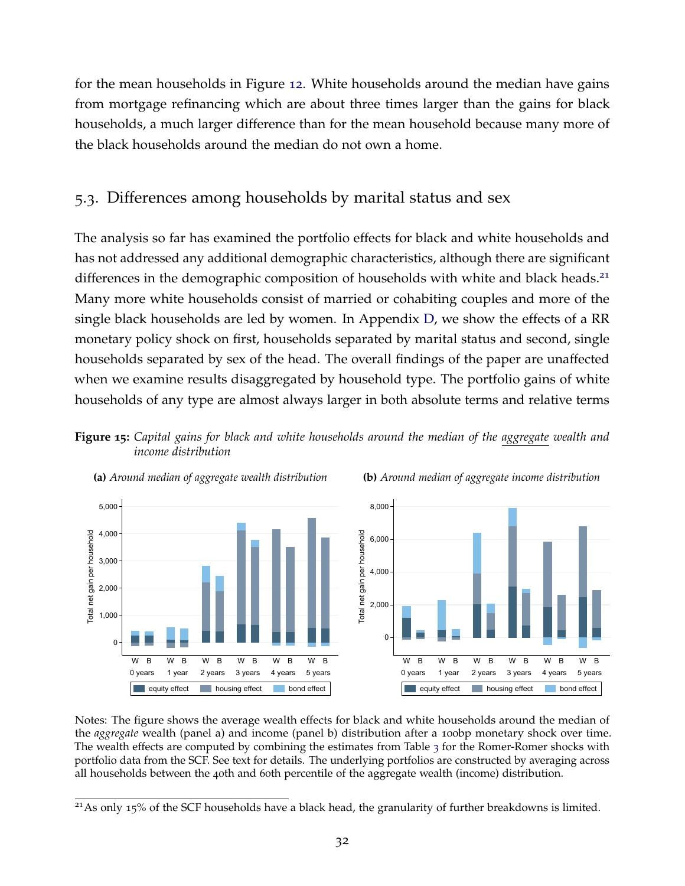for the mean households in Figure 12. White households around the median have gains from mortgage refinancing which are about three times larger than the gains for black households, a much larger difference than for the mean household because many more of the black households around the median do not own a home.

## 5.3. Differences among households by marital status and sex

The analysis so far has examined the portfolio effects for black and white households and has not addressed any additional demographic characteristics, although there are significant differences in the demographic composition of households with white and black heads.[21] Many more white households consist of married or cohabiting couples and more of the single black households are led by women. In Appendix D, we show the effects of a RR monetary policy shock on first, households separated by marital status and second, single households separated by sex of the head. The overall findings of the paper are unaffected when we examine results disaggregated by household type. The portfolio gains of white households of any type are almost always larger in both absolute terms and relative terms

**Figure 15:** *Capital gains for black and white households around the median of the aggregate wealth and income distribution*

**(a)** *Around median of aggregate wealth distribution*

**(b)** *Around median of aggregate income distribution*

Notes: The figure shows the average wealth effects for black and white households around the median of the *aggregate* wealth (panel a) and income (panel b) distribution after a 100bp monetary shock over time. The wealth effects are computed by combining the estimates from Table 3 for the Romer-Romer shocks with portfolio data from the SCF. See text for details. The underlying portfolios are constructed by averaging across all households between the 40th and 60th percentile of the aggregate wealth (income) distribution.

[21] As only 15% of the SCF households have a black head, the granularity of further breakdowns is limited.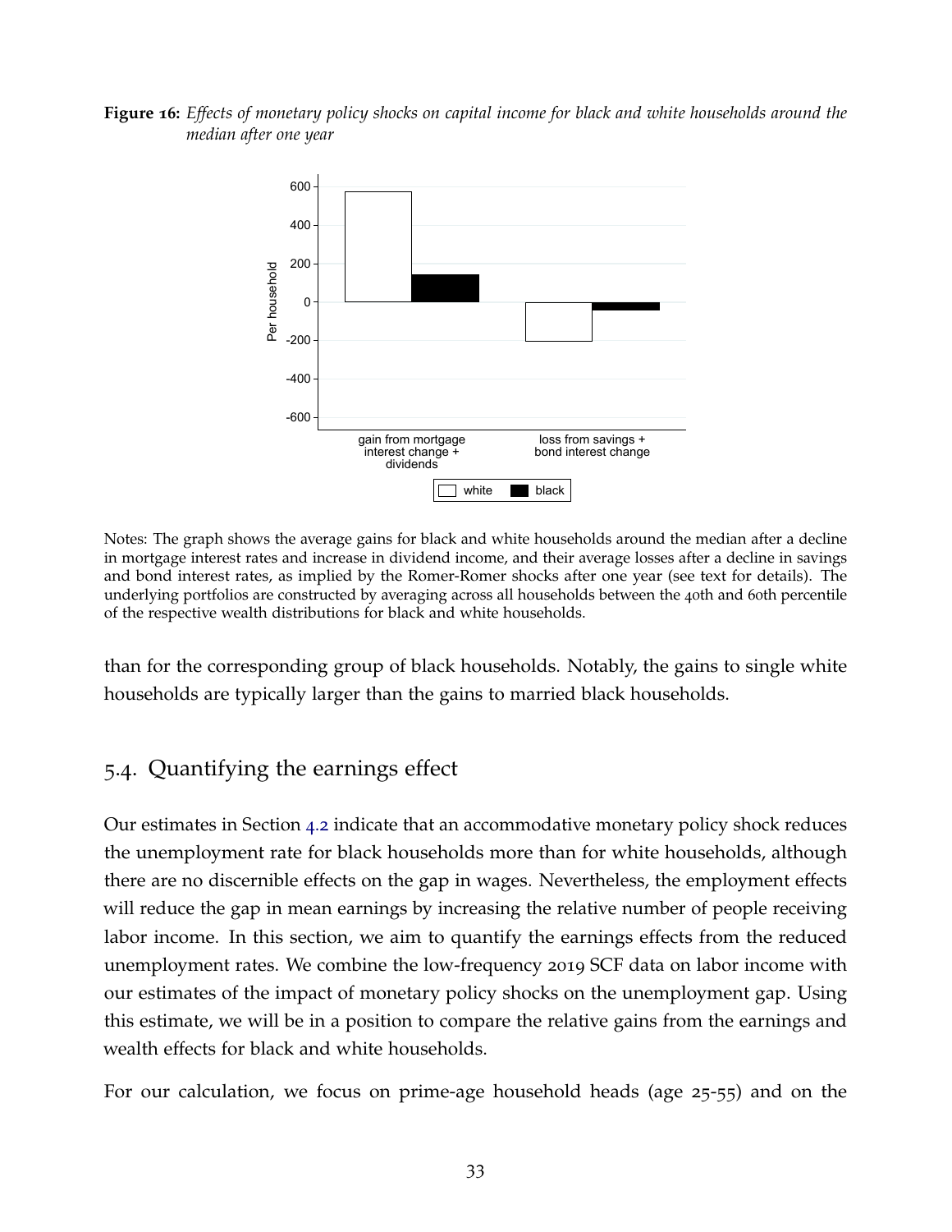**Figure 16:** *Effects of monetary policy shocks on capital income for black and white households around the median after one year*

Notes: The graph shows the average gains for black and white households around the median after a decline in mortgage interest rates and increase in dividend income, and their average losses after a decline in savings and bond interest rates, as implied by the Romer-Romer shocks after one year (see text for details). The underlying portfolios are constructed by averaging across all households between the 40th and 60th percentile of the respective wealth distributions for black and white households.

than for the corresponding group of black households. Notably, the gains to single white households are typically larger than the gains to married black households.

## 5.4. Quantifying the earnings effect

Our estimates in Section 4.2 indicate that an accommodative monetary policy shock reduces the unemployment rate for black households more than for white households, although there are no discernible effects on the gap in wages. Nevertheless, the employment effects will reduce the gap in mean earnings by increasing the relative number of people receiving labor income. In this section, we aim to quantify the earnings effects from the reduced unemployment rates. We combine the low-frequency 2019 SCF data on labor income with our estimates of the impact of monetary policy shocks on the unemployment gap. Using this estimate, we will be in a position to compare the relative gains from the earnings and wealth effects for black and white households.

For our calculation, we focus on prime-age household heads (age 25-55) and on the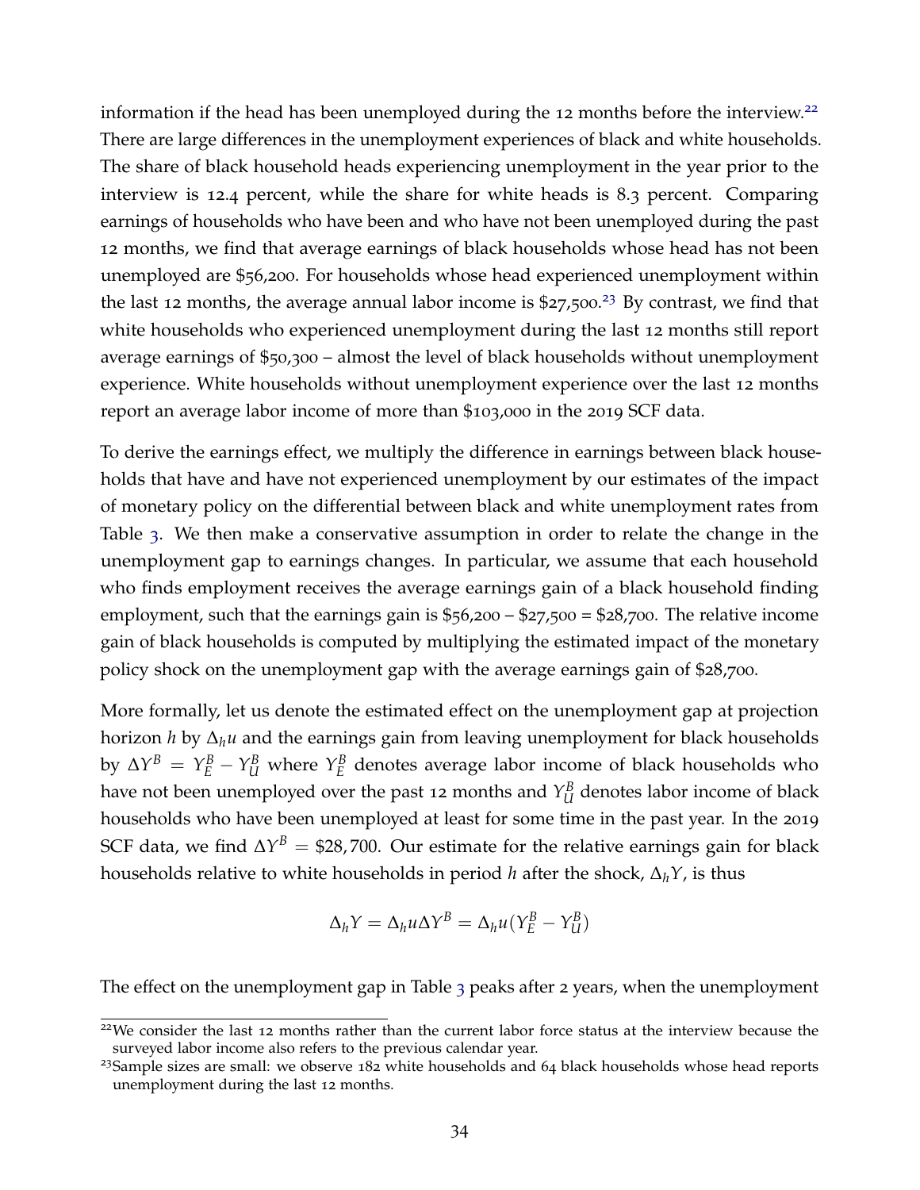information if the head has been unemployed during the 12 months before the interview.[22] There are large differences in the unemployment experiences of black and white households. The share of black household heads experiencing unemployment in the year prior to the interview is 12.4 percent, while the share for white heads is 8.3 percent. Comparing earnings of households who have been and who have not been unemployed during the past 12 months, we find that average earnings of black households whose head has not been unemployed are $56,200. For households whose head experienced unemployment within the last 12 months, the average annual labor income is $27,500.[23] By contrast, we find that white households who experienced unemployment during the last 12 months still report average earnings of $50,300 – almost the level of black households without unemployment experience. White households without unemployment experience over the last 12 months report an average labor income of more than $103,000 in the 2019 SCF data.

To derive the earnings effect, we multiply the difference in earnings between black households that have and have not experienced unemployment by our estimates of the impact of monetary policy on the differential between black and white unemployment rates from Table 3. We then make a conservative assumption in order to relate the change in the unemployment gap to earnings changes. In particular, we assume that each household who finds employment receives the average earnings gain of a black household finding employment, such that the earnings gain is $56,200 – $27,500 = $28,700. The relative income gain of black households is computed by multiplying the estimated impact of the monetary policy shock on the unemployment gap with the average earnings gain of $28,700.

More formally, let us denote the estimated effect on the unemployment gap at projection horizon $h$ by $\Delta_h u$ and the earnings gain from leaving unemployment for black households by $\Delta Y^B = Y_E^B - Y_U^B$ where $Y_E^B$ denotes average labor income of black households who have not been unemployed over the past 12 months and $Y_U^B$ denotes labor income of black households who have been unemployed at least for some time in the past year. In the 2019 SCF data, we find $\Delta Y^B = \$28,700$. Our estimate for the relative earnings gain for black households relative to white households in period $h$ after the shock, $\Delta_h Y$, is thus

$$\Delta_h Y = \Delta_h u \Delta Y^B = \Delta_h u (Y_E^B - Y_U^B)$$

The effect on the unemployment gap in Table 3 peaks after 2 years, when the unemployment

[22] We consider the last 12 months rather than the current labor force status at the interview because the surveyed labor income also refers to the previous calendar year.

[23] Sample sizes are small: we observe 182 white households and 64 black households whose head reports unemployment during the last 12 months.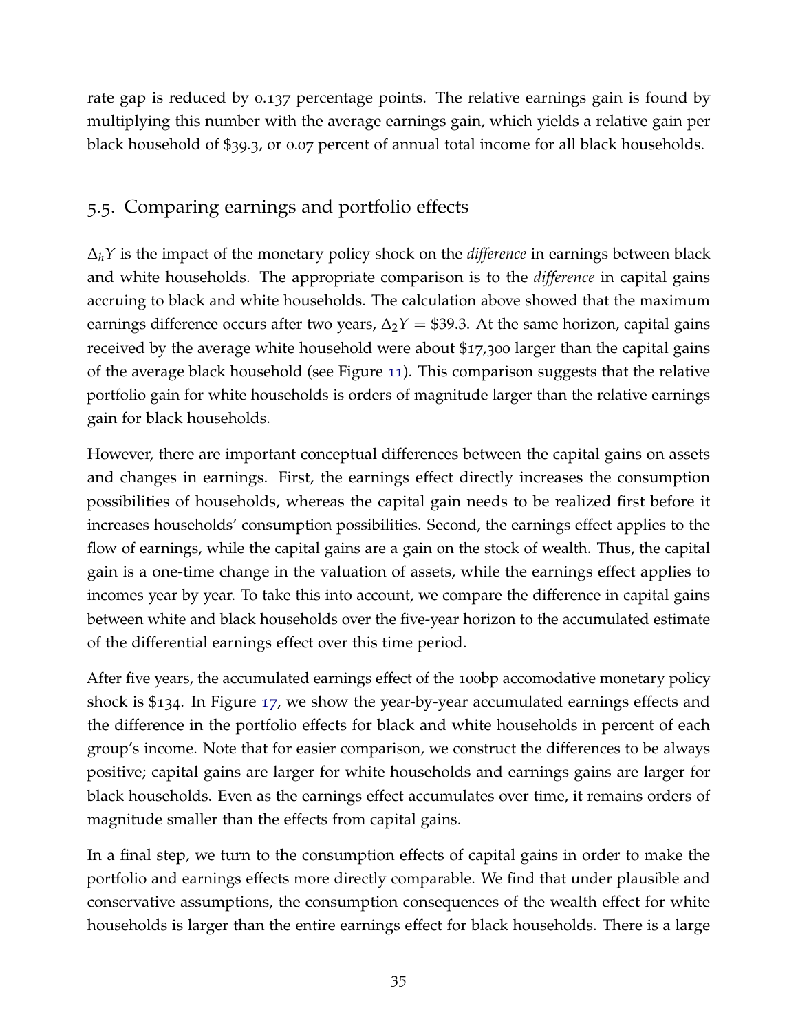rate gap is reduced by 0.137 percentage points. The relative earnings gain is found by multiplying this number with the average earnings gain, which yields a relative gain per black household of $39.3, or 0.07 percent of annual total income for all black households.

## 5.5. Comparing earnings and portfolio effects

$\Delta_h Y$ is the impact of the monetary policy shock on the *difference* in earnings between black and white households. The appropriate comparison is to the *difference* in capital gains accruing to black and white households. The calculation above showed that the maximum earnings difference occurs after two years, $\Delta_2 Y = \$39.3$. At the same horizon, capital gains received by the average white household were about $17,300 larger than the capital gains of the average black household (see Figure 11). This comparison suggests that the relative portfolio gain for white households is orders of magnitude larger than the relative earnings gain for black households.

However, there are important conceptual differences between the capital gains on assets and changes in earnings. First, the earnings effect directly increases the consumption possibilities of households, whereas the capital gain needs to be realized first before it increases households' consumption possibilities. Second, the earnings effect applies to the flow of earnings, while the capital gains are a gain on the stock of wealth. Thus, the capital gain is a one-time change in the valuation of assets, while the earnings effect applies to incomes year by year. To take this into account, we compare the difference in capital gains between white and black households over the five-year horizon to the accumulated estimate of the differential earnings effect over this time period.

After five years, the accumulated earnings effect of the 100bp accomodative monetary policy shock is $134. In Figure 17, we show the year-by-year accumulated earnings effects and the difference in the portfolio effects for black and white households in percent of each group's income. Note that for easier comparison, we construct the differences to be always positive; capital gains are larger for white households and earnings gains are larger for black households. Even as the earnings effect accumulates over time, it remains orders of magnitude smaller than the effects from capital gains.

In a final step, we turn to the consumption effects of capital gains in order to make the portfolio and earnings effects more directly comparable. We find that under plausible and conservative assumptions, the consumption consequences of the wealth effect for white households is larger than the entire earnings effect for black households. There is a large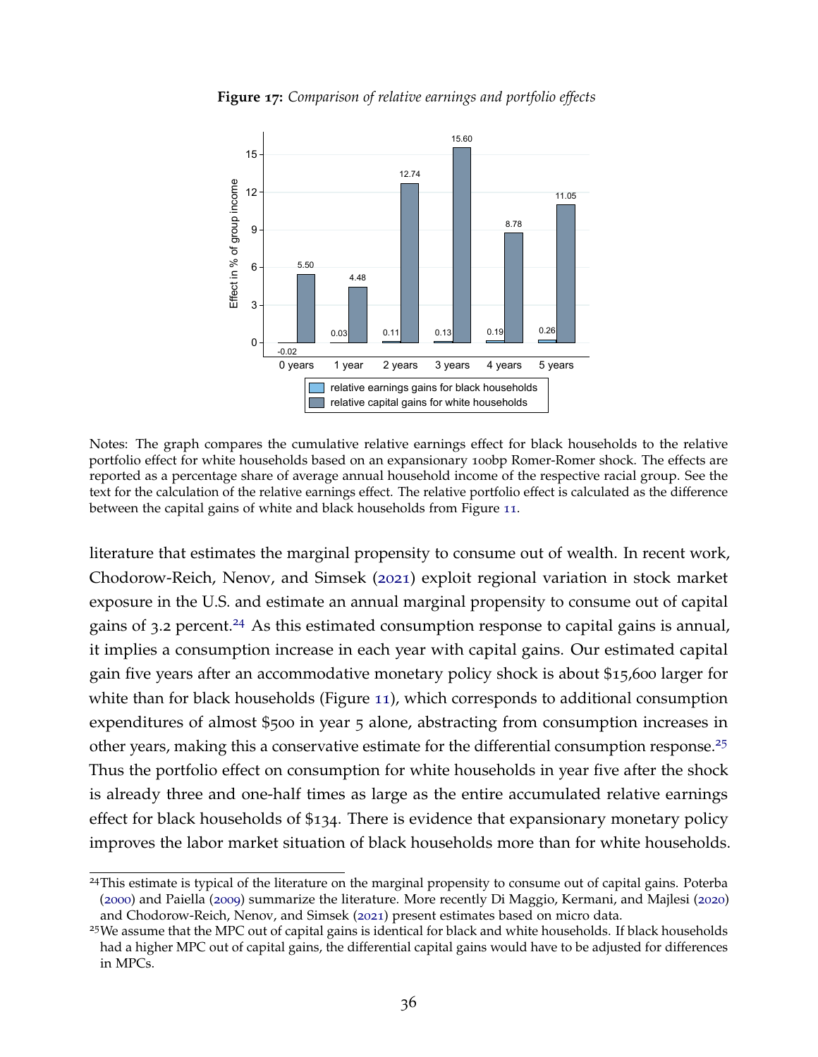**Figure 17:** *Comparison of relative earnings and portfolio effects*

Notes: The graph compares the cumulative relative earnings effect for black households to the relative portfolio effect for white households based on an expansionary 100bp Romer-Romer shock. The effects are reported as a percentage share of average annual household income of the respective racial group. See the text for the calculation of the relative earnings effect. The relative portfolio effect is calculated as the difference between the capital gains of white and black households from Figure 11.

literature that estimates the marginal propensity to consume out of wealth. In recent work, Chodorow-Reich, Nenov, and Simsek (2021) exploit regional variation in stock market exposure in the U.S. and estimate an annual marginal propensity to consume out of capital gains of 3.2 percent.[24] As this estimated consumption response to capital gains is annual, it implies a consumption increase in each year with capital gains. Our estimated capital gain five years after an accommodative monetary policy shock is about $15,600 larger for white than for black households (Figure 11), which corresponds to additional consumption expenditures of almost $500 in year 5 alone, abstracting from consumption increases in other years, making this a conservative estimate for the differential consumption response.[25] Thus the portfolio effect on consumption for white households in year five after the shock is already three and one-half times as large as the entire accumulated relative earnings effect for black households of $134. There is evidence that expansionary monetary policy improves the labor market situation of black households more than for white households.

[24] This estimate is typical of the literature on the marginal propensity to consume out of capital gains. Poterba (2000) and Paiella (2009) summarize the literature. More recently Di Maggio, Kermani, and Majlesi (2020) and Chodorow-Reich, Nenov, and Simsek (2021) present estimates based on micro data.

[25] We assume that the MPC out of capital gains is identical for black and white households. If black households had a higher MPC out of capital gains, the differential capital gains would have to be adjusted for differences in MPCs.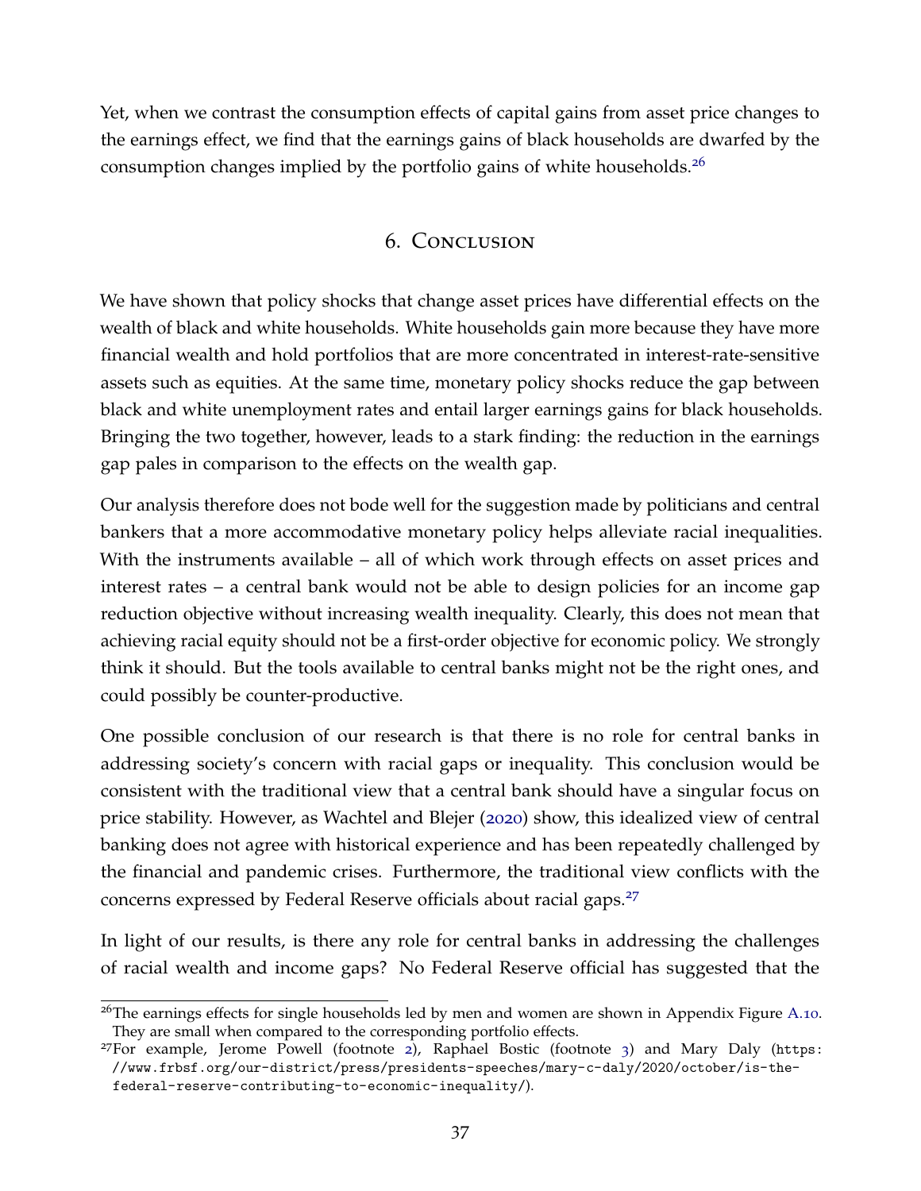Yet, when we contrast the consumption effects of capital gains from asset price changes to the earnings effect, we find that the earnings gains of black households are dwarfed by the consumption changes implied by the portfolio gains of white households.[26]

## 6. Conclusion

We have shown that policy shocks that change asset prices have differential effects on the wealth of black and white households. White households gain more because they have more financial wealth and hold portfolios that are more concentrated in interest-rate-sensitive assets such as equities. At the same time, monetary policy shocks reduce the gap between black and white unemployment rates and entail larger earnings gains for black households. Bringing the two together, however, leads to a stark finding: the reduction in the earnings gap pales in comparison to the effects on the wealth gap.

Our analysis therefore does not bode well for the suggestion made by politicians and central bankers that a more accommodative monetary policy helps alleviate racial inequalities. With the instruments available – all of which work through effects on asset prices and interest rates – a central bank would not be able to design policies for an income gap reduction objective without increasing wealth inequality. Clearly, this does not mean that achieving racial equity should not be a first-order objective for economic policy. We strongly think it should. But the tools available to central banks might not be the right ones, and could possibly be counter-productive.

One possible conclusion of our research is that there is no role for central banks in addressing society's concern with racial gaps or inequality. This conclusion would be consistent with the traditional view that a central bank should have a singular focus on price stability. However, as Wachtel and Blejer (2020) show, this idealized view of central banking does not agree with historical experience and has been repeatedly challenged by the financial and pandemic crises. Furthermore, the traditional view conflicts with the concerns expressed by Federal Reserve officials about racial gaps.[27]

In light of our results, is there any role for central banks in addressing the challenges of racial wealth and income gaps? No Federal Reserve official has suggested that the

[26] The earnings effects for single households led by men and women are shown in Appendix Figure A.10. They are small when compared to the corresponding portfolio effects.

[27] For example, Jerome Powell (footnote 2), Raphael Bostic (footnote 3) and Mary Daly (https://www.frbsf.org/our-district/press/presidents-speeches/mary-c-daly/2020/october/is-the-federal-reserve-contributing-to-economic-inequality/).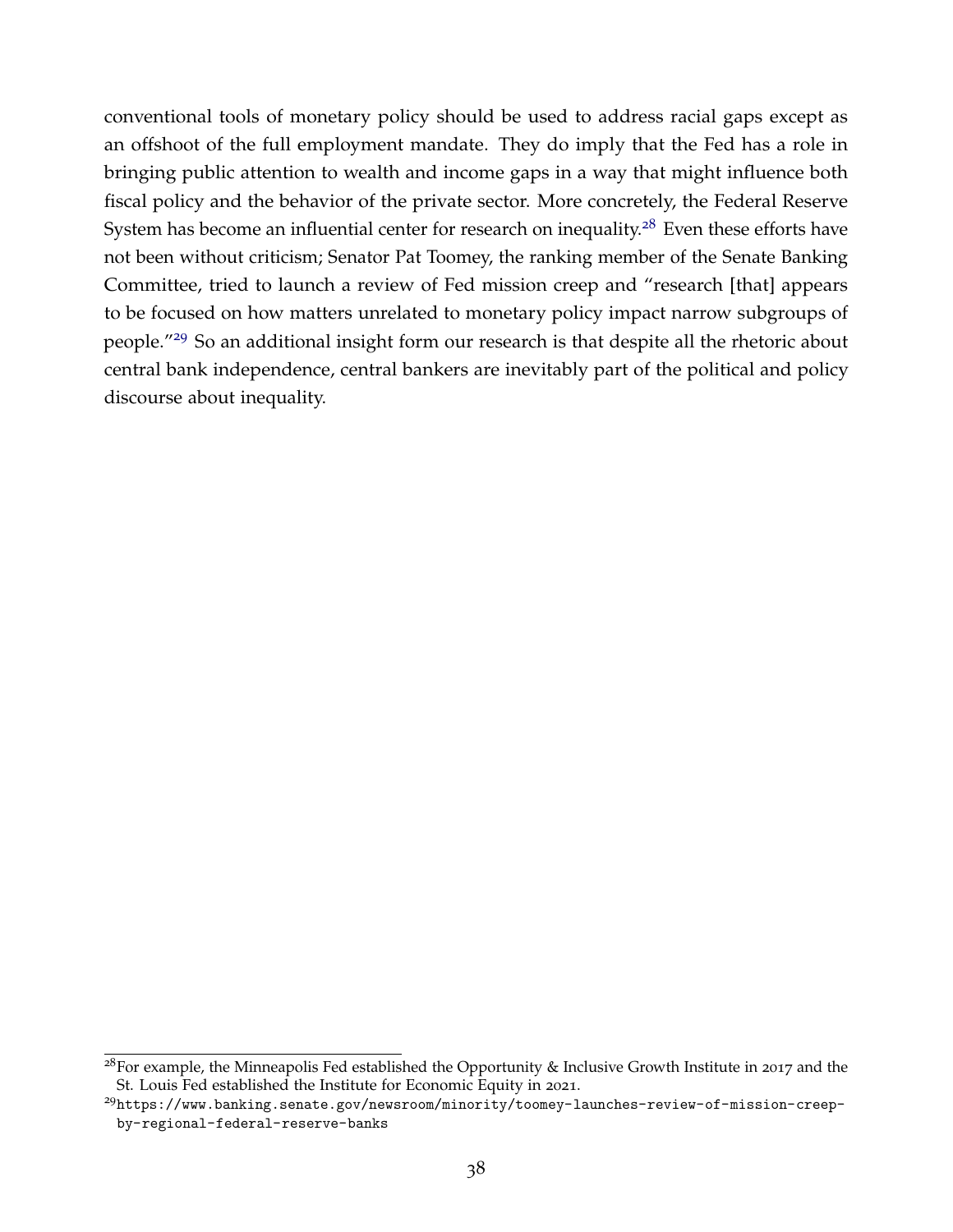conventional tools of monetary policy should be used to address racial gaps except as an offshoot of the full employment mandate. They do imply that the Fed has a role in bringing public attention to wealth and income gaps in a way that might influence both fiscal policy and the behavior of the private sector. More concretely, the Federal Reserve System has become an influential center for research on inequality.[28] Even these efforts have not been without criticism; Senator Pat Toomey, the ranking member of the Senate Banking Committee, tried to launch a review of Fed mission creep and "research [that] appears to be focused on how matters unrelated to monetary policy impact narrow subgroups of people."[29] So an additional insight form our research is that despite all the rhetoric about central bank independence, central bankers are inevitably part of the political and policy discourse about inequality.

---

[28] For example, the Minneapolis Fed established the Opportunity & Inclusive Growth Institute in 2017 and the St. Louis Fed established the Institute for Economic Equity in 2021.

[29] https://www.banking.senate.gov/newsroom/minority/toomey-launches-review-of-mission-creep-by-regional-federal-reserve-banks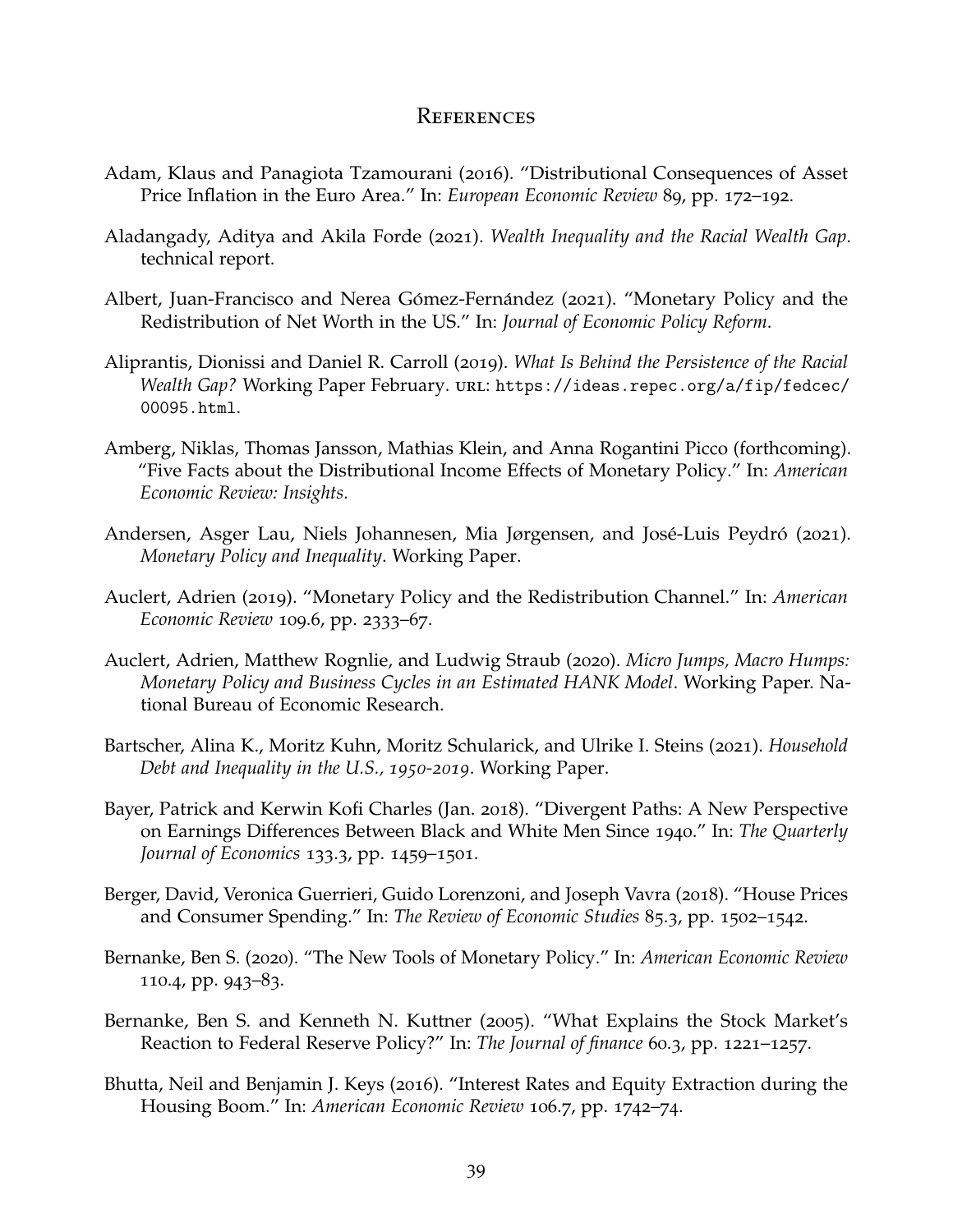# References

Adam, Klaus and Panagiota Tzamourani (2016). "Distributional Consequences of Asset Price Inflation in the Euro Area." In: *European Economic Review* 89, pp. 172–192.

Aladangady, Aditya and Akila Forde (2021). *Wealth Inequality and the Racial Wealth Gap*. technical report.

Albert, Juan-Francisco and Nerea Gómez-Fernández (2021). "Monetary Policy and the Redistribution of Net Worth in the US." In: *Journal of Economic Policy Reform*.

Aliprantis, Dionissi and Daniel R. Carroll (2019). *What Is Behind the Persistence of the Racial Wealth Gap?* Working Paper February. URL: https://ideas.repec.org/a/fip/fedcec/00095.html.

Amberg, Niklas, Thomas Jansson, Mathias Klein, and Anna Rogantini Picco (forthcoming). "Five Facts about the Distributional Income Effects of Monetary Policy." In: *American Economic Review: Insights*.

Andersen, Asger Lau, Niels Johannesen, Mia Jørgensen, and José-Luis Peydró (2021). *Monetary Policy and Inequality*. Working Paper.

Auclert, Adrien (2019). "Monetary Policy and the Redistribution Channel." In: *American Economic Review* 109.6, pp. 2333–67.

Auclert, Adrien, Matthew Rognlie, and Ludwig Straub (2020). *Micro Jumps, Macro Humps: Monetary Policy and Business Cycles in an Estimated HANK Model*. Working Paper. National Bureau of Economic Research.

Bartscher, Alina K., Moritz Kuhn, Moritz Schularick, and Ulrike I. Steins (2021). *Household Debt and Inequality in the U.S., 1950-2019*. Working Paper.

Bayer, Patrick and Kerwin Kofi Charles (Jan. 2018). "Divergent Paths: A New Perspective on Earnings Differences Between Black and White Men Since 1940." In: *The Quarterly Journal of Economics* 133.3, pp. 1459–1501.

Berger, David, Veronica Guerrieri, Guido Lorenzoni, and Joseph Vavra (2018). "House Prices and Consumer Spending." In: *The Review of Economic Studies* 85.3, pp. 1502–1542.

Bernanke, Ben S. (2020). "The New Tools of Monetary Policy." In: *American Economic Review* 110.4, pp. 943–83.

Bernanke, Ben S. and Kenneth N. Kuttner (2005). "What Explains the Stock Market's Reaction to Federal Reserve Policy?" In: *The Journal of finance* 60.3, pp. 1221–1257.

Bhutta, Neil and Benjamin J. Keys (2016). "Interest Rates and Equity Extraction during the Housing Boom." In: *American Economic Review* 106.7, pp. 1742–74.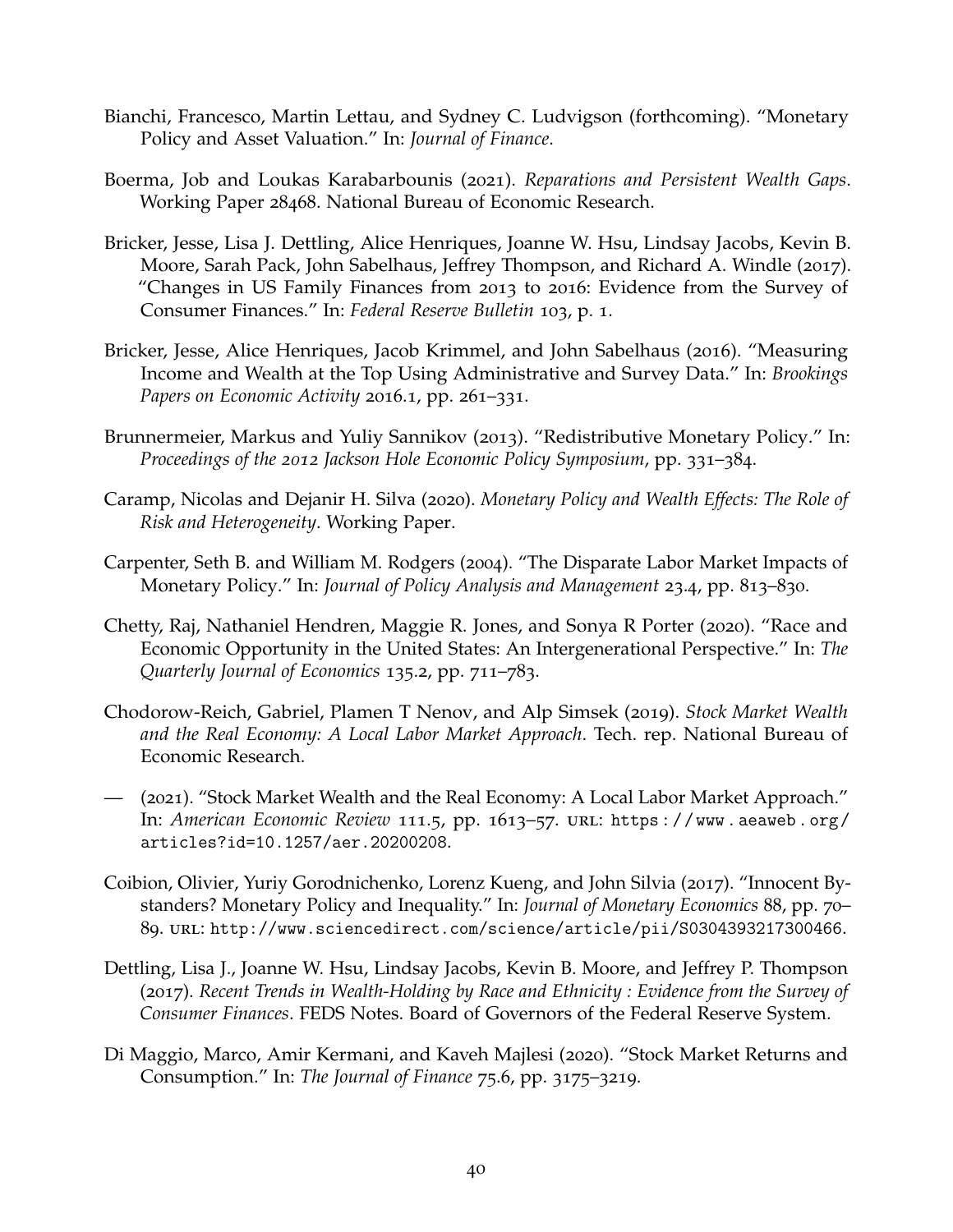Bianchi, Francesco, Martin Lettau, and Sydney C. Ludvigson (forthcoming). "Monetary Policy and Asset Valuation." In: *Journal of Finance*.

Boerma, Job and Loukas Karabarbounis (2021). *Reparations and Persistent Wealth Gaps*. Working Paper 28468. National Bureau of Economic Research.

Bricker, Jesse, Lisa J. Dettling, Alice Henriques, Joanne W. Hsu, Lindsay Jacobs, Kevin B. Moore, Sarah Pack, John Sabelhaus, Jeffrey Thompson, and Richard A. Windle (2017). "Changes in US Family Finances from 2013 to 2016: Evidence from the Survey of Consumer Finances." In: *Federal Reserve Bulletin* 103, p. 1.

Bricker, Jesse, Alice Henriques, Jacob Krimmel, and John Sabelhaus (2016). "Measuring Income and Wealth at the Top Using Administrative and Survey Data." In: *Brookings Papers on Economic Activity* 2016.1, pp. 261–331.

Brunnermeier, Markus and Yuliy Sannikov (2013). "Redistributive Monetary Policy." In: *Proceedings of the 2012 Jackson Hole Economic Policy Symposium*, pp. 331–384.

Caramp, Nicolas and Dejanir H. Silva (2020). *Monetary Policy and Wealth Effects: The Role of Risk and Heterogeneity*. Working Paper.

Carpenter, Seth B. and William M. Rodgers (2004). "The Disparate Labor Market Impacts of Monetary Policy." In: *Journal of Policy Analysis and Management* 23.4, pp. 813–830.

Chetty, Raj, Nathaniel Hendren, Maggie R. Jones, and Sonya R Porter (2020). "Race and Economic Opportunity in the United States: An Intergenerational Perspective." In: *The Quarterly Journal of Economics* 135.2, pp. 711–783.

Chodorow-Reich, Gabriel, Plamen T Nenov, and Alp Simsek (2019). *Stock Market Wealth and the Real Economy: A Local Labor Market Approach*. Tech. rep. National Bureau of Economic Research.

— (2021). "Stock Market Wealth and the Real Economy: A Local Labor Market Approach." In: *American Economic Review* 111.5, pp. 1613–57. URL: https://www.aeaweb.org/articles?id=10.1257/aer.20200208.

Coibion, Olivier, Yuriy Gorodnichenko, Lorenz Kueng, and John Silvia (2017). "Innocent Bystanders? Monetary Policy and Inequality." In: *Journal of Monetary Economics* 88, pp. 70–89. URL: http://www.sciencedirect.com/science/article/pii/S0304393217300466.

Dettling, Lisa J., Joanne W. Hsu, Lindsay Jacobs, Kevin B. Moore, and Jeffrey P. Thompson (2017). *Recent Trends in Wealth-Holding by Race and Ethnicity : Evidence from the Survey of Consumer Finances*. FEDS Notes. Board of Governors of the Federal Reserve System.

Di Maggio, Marco, Amir Kermani, and Kaveh Majlesi (2020). "Stock Market Returns and Consumption." In: *The Journal of Finance* 75.6, pp. 3175–3219.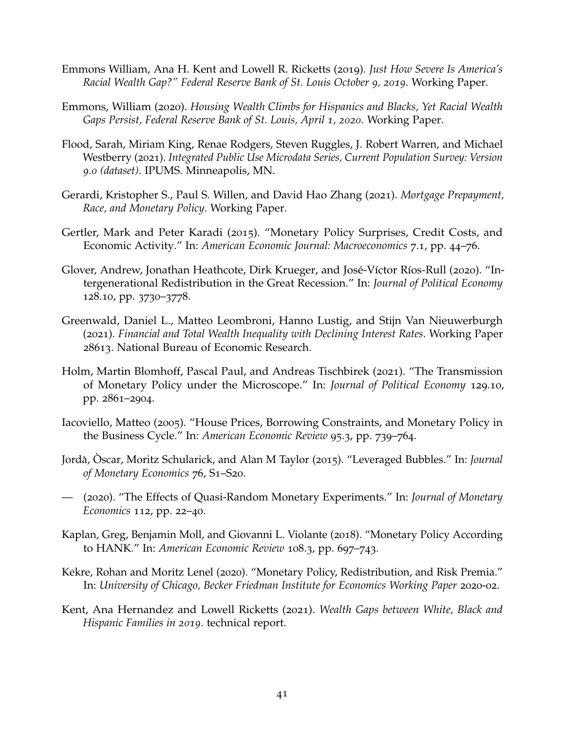Emmons William, Ana H. Kent and Lowell R. Ricketts (2019). *Just How Severe Is America's Racial Wealth Gap?" Federal Reserve Bank of St. Louis October 9, 2019*. Working Paper.

Emmons, William (2020). *Housing Wealth Climbs for Hispanics and Blacks, Yet Racial Wealth Gaps Persist, Federal Reserve Bank of St. Louis, April 1, 2020*. Working Paper.

Flood, Sarah, Miriam King, Renae Rodgers, Steven Ruggles, J. Robert Warren, and Michael Westberry (2021). *Integrated Public Use Microdata Series, Current Population Survey: Version 9.0 (dataset)*. IPUMS. Minneapolis, MN.

Gerardi, Kristopher S., Paul S. Willen, and David Hao Zhang (2021). *Mortgage Prepayment, Race, and Monetary Policy*. Working Paper.

Gertler, Mark and Peter Karadi (2015). "Monetary Policy Surprises, Credit Costs, and Economic Activity." In: *American Economic Journal: Macroeconomics* 7.1, pp. 44–76.

Glover, Andrew, Jonathan Heathcote, Dirk Krueger, and José-Víctor Ríos-Rull (2020). "Intergenerational Redistribution in the Great Recession." In: *Journal of Political Economy* 128.10, pp. 3730–3778.

Greenwald, Daniel L., Matteo Leombroni, Hanno Lustig, and Stijn Van Nieuwerburgh (2021). *Financial and Total Wealth Inequality with Declining Interest Rates*. Working Paper 28613. National Bureau of Economic Research.

Holm, Martin Blomhoff, Pascal Paul, and Andreas Tischbirek (2021). "The Transmission of Monetary Policy under the Microscope." In: *Journal of Political Economy* 129.10, pp. 2861–2904.

Iacoviello, Matteo (2005). "House Prices, Borrowing Constraints, and Monetary Policy in the Business Cycle." In: *American Economic Review* 95.3, pp. 739–764.

Jordà, Òscar, Moritz Schularick, and Alan M Taylor (2015). "Leveraged Bubbles." In: *Journal of Monetary Economics* 76, S1–S20.

— (2020). "The Effects of Quasi-Random Monetary Experiments." In: *Journal of Monetary Economics* 112, pp. 22–40.

Kaplan, Greg, Benjamin Moll, and Giovanni L. Violante (2018). "Monetary Policy According to HANK." In: *American Economic Review* 108.3, pp. 697–743.

Kekre, Rohan and Moritz Lenel (2020). "Monetary Policy, Redistribution, and Risk Premia." In: *University of Chicago, Becker Friedman Institute for Economics Working Paper* 2020-02.

Kent, Ana Hernandez and Lowell Ricketts (2021). *Wealth Gaps between White, Black and Hispanic Families in 2019*. technical report.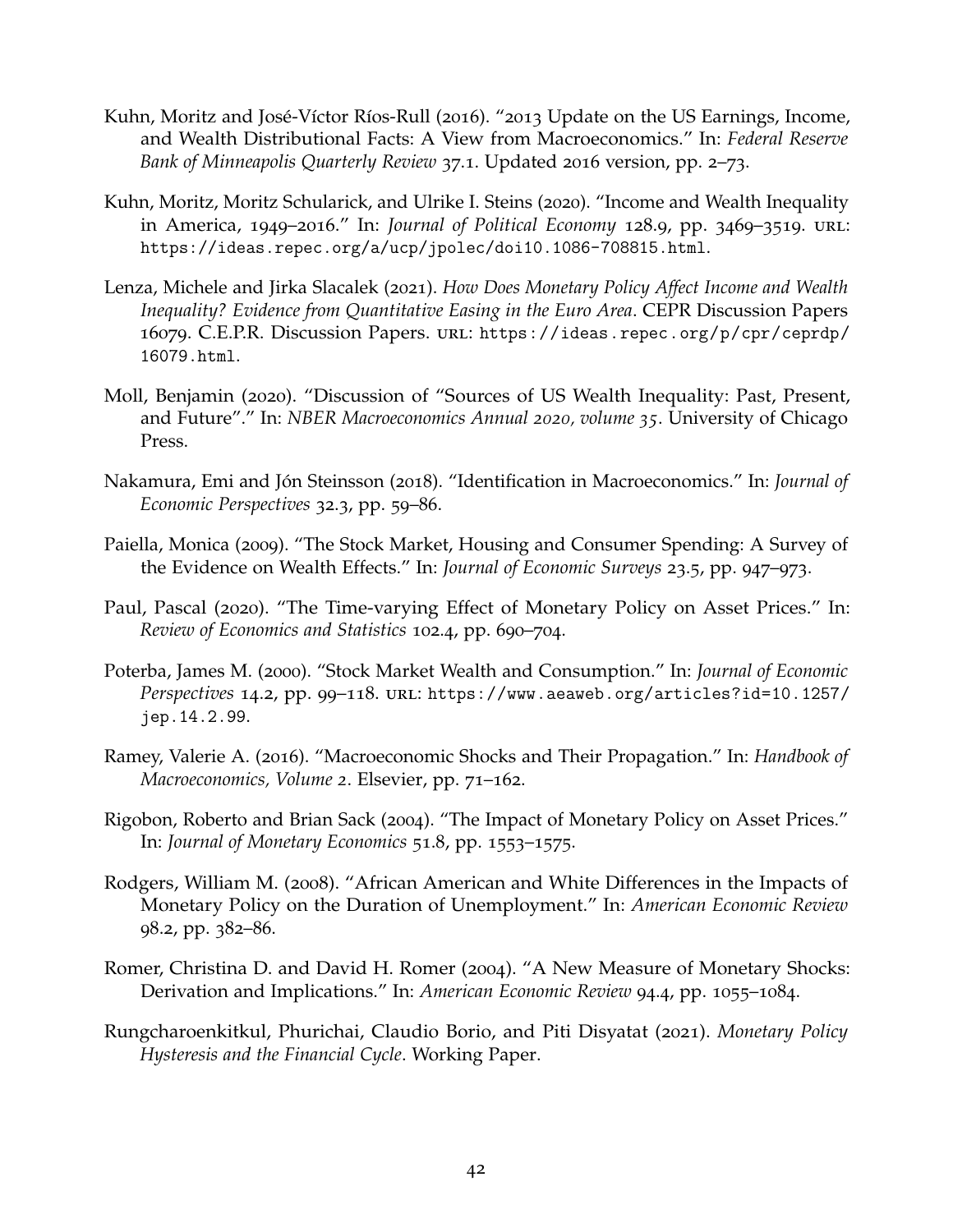Kuhn, Moritz and José-Víctor Ríos-Rull (2016). "2013 Update on the US Earnings, Income, and Wealth Distributional Facts: A View from Macroeconomics." In: *Federal Reserve Bank of Minneapolis Quarterly Review* 37.1. Updated 2016 version, pp. 2–73.

Kuhn, Moritz, Moritz Schularick, and Ulrike I. Steins (2020). "Income and Wealth Inequality in America, 1949–2016." In: *Journal of Political Economy* 128.9, pp. 3469–3519. URL: https://ideas.repec.org/a/ucp/jpolec/doi10.1086-708815.html.

Lenza, Michele and Jirka Slacalek (2021). *How Does Monetary Policy Affect Income and Wealth Inequality? Evidence from Quantitative Easing in the Euro Area*. CEPR Discussion Papers 16079. C.E.P.R. Discussion Papers. URL: https://ideas.repec.org/p/cpr/ceprdp/16079.html.

Moll, Benjamin (2020). "Discussion of "Sources of US Wealth Inequality: Past, Present, and Future"." In: *NBER Macroeconomics Annual 2020, volume 35*. University of Chicago Press.

Nakamura, Emi and Jón Steinsson (2018). "Identification in Macroeconomics." In: *Journal of Economic Perspectives* 32.3, pp. 59–86.

Paiella, Monica (2009). "The Stock Market, Housing and Consumer Spending: A Survey of the Evidence on Wealth Effects." In: *Journal of Economic Surveys* 23.5, pp. 947–973.

Paul, Pascal (2020). "The Time-varying Effect of Monetary Policy on Asset Prices." In: *Review of Economics and Statistics* 102.4, pp. 690–704.

Poterba, James M. (2000). "Stock Market Wealth and Consumption." In: *Journal of Economic Perspectives* 14.2, pp. 99–118. URL: https://www.aeaweb.org/articles?id=10.1257/jep.14.2.99.

Ramey, Valerie A. (2016). "Macroeconomic Shocks and Their Propagation." In: *Handbook of Macroeconomics, Volume 2*. Elsevier, pp. 71–162.

Rigobon, Roberto and Brian Sack (2004). "The Impact of Monetary Policy on Asset Prices." In: *Journal of Monetary Economics* 51.8, pp. 1553–1575.

Rodgers, William M. (2008). "African American and White Differences in the Impacts of Monetary Policy on the Duration of Unemployment." In: *American Economic Review* 98.2, pp. 382–86.

Romer, Christina D. and David H. Romer (2004). "A New Measure of Monetary Shocks: Derivation and Implications." In: *American Economic Review* 94.4, pp. 1055–1084.

Rungcharoenkitkul, Phurichai, Claudio Borio, and Piti Disyatat (2021). *Monetary Policy Hysteresis and the Financial Cycle*. Working Paper.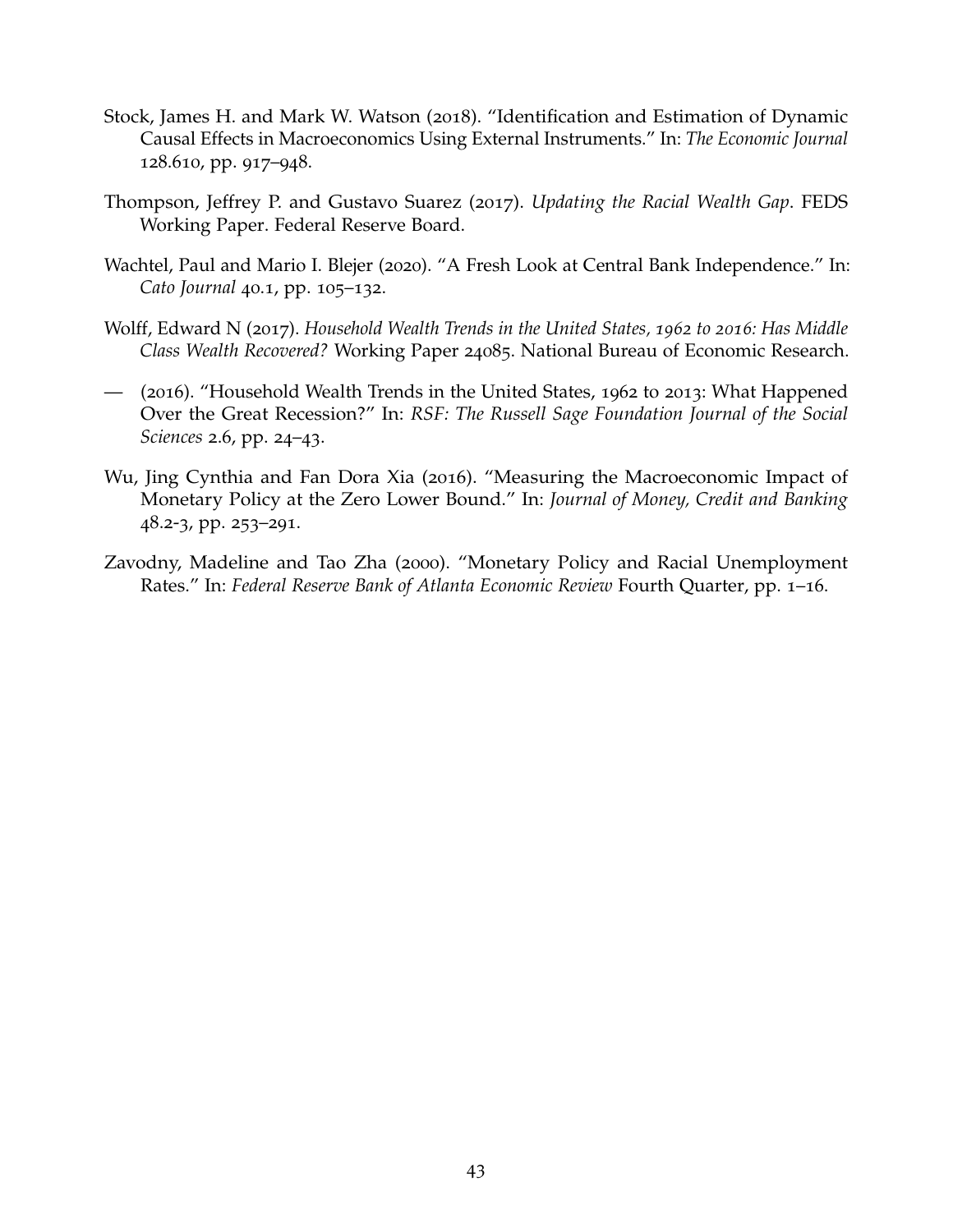Stock, James H. and Mark W. Watson (2018). "Identification and Estimation of Dynamic Causal Effects in Macroeconomics Using External Instruments." In: *The Economic Journal* 128.610, pp. 917–948.

Thompson, Jeffrey P. and Gustavo Suarez (2017). *Updating the Racial Wealth Gap*. FEDS Working Paper. Federal Reserve Board.

Wachtel, Paul and Mario I. Blejer (2020). "A Fresh Look at Central Bank Independence." In: *Cato Journal* 40.1, pp. 105–132.

Wolff, Edward N (2017). *Household Wealth Trends in the United States, 1962 to 2016: Has Middle Class Wealth Recovered?* Working Paper 24085. National Bureau of Economic Research.

— (2016). "Household Wealth Trends in the United States, 1962 to 2013: What Happened Over the Great Recession?" In: *RSF: The Russell Sage Foundation Journal of the Social Sciences* 2.6, pp. 24–43.

Wu, Jing Cynthia and Fan Dora Xia (2016). "Measuring the Macroeconomic Impact of Monetary Policy at the Zero Lower Bound." In: *Journal of Money, Credit and Banking* 48.2-3, pp. 253–291.

Zavodny, Madeline and Tao Zha (2000). "Monetary Policy and Racial Unemployment Rates." In: *Federal Reserve Bank of Atlanta Economic Review* Fourth Quarter, pp. 1–16.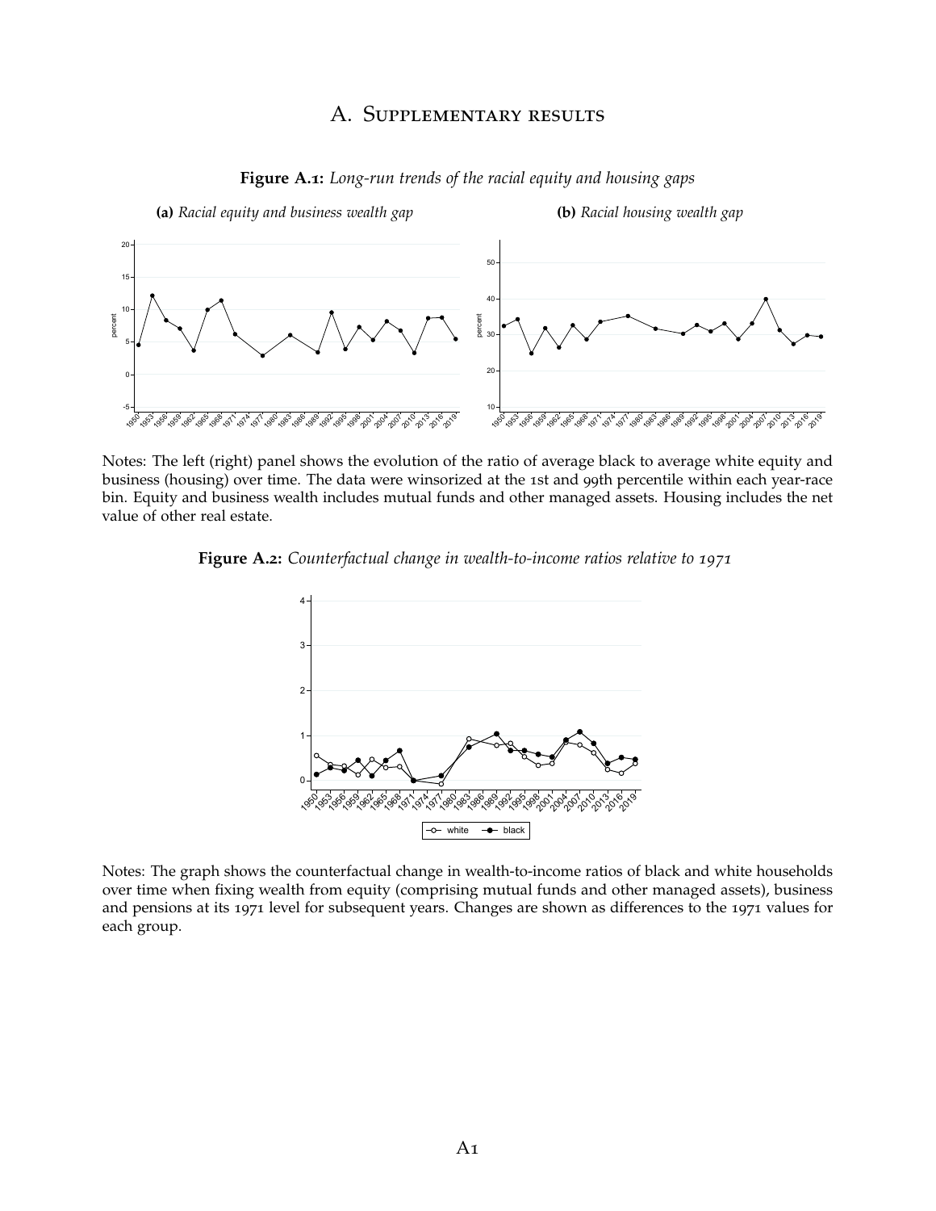# A. Supplementary results

**Figure A.1:** *Long-run trends of the racial equity and housing gaps*

**(a)** *Racial equity and business wealth gap*

**(b)** *Racial housing wealth gap*

Notes: The left (right) panel shows the evolution of the ratio of average black to average white equity and business (housing) over time. The data were winsorized at the 1st and 99th percentile within each year-race bin. Equity and business wealth includes mutual funds and other managed assets. Housing includes the net value of other real estate.

**Figure A.2:** *Counterfactual change in wealth-to-income ratios relative to 1971*

Notes: The graph shows the counterfactual change in wealth-to-income ratios of black and white households over time when fixing wealth from equity (comprising mutual funds and other managed assets), business and pensions at its 1971 level for subsequent years. Changes are shown as differences to the 1971 values for each group.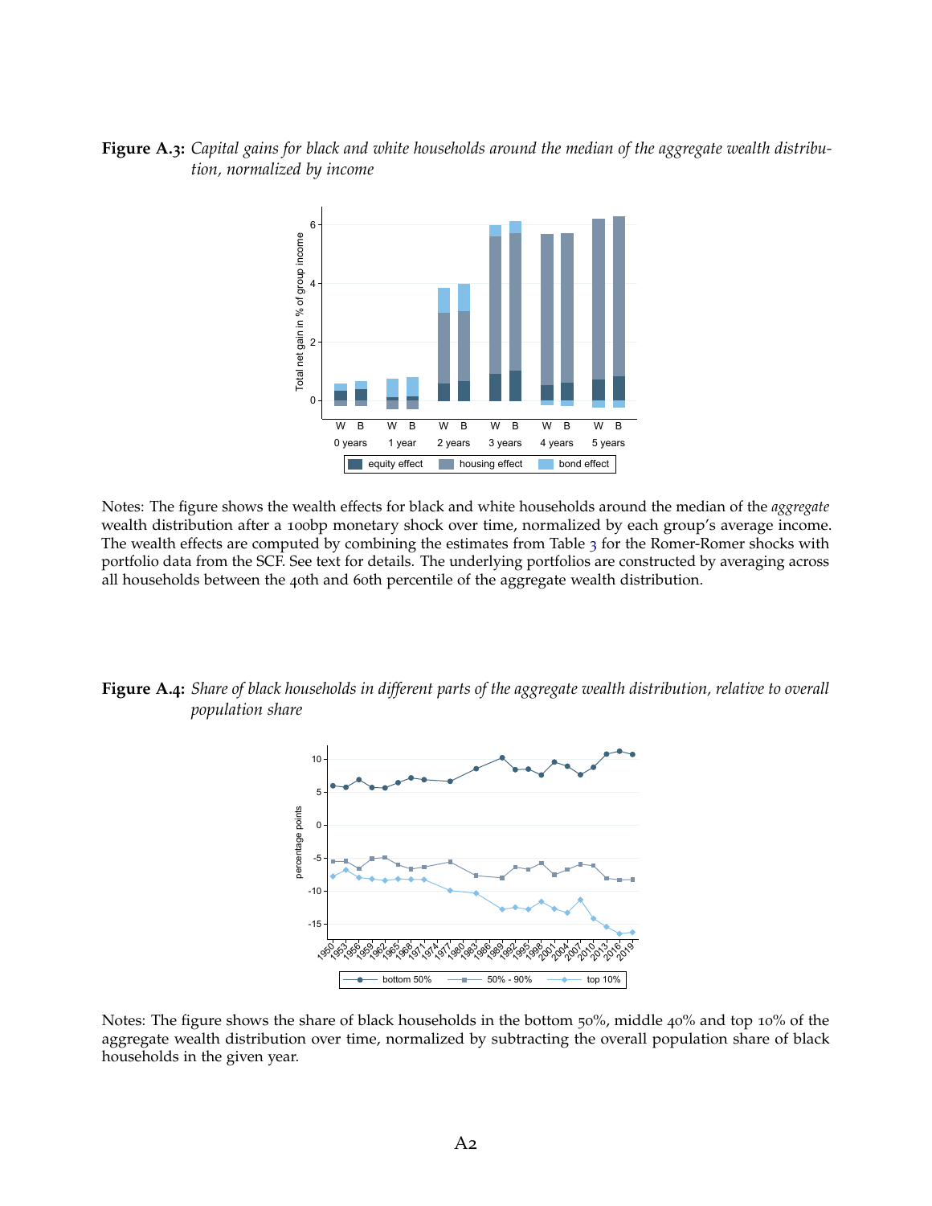**Figure A.3:** *Capital gains for black and white households around the median of the aggregate wealth distribution, normalized by income*

Notes: The figure shows the wealth effects for black and white households around the median of the *aggregate* wealth distribution after a 100bp monetary shock over time, normalized by each group's average income. The wealth effects are computed by combining the estimates from Table 3 for the Romer-Romer shocks with portfolio data from the SCF. See text for details. The underlying portfolios are constructed by averaging across all households between the 40th and 60th percentile of the aggregate wealth distribution.

**Figure A.4:** *Share of black households in different parts of the aggregate wealth distribution, relative to overall population share*

Notes: The figure shows the share of black households in the bottom 50%, middle 40% and top 10% of the aggregate wealth distribution over time, normalized by subtracting the overall population share of black households in the given year.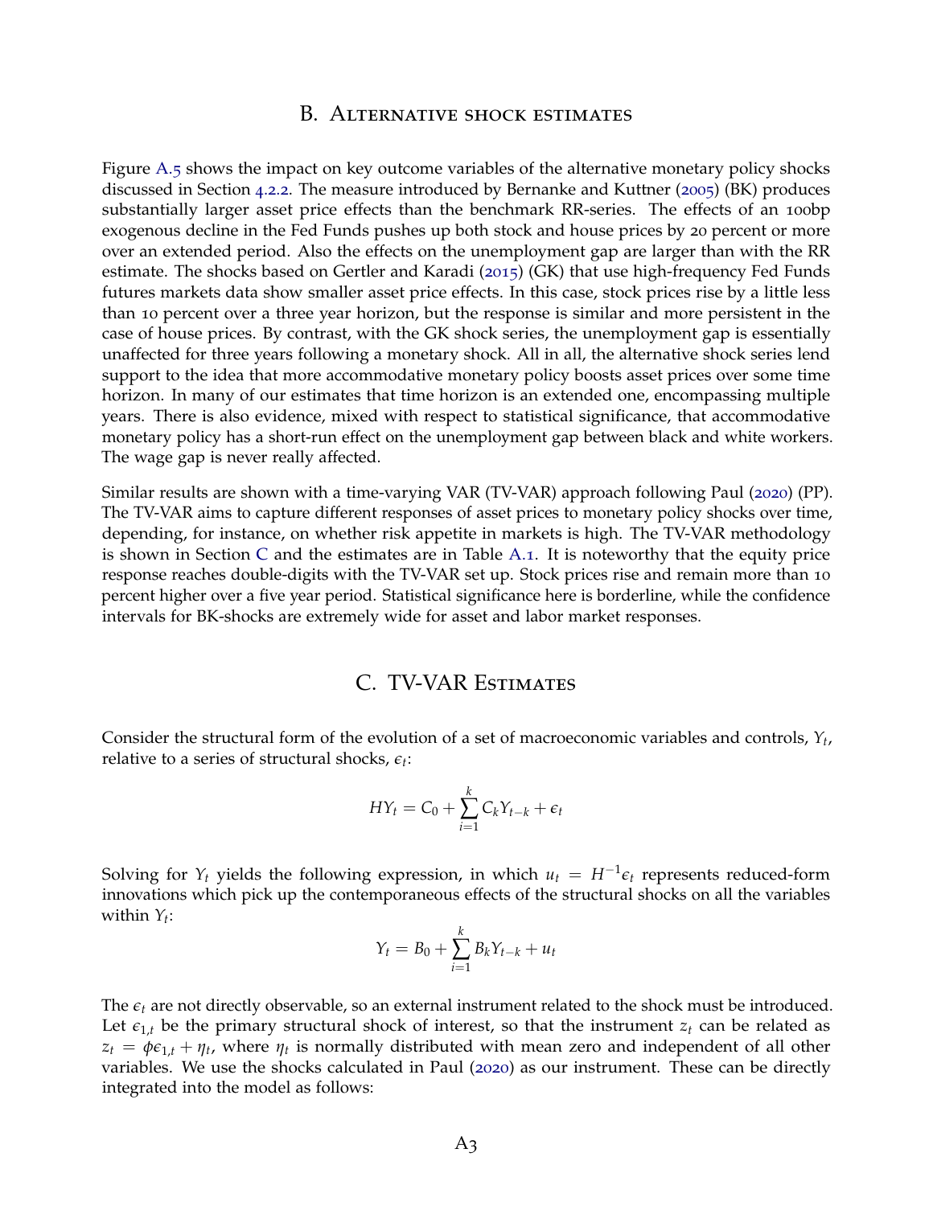## B. Alternative shock estimates

Figure A.5 shows the impact on key outcome variables of the alternative monetary policy shocks discussed in Section 4.2.2. The measure introduced by Bernanke and Kuttner (2005) (BK) produces substantially larger asset price effects than the benchmark RR-series. The effects of an 100bp exogenous decline in the Fed Funds pushes up both stock and house prices by 20 percent or more over an extended period. Also the effects on the unemployment gap are larger than with the RR estimate. The shocks based on Gertler and Karadi (2015) (GK) that use high-frequency Fed Funds futures markets data show smaller asset price effects. In this case, stock prices rise by a little less than 10 percent over a three year horizon, but the response is similar and more persistent in the case of house prices. By contrast, with the GK shock series, the unemployment gap is essentially unaffected for three years following a monetary shock. All in all, the alternative shock series lend support to the idea that more accommodative monetary policy boosts asset prices over some time horizon. In many of our estimates that time horizon is an extended one, encompassing multiple years. There is also evidence, mixed with respect to statistical significance, that accommodative monetary policy has a short-run effect on the unemployment gap between black and white workers. The wage gap is never really affected.

Similar results are shown with a time-varying VAR (TV-VAR) approach following Paul (2020) (PP). The TV-VAR aims to capture different responses of asset prices to monetary policy shocks over time, depending, for instance, on whether risk appetite in markets is high. The TV-VAR methodology is shown in Section C and the estimates are in Table A.1. It is noteworthy that the equity price response reaches double-digits with the TV-VAR set up. Stock prices rise and remain more than 10 percent higher over a five year period. Statistical significance here is borderline, while the confidence intervals for BK-shocks are extremely wide for asset and labor market responses.

## C. TV-VAR Estimates

Consider the structural form of the evolution of a set of macroeconomic variables and controls, $Y_t$, relative to a series of structural shocks, $\epsilon_t$:

$$HY_t = C_0 + \sum_{i=1}^{k} C_k Y_{t-k} + \epsilon_t$$

Solving for $Y_t$ yields the following expression, in which $u_t = H^{-1}\epsilon_t$ represents reduced-form innovations which pick up the contemporaneous effects of the structural shocks on all the variables within $Y_t$:

$$Y_t = B_0 + \sum_{i=1}^{k} B_k Y_{t-k} + u_t$$

The $\epsilon_t$ are not directly observable, so an external instrument related to the shock must be introduced. Let $\epsilon_{1,t}$ be the primary structural shock of interest, so that the instrument $z_t$ can be related as $z_t = \phi\epsilon_{1,t} + \eta_t$, where $\eta_t$ is normally distributed with mean zero and independent of all other variables. We use the shocks calculated in Paul (2020) as our instrument. These can be directly integrated into the model as follows: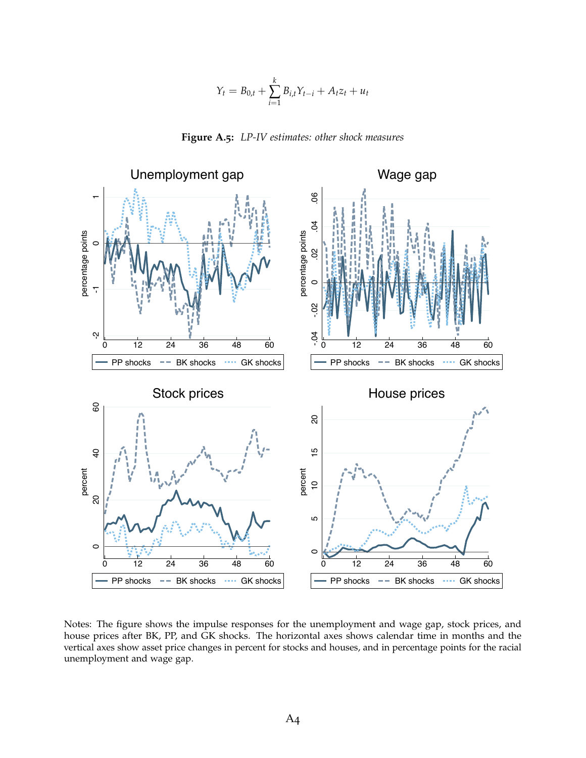$$Y_t = B_{0,t} + \sum_{i=1}^{k} B_{i,t} Y_{t-i} + A_t z_t + u_t$$

**Figure A.5:** *LP-IV estimates: other shock measures*

Notes: The figure shows the impulse responses for the unemployment and wage gap, stock prices, and house prices after BK, PP, and GK shocks. The horizontal axes shows calendar time in months and the vertical axes show asset price changes in percent for stocks and houses, and in percentage points for the racial unemployment and wage gap.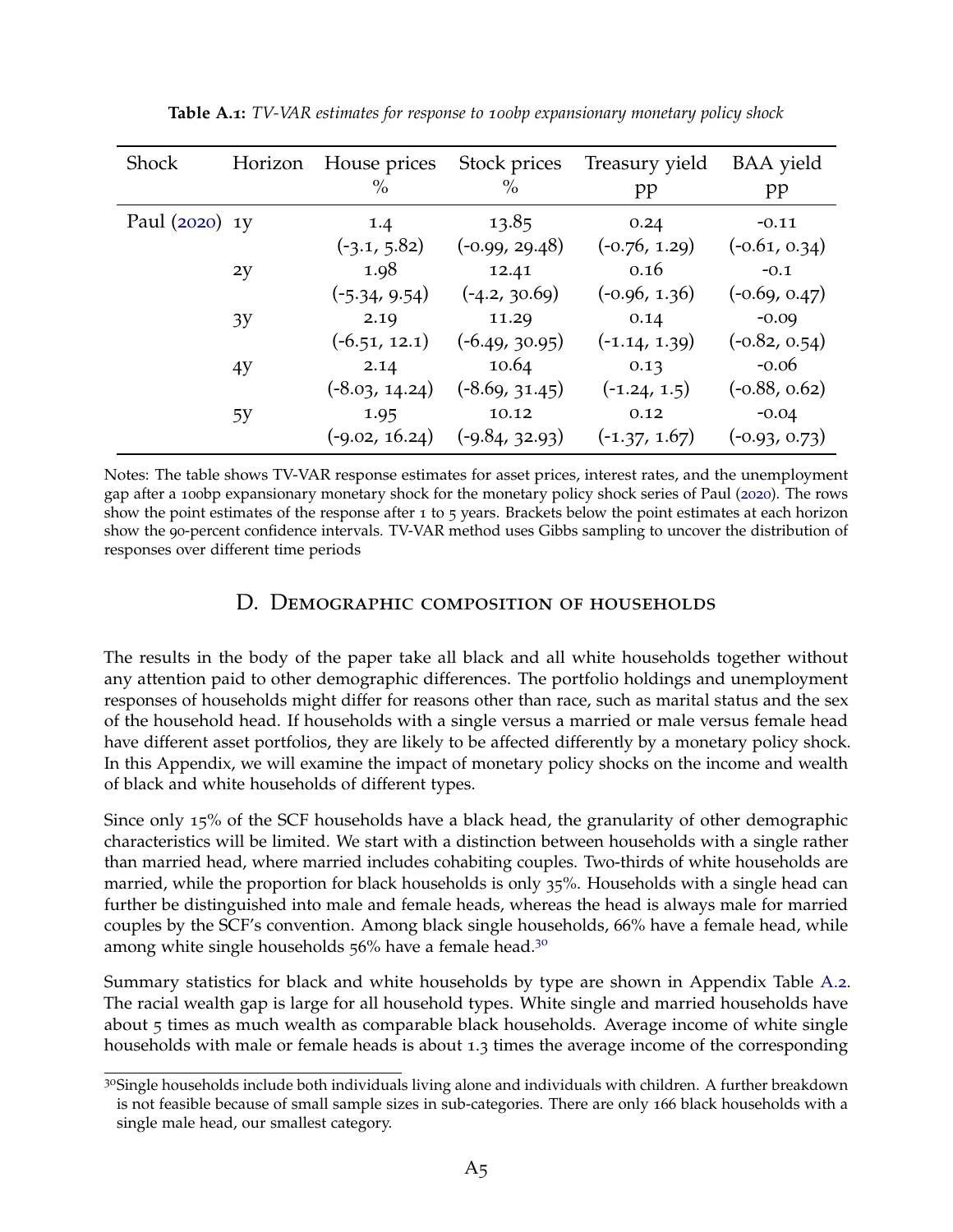**Table A.1:** *TV-VAR estimates for response to 100bp expansionary monetary policy shock*

| Shock | Horizon | House prices % | Stock prices % | Treasury yield pp | BAA yield pp |
|---|---|---|---|---|---|
| Paul (2020) | 1y | 1.4 | 13.85 | 0.24 | -0.11 |
| | | (-3.1, 5.82) | (-0.99, 29.48) | (-0.76, 1.29) | (-0.61, 0.34) |
| | 2y | 1.98 | 12.41 | 0.16 | -0.1 |
| | | (-5.34, 9.54) | (-4.2, 30.69) | (-0.96, 1.36) | (-0.69, 0.47) |
| | 3y | 2.19 | 11.29 | 0.14 | -0.09 |
| | | (-6.51, 12.1) | (-6.49, 30.95) | (-1.14, 1.39) | (-0.82, 0.54) |
| | 4y | 2.14 | 10.64 | 0.13 | -0.06 |
| | | (-8.03, 14.24) | (-8.69, 31.45) | (-1.24, 1.5) | (-0.88, 0.62) |
| | 5y | 1.95 | 10.12 | 0.12 | -0.04 |
| | | (-9.02, 16.24) | (-9.84, 32.93) | (-1.37, 1.67) | (-0.93, 0.73) |

Notes: The table shows TV-VAR response estimates for asset prices, interest rates, and the unemployment gap after a 100bp expansionary monetary shock for the monetary policy shock series of Paul (2020). The rows show the point estimates of the response after 1 to 5 years. Brackets below the point estimates at each horizon show the 90-percent confidence intervals. TV-VAR method uses Gibbs sampling to uncover the distribution of responses over different time periods

## D. Demographic composition of households

The results in the body of the paper take all black and all white households together without any attention paid to other demographic differences. The portfolio holdings and unemployment responses of households might differ for reasons other than race, such as marital status and the sex of the household head. If households with a single versus a married or male versus female head have different asset portfolios, they are likely to be affected differently by a monetary policy shock. In this Appendix, we will examine the impact of monetary policy shocks on the income and wealth of black and white households of different types.

Since only 15% of the SCF households have a black head, the granularity of other demographic characteristics will be limited. We start with a distinction between households with a single rather than married head, where married includes cohabiting couples. Two-thirds of white households are married, while the proportion for black households is only 35%. Households with a single head can further be distinguished into male and female heads, whereas the head is always male for married couples by the SCF's convention. Among black single households, 66% have a female head, while among white single households 56% have a female head.[30]

Summary statistics for black and white households by type are shown in Appendix Table A.2. The racial wealth gap is large for all household types. White single and married households have about 5 times as much wealth as comparable black households. Average income of white single households with male or female heads is about 1.3 times the average income of the corresponding

[30] Single households include both individuals living alone and individuals with children. A further breakdown is not feasible because of small sample sizes in sub-categories. There are only 166 black households with a single male head, our smallest category.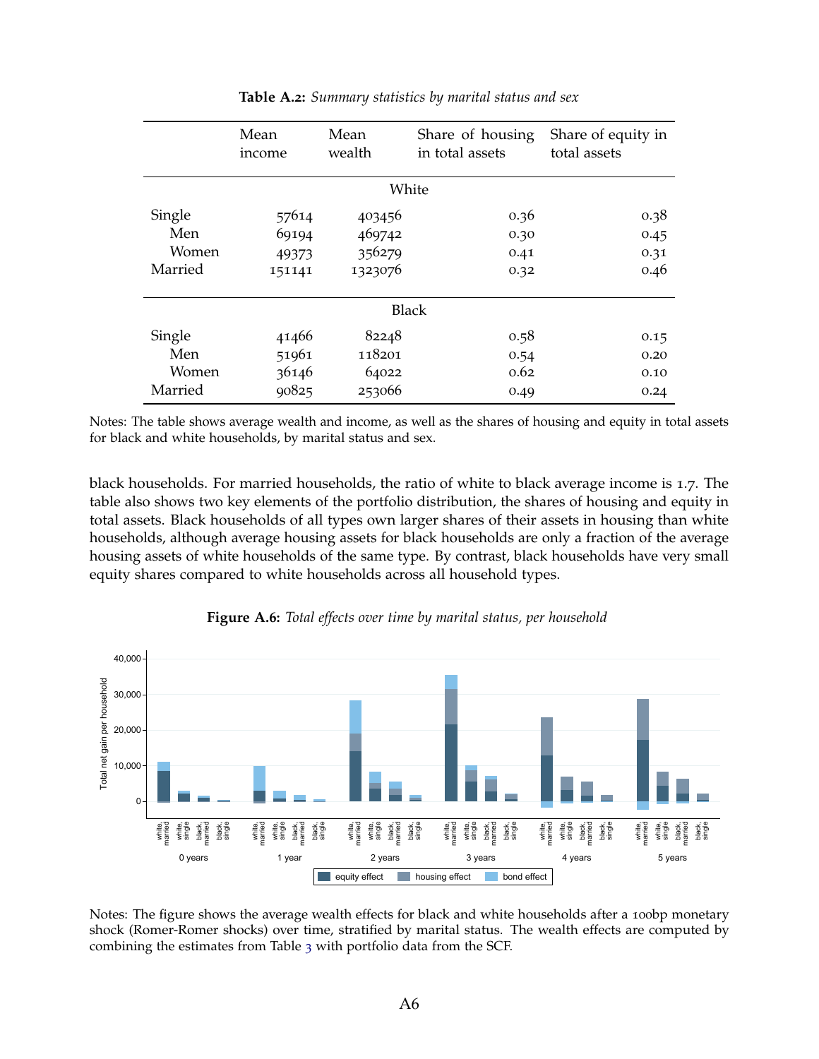**Table A.2:** *Summary statistics by marital status and sex*

| | Mean income | Mean wealth | Share of housing in total assets | Share of equity in total assets |
|---|---|---|---|---|
| | | White | | |
| Single | 57614 | 403456 | 0.36 | 0.38 |
| Men | 69194 | 469742 | 0.30 | 0.45 |
| Women | 49373 | 356279 | 0.41 | 0.31 |
| Married | 151141 | 1323076 | 0.32 | 0.46 |
| | | Black | | |
| Single | 41466 | 82248 | 0.58 | 0.15 |
| Men | 51961 | 118201 | 0.54 | 0.20 |
| Women | 36146 | 64022 | 0.62 | 0.10 |
| Married | 90825 | 253066 | 0.49 | 0.24 |

Notes: The table shows average wealth and income, as well as the shares of housing and equity in total assets for black and white households, by marital status and sex.

black households. For married households, the ratio of white to black average income is 1.7. The table also shows two key elements of the portfolio distribution, the shares of housing and equity in total assets. Black households of all types own larger shares of their assets in housing than white households, although average housing assets for black households are only a fraction of the average housing assets of white households of the same type. By contrast, black households have very small equity shares compared to white households across all household types.

**Figure A.6:** *Total effects over time by marital status, per household*

Notes: The figure shows the average wealth effects for black and white households after a 100bp monetary shock (Romer-Romer shocks) over time, stratified by marital status. The wealth effects are computed by combining the estimates from Table 3 with portfolio data from the SCF.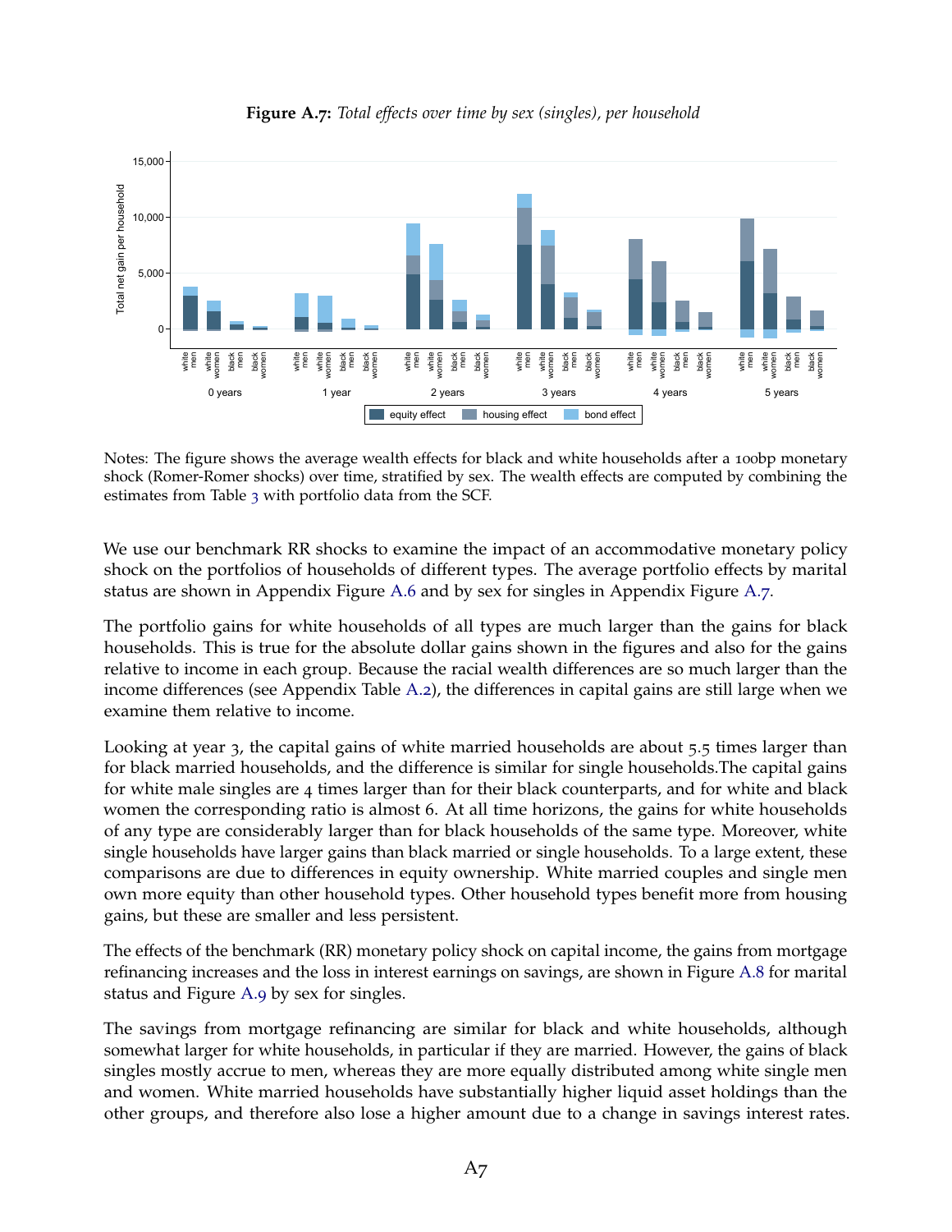**Figure A.7:** *Total effects over time by sex (singles), per household*

Notes: The figure shows the average wealth effects for black and white households after a 100bp monetary shock (Romer-Romer shocks) over time, stratified by sex. The wealth effects are computed by combining the estimates from Table 3 with portfolio data from the SCF.

We use our benchmark RR shocks to examine the impact of an accommodative monetary policy shock on the portfolios of households of different types. The average portfolio effects by marital status are shown in Appendix Figure A.6 and by sex for singles in Appendix Figure A.7.

The portfolio gains for white households of all types are much larger than the gains for black households. This is true for the absolute dollar gains shown in the figures and also for the gains relative to income in each group. Because the racial wealth differences are so much larger than the income differences (see Appendix Table A.2), the differences in capital gains are still large when we examine them relative to income.

Looking at year 3, the capital gains of white married households are about 5.5 times larger than for black married households, and the difference is similar for single households.The capital gains for white male singles are 4 times larger than for their black counterparts, and for white and black women the corresponding ratio is almost 6. At all time horizons, the gains for white households of any type are considerably larger than for black households of the same type. Moreover, white single households have larger gains than black married or single households. To a large extent, these comparisons are due to differences in equity ownership. White married couples and single men own more equity than other household types. Other household types benefit more from housing gains, but these are smaller and less persistent.

The effects of the benchmark (RR) monetary policy shock on capital income, the gains from mortgage refinancing increases and the loss in interest earnings on savings, are shown in Figure A.8 for marital status and Figure A.9 by sex for singles.

The savings from mortgage refinancing are similar for black and white households, although somewhat larger for white households, in particular if they are married. However, the gains of black singles mostly accrue to men, whereas they are more equally distributed among white single men and women. White married households have substantially higher liquid asset holdings than the other groups, and therefore also lose a higher amount due to a change in savings interest rates.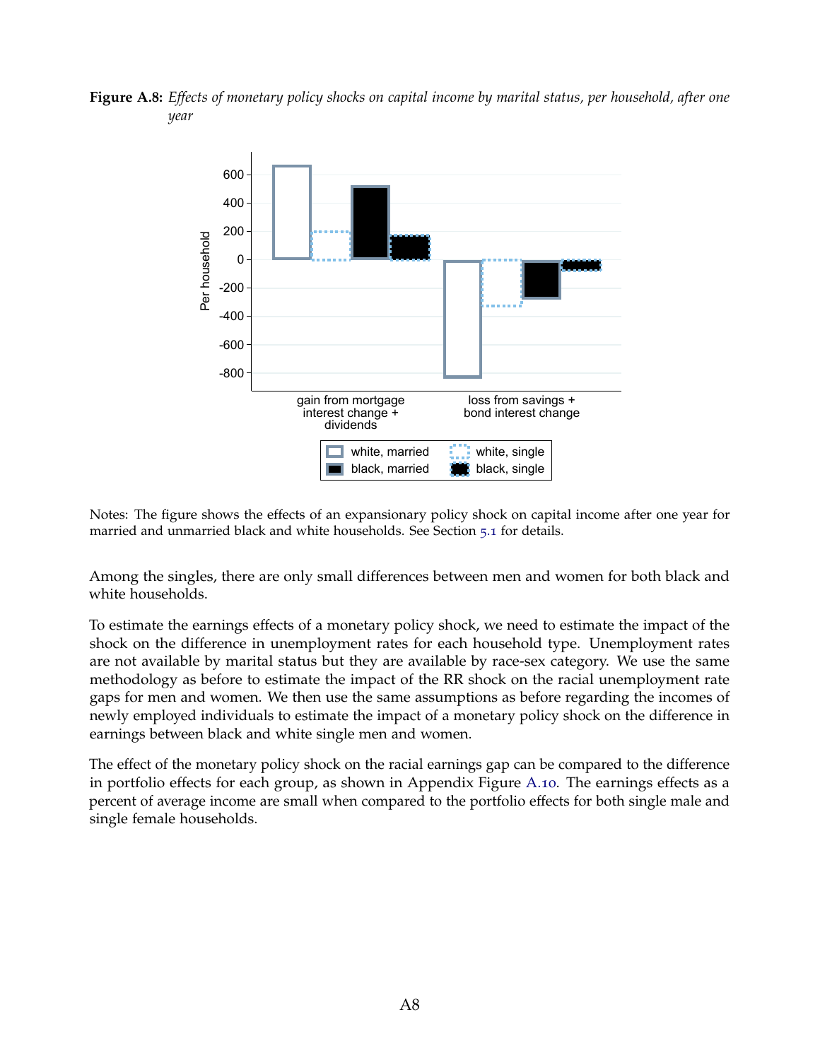**Figure A.8:** *Effects of monetary policy shocks on capital income by marital status, per household, after one year*

Notes: The figure shows the effects of an expansionary policy shock on capital income after one year for married and unmarried black and white households. See Section 5.1 for details.

Among the singles, there are only small differences between men and women for both black and white households.

To estimate the earnings effects of a monetary policy shock, we need to estimate the impact of the shock on the difference in unemployment rates for each household type. Unemployment rates are not available by marital status but they are available by race-sex category. We use the same methodology as before to estimate the impact of the RR shock on the racial unemployment rate gaps for men and women. We then use the same assumptions as before regarding the incomes of newly employed individuals to estimate the impact of a monetary policy shock on the difference in earnings between black and white single men and women.

The effect of the monetary policy shock on the racial earnings gap can be compared to the difference in portfolio effects for each group, as shown in Appendix Figure A.10. The earnings effects as a percent of average income are small when compared to the portfolio effects for both single male and single female households.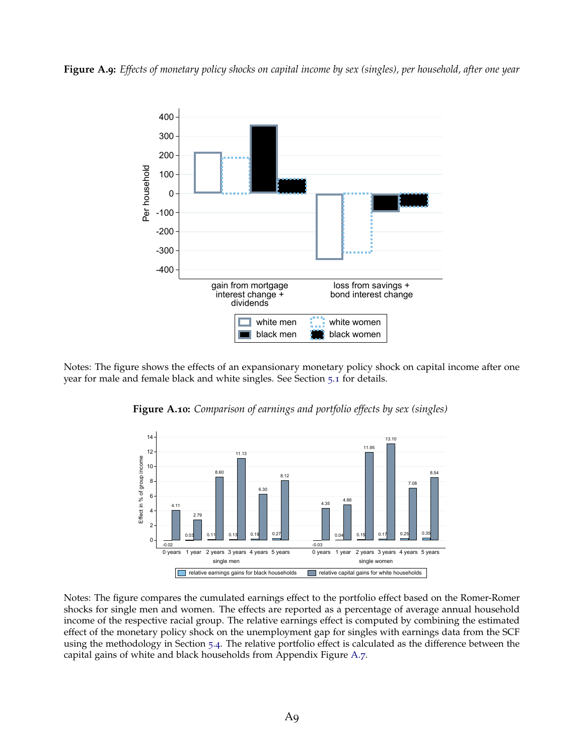**Figure A.9:** *Effects of monetary policy shocks on capital income by sex (singles), per household, after one year*

Per household

400
300
200
100
0
-100
-200
-300
-400

gain from mortgage interest change + dividends

loss from savings + bond interest change

white men
white women
black men
black women

Notes: The figure shows the effects of an expansionary monetary policy shock on capital income after one year for male and female black and white singles. See Section 5.1 for details.

**Figure A.10:** *Comparison of earnings and portfolio effects by sex (singles)*

Effect in % of group income

14
12
10
8
6
4
2
0

single men: -0.02, 4.11 (0 years); 0.03, 2.79 (1 year); 0.11, 8.60 (2 years); 0.13, 11.13 (3 years); 0.19, 6.30 (4 years); 0.27, 8.12 (5 years)

single women: -0.03, 4.35 (0 years); 0.04, 4.86 (1 year); 0.15, 11.95 (2 years); 0.17, 13.10 (3 years); 0.25, 7.08 (4 years); 0.35, 8.54 (5 years)

relative earnings gains for black households
relative capital gains for white households

Notes: The figure compares the cumulated earnings effect to the portfolio effect based on the Romer-Romer shocks for single men and women. The effects are reported as a percentage of average annual household income of the respective racial group. The relative earnings effect is computed by combining the estimated effect of the monetary policy shock on the unemployment gap for singles with earnings data from the SCF using the methodology in Section 5.4. The relative portfolio effect is calculated as the difference between the capital gains of white and black households from Appendix Figure A.7.